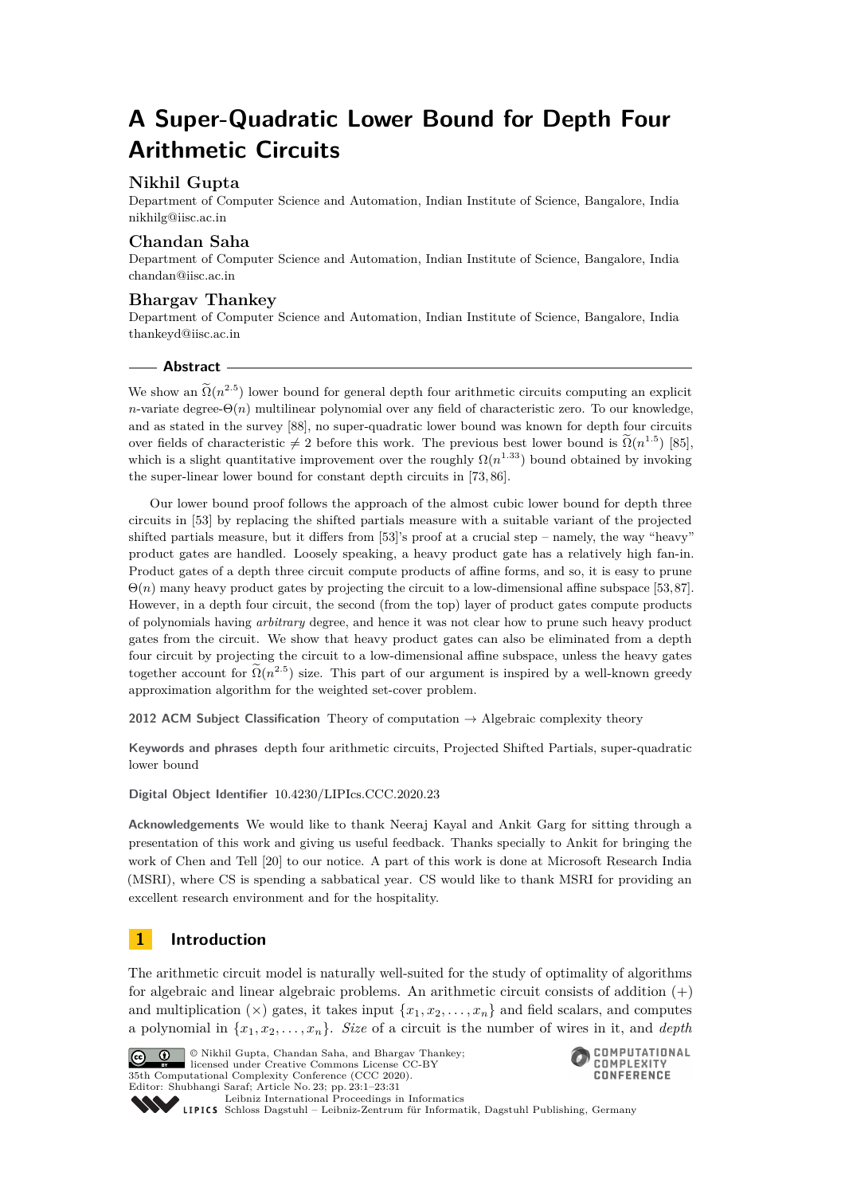# A Super-Quadratic Lower Bound for Depth Four Arithmetic Circuits

**Nikhil Gupta**

Department of Computer Science and Automation, Indian Institute of Science, Bangalore, India
nikhilg@iisc.ac.in

**Chandan Saha**

Department of Computer Science and Automation, Indian Institute of Science, Bangalore, India
chandan@iisc.ac.in

**Bhargav Thankey**

Department of Computer Science and Automation, Indian Institute of Science, Bangalore, India
thankeyd@iisc.ac.in

## Abstract

We show an $\widetilde{\Omega}(n^{2.5})$ lower bound for general depth four arithmetic circuits computing an explicit $n$-variate degree-$\Theta(n)$ multilinear polynomial over any field of characteristic zero. To our knowledge, and as stated in the survey [88], no super-quadratic lower bound was known for depth four circuits over fields of characteristic $\neq 2$ before this work. The previous best lower bound is $\widetilde{\Omega}(n^{1.5})$ [85], which is a slight quantitative improvement over the roughly $\Omega(n^{1.33})$ bound obtained by invoking the super-linear lower bound for constant depth circuits in [73, 86].

Our lower bound proof follows the approach of the almost cubic lower bound for depth three circuits in [53] by replacing the shifted partials measure with a suitable variant of the projected shifted partials measure, but it differs from [53]'s proof at a crucial step – namely, the way "heavy" product gates are handled. Loosely speaking, a heavy product gate has a relatively high fan-in. Product gates of a depth three circuit compute products of affine forms, and so, it is easy to prune $\Theta(n)$ many heavy product gates by projecting the circuit to a low-dimensional affine subspace [53, 87]. However, in a depth four circuit, the second (from the top) layer of product gates compute products of polynomials having *arbitrary* degree, and hence it was not clear how to prune such heavy product gates from the circuit. We show that heavy product gates can also be eliminated from a depth four circuit by projecting the circuit to a low-dimensional affine subspace, unless the heavy gates together account for $\widetilde{\Omega}(n^{2.5})$ size. This part of our argument is inspired by a well-known greedy approximation algorithm for the weighted set-cover problem.

**2012 ACM Subject Classification** Theory of computation → Algebraic complexity theory

**Keywords and phrases** depth four arithmetic circuits, Projected Shifted Partials, super-quadratic lower bound

**Digital Object Identifier** 10.4230/LIPIcs.CCC.2020.23

**Acknowledgements** We would like to thank Neeraj Kayal and Ankit Garg for sitting through a presentation of this work and giving us useful feedback. Thanks specially to Ankit for bringing the work of Chen and Tell [20] to our notice. A part of this work is done at Microsoft Research India (MSRI), where CS is spending a sabbatical year. CS would like to thank MSRI for providing an excellent research environment and for the hospitality.

## 1 Introduction

The arithmetic circuit model is naturally well-suited for the study of optimality of algorithms for algebraic and linear algebraic problems. An arithmetic circuit consists of addition (+) and multiplication (×) gates, it takes input $\{x_1, x_2, \ldots, x_n\}$ and field scalars, and computes a polynomial in $\{x_1, x_2, \ldots, x_n\}$. *Size* of a circuit is the number of wires in it, and *depth*

© Nikhil Gupta, Chandan Saha, and Bhargav Thankey; licensed under Creative Commons License CC-BY
35th Computational Complexity Conference (CCC 2020).
Editor: Shubhangi Saraf; Article No. 23; pp. 23:1–23:31
Leibniz International Proceedings in Informatics
Schloss Dagstuhl – Leibniz-Zentrum für Informatik, Dagstuhl Publishing, Germany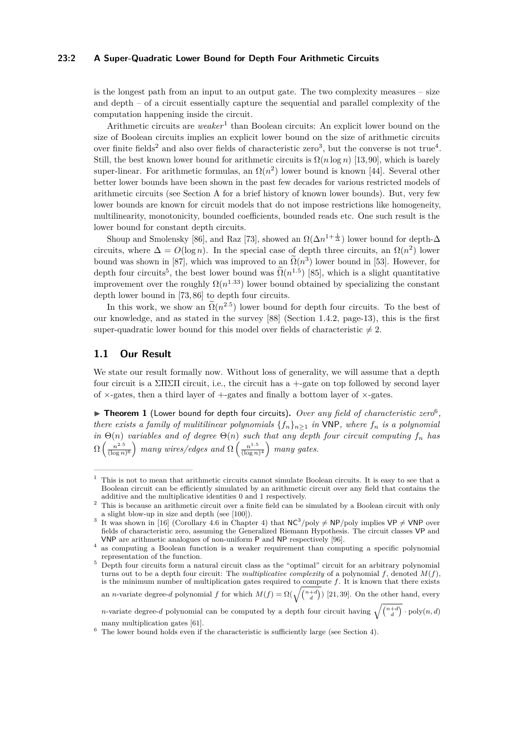is the longest path from an input to an output gate. The two complexity measures – size and depth – of a circuit essentially capture the sequential and parallel complexity of the computation happening inside the circuit.

Arithmetic circuits are *weaker*[1] than Boolean circuits: An explicit lower bound on the size of Boolean circuits implies an explicit lower bound on the size of arithmetic circuits over finite fields[2] and also over fields of characteristic zero[3], but the converse is not true[4]. Still, the best known lower bound for arithmetic circuits is $\Omega(n \log n)$ [13, 90], which is barely super-linear. For arithmetic formulas, an $\Omega(n^2)$ lower bound is known [44]. Several other better lower bounds have been shown in the past few decades for various restricted models of arithmetic circuits (see Section A for a brief history of known lower bounds). But, very few lower bounds are known for circuit models that do not impose restrictions like homogeneity, multilinearity, monotonicity, bounded coefficients, bounded reads etc. One such result is the lower bound for constant depth circuits.

Shoup and Smolensky [86], and Raz [73], showed an $\Omega(\Delta n^{1+\frac{1}{\Delta}})$ lower bound for depth-$\Delta$ circuits, where $\Delta = O(\log n)$. In the special case of depth three circuits, an $\Omega(n^2)$ lower bound was shown in [87], which was improved to an $\widetilde{\Omega}(n^3)$ lower bound in [53]. However, for depth four circuits[5], the best lower bound was $\widetilde{\Omega}(n^{1.5})$ [85], which is a slight quantitative improvement over the roughly $\Omega(n^{1.33})$ lower bound obtained by specializing the constant depth lower bound in [73, 86] to depth four circuits.

In this work, we show an $\widetilde{\Omega}(n^{2.5})$ lower bound for depth four circuits. To the best of our knowledge, and as stated in the survey [88] (Section 1.4.2, page-13), this is the first super-quadratic lower bound for this model over fields of characteristic $\neq 2$.

## 1.1 Our Result

We state our result formally now. Without loss of generality, we will assume that a depth four circuit is a $\Sigma\Pi\Sigma\Pi$ circuit, i.e., the circuit has a $+$-gate on top followed by second layer of $\times$-gates, then a third layer of $+$-gates and finally a bottom layer of $\times$-gates.

▶ **Theorem 1** (Lower bound for depth four circuits)**.** *Over any field of characteristic zero*[6]*, there exists a family of mulitilinear polynomials $\{f_n\}_{n \geq 1}$ in* VNP*, where $f_n$ is a polynomial in $\Theta(n)$ variables and of degree $\Theta(n)$ such that any depth four circuit computing $f_n$ has $\Omega\left(\frac{n^{2.5}}{(\log n)^6}\right)$ many wires/edges and $\Omega\left(\frac{n^{1.5}}{(\log n)^4}\right)$ many gates.*

---

[1] This is not to mean that arithmetic circuits cannot simulate Boolean circuits. It is easy to see that a Boolean circuit can be efficiently simulated by an arithmetic circuit over any field that contains the additive and the multiplicative identities 0 and 1 respectively.

[2] This is because an arithmetic circuit over a finite field can be simulated by a Boolean circuit with only a slight blow-up in size and depth (see [100]).

[3] It was shown in [16] (Corollary 4.6 in Chapter 4) that $\mathsf{NC}^3$/poly $\neq$ NP/poly implies VP $\neq$ VNP over fields of characteristic zero, assuming the Generalized Riemann Hypothesis. The circuit classes VP and VNP are arithmetic analogues of non-uniform P and NP respectively [96].

[4] as computing a Boolean function is a weaker requirement than computing a specific polynomial representation of the function.

[5] Depth four circuits form a natural circuit class as the "optimal" circuit for an arbitrary polynomial turns out to be a depth four circuit: The *multiplicative complexity* of a polynomial $f$, denoted $M(f)$, is the minimum number of multiplication gates required to compute $f$. It is known that there exists an $n$-variate degree-$d$ polynomial $f$ for which $M(f) = \Omega(\sqrt{\binom{n+d}{d}})$ [21, 39]. On the other hand, every $n$-variate degree-$d$ polynomial can be computed by a depth four circuit having $\sqrt{\binom{n+d}{d}} \cdot \text{poly}(n, d)$ many multiplication gates [61].

[6] The lower bound holds even if the characteristic is sufficiently large (see Section 4).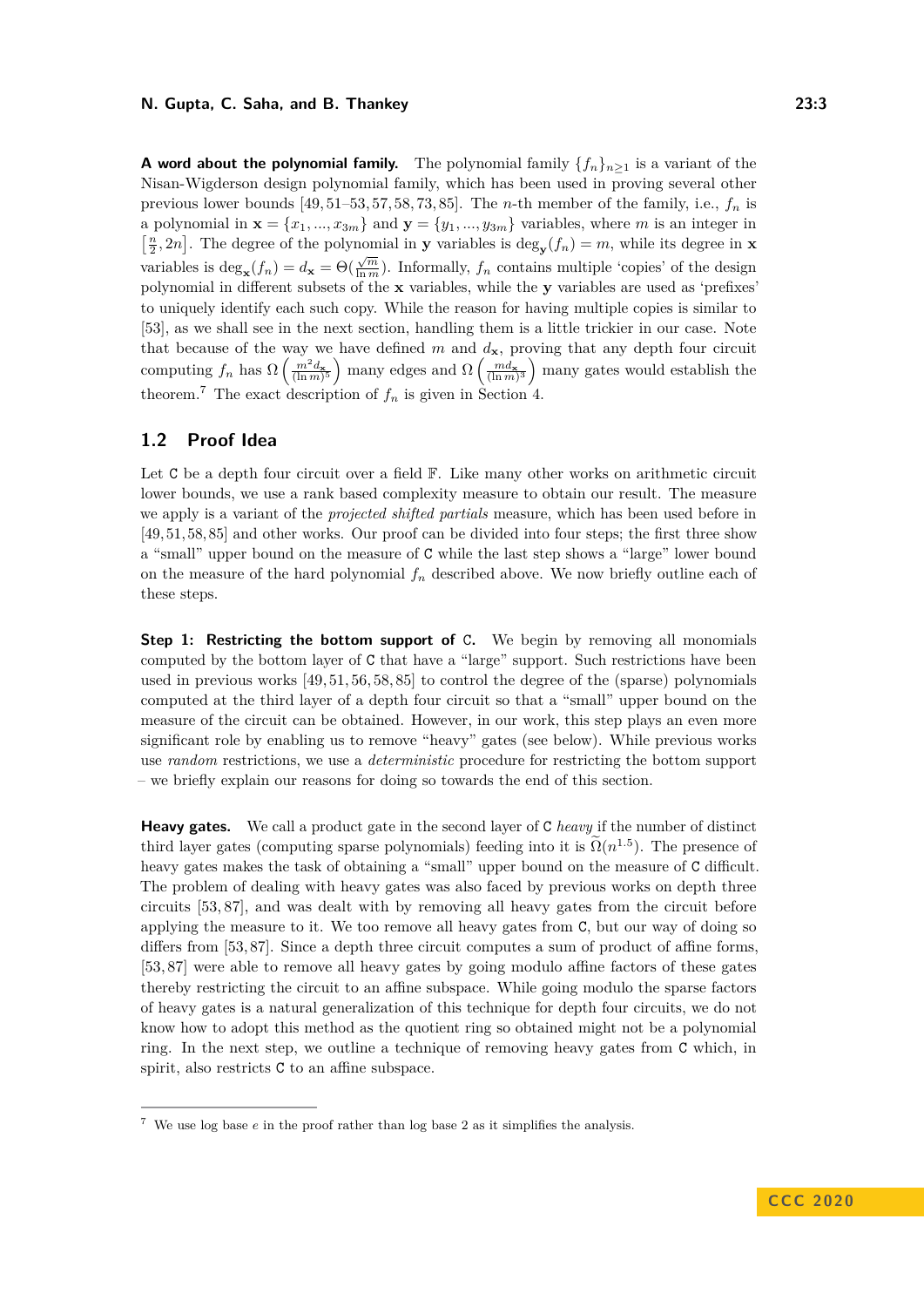**A word about the polynomial family.** The polynomial family $\{f_n\}_{n\geq 1}$ is a variant of the Nisan-Wigderson design polynomial family, which has been used in proving several other previous lower bounds [49, 51–53, 57, 58, 73, 85]. The $n$-th member of the family, i.e., $f_n$ is a polynomial in $\mathbf{x} = \{x_1, ..., x_{3m}\}$ and $\mathbf{y} = \{y_1, ..., y_{3m}\}$ variables, where $m$ is an integer in $\left[\frac{n}{2}, 2n\right]$. The degree of the polynomial in $\mathbf{y}$ variables is $\deg_{\mathbf{y}}(f_n) = m$, while its degree in $\mathbf{x}$ variables is $\deg_{\mathbf{x}}(f_n) = d_{\mathbf{x}} = \Theta(\frac{\sqrt{m}}{\ln m})$. Informally, $f_n$ contains multiple 'copies' of the design polynomial in different subsets of the $\mathbf{x}$ variables, while the $\mathbf{y}$ variables are used as 'prefixes' to uniquely identify each such copy. While the reason for having multiple copies is similar to [53], as we shall see in the next section, handling them is a little trickier in our case. Note that because of the way we have defined $m$ and $d_{\mathbf{x}}$, proving that any depth four circuit computing $f_n$ has $\Omega\left(\frac{m^2 d_{\mathbf{x}}}{(\ln m)^5}\right)$ many edges and $\Omega\left(\frac{m d_{\mathbf{x}}}{(\ln m)^3}\right)$ many gates would establish the theorem.[7] The exact description of $f_n$ is given in Section 4.

## 1.2 Proof Idea

Let $\mathsf{C}$ be a depth four circuit over a field $\mathbb{F}$. Like many other works on arithmetic circuit lower bounds, we use a rank based complexity measure to obtain our result. The measure we apply is a variant of the *projected shifted partials* measure, which has been used before in [49, 51, 58, 85] and other works. Our proof can be divided into four steps; the first three show a "small" upper bound on the measure of $\mathsf{C}$ while the last step shows a "large" lower bound on the measure of the hard polynomial $f_n$ described above. We now briefly outline each of these steps.

**Step 1: Restricting the bottom support of $\mathsf{C}$.** We begin by removing all monomials computed by the bottom layer of $\mathsf{C}$ that have a "large" support. Such restrictions have been used in previous works [49, 51, 56, 58, 85] to control the degree of the (sparse) polynomials computed at the third layer of a depth four circuit so that a "small" upper bound on the measure of the circuit can be obtained. However, in our work, this step plays an even more significant role by enabling us to remove "heavy" gates (see below). While previous works use *random* restrictions, we use a *deterministic* procedure for restricting the bottom support – we briefly explain our reasons for doing so towards the end of this section.

**Heavy gates.** We call a product gate in the second layer of $\mathsf{C}$ *heavy* if the number of distinct third layer gates (computing sparse polynomials) feeding into it is $\widetilde{\Omega}(n^{1.5})$. The presence of heavy gates makes the task of obtaining a "small" upper bound on the measure of $\mathsf{C}$ difficult. The problem of dealing with heavy gates was also faced by previous works on depth three circuits [53, 87], and was dealt with by removing all heavy gates from the circuit before applying the measure to it. We too remove all heavy gates from $\mathsf{C}$, but our way of doing so differs from [53, 87]. Since a depth three circuit computes a sum of product of affine forms, [53, 87] were able to remove all heavy gates by going modulo affine factors of these gates thereby restricting the circuit to an affine subspace. While going modulo the sparse factors of heavy gates is a natural generalization of this technique for depth four circuits, we do not know how to adopt this method as the quotient ring so obtained might not be a polynomial ring. In the next step, we outline a technique of removing heavy gates from $\mathsf{C}$ which, in spirit, also restricts $\mathsf{C}$ to an affine subspace.

---

[7] We use log base $e$ in the proof rather than log base 2 as it simplifies the analysis.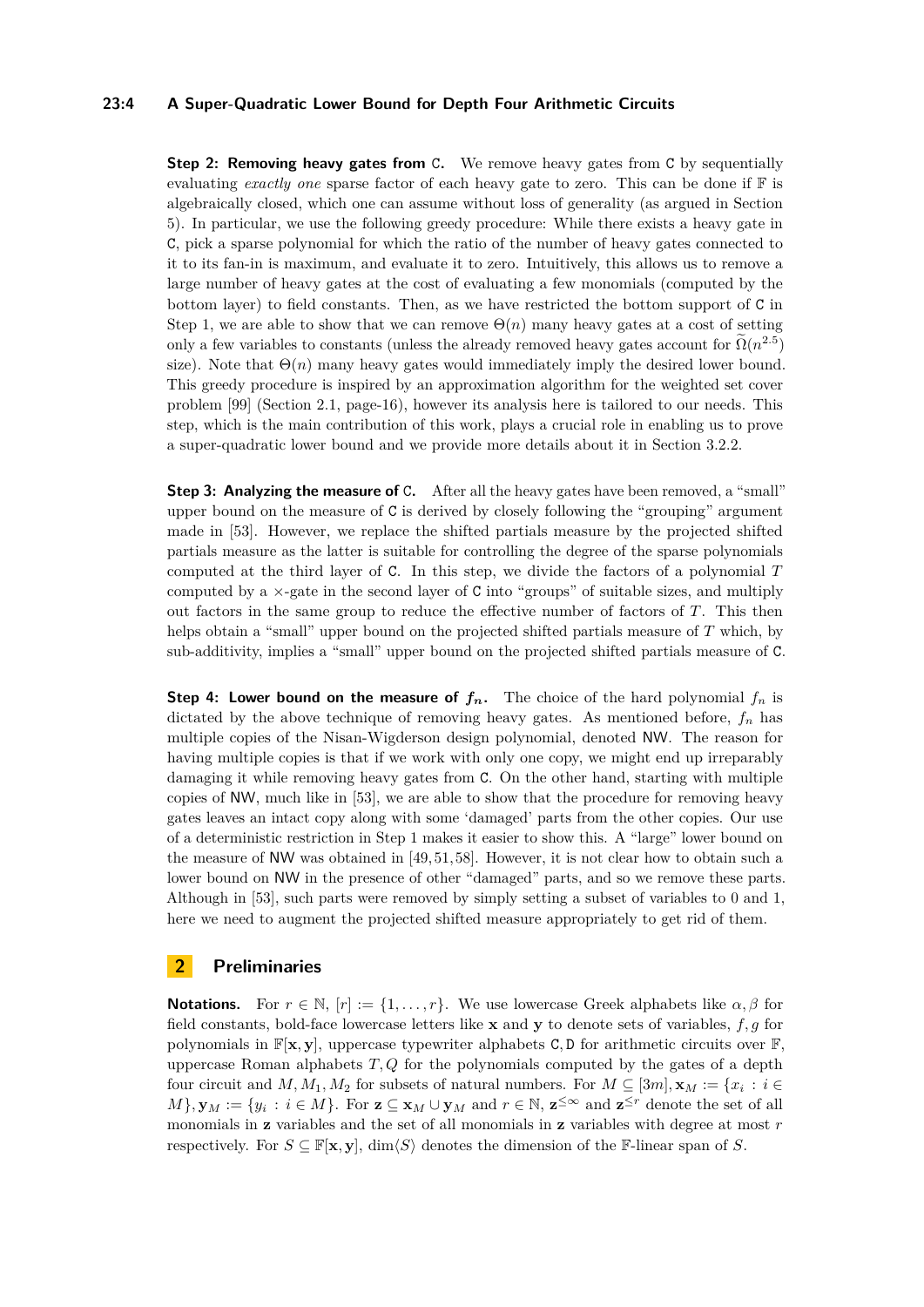**Step 2: Removing heavy gates from C.** We remove heavy gates from C by sequentially evaluating *exactly one* sparse factor of each heavy gate to zero. This can be done if $\mathbb{F}$ is algebraically closed, which one can assume without loss of generality (as argued in Section 5). In particular, we use the following greedy procedure: While there exists a heavy gate in C, pick a sparse polynomial for which the ratio of the number of heavy gates connected to it to its fan-in is maximum, and evaluate it to zero. Intuitively, this allows us to remove a large number of heavy gates at the cost of evaluating a few monomials (computed by the bottom layer) to field constants. Then, as we have restricted the bottom support of C in Step 1, we are able to show that we can remove $\Theta(n)$ many heavy gates at a cost of setting only a few variables to constants (unless the already removed heavy gates account for $\widetilde{\Omega}(n^{2.5})$ size). Note that $\Theta(n)$ many heavy gates would immediately imply the desired lower bound. This greedy procedure is inspired by an approximation algorithm for the weighted set cover problem [99] (Section 2.1, page-16), however its analysis here is tailored to our needs. This step, which is the main contribution of this work, plays a crucial role in enabling us to prove a super-quadratic lower bound and we provide more details about it in Section 3.2.2.

**Step 3: Analyzing the measure of C.** After all the heavy gates have been removed, a "small" upper bound on the measure of C is derived by closely following the "grouping" argument made in [53]. However, we replace the shifted partials measure by the projected shifted partials measure as the latter is suitable for controlling the degree of the sparse polynomials computed at the third layer of C. In this step, we divide the factors of a polynomial $T$ computed by a $\times$-gate in the second layer of C into "groups" of suitable sizes, and multiply out factors in the same group to reduce the effective number of factors of $T$. This then helps obtain a "small" upper bound on the projected shifted partials measure of $T$ which, by sub-additivity, implies a "small" upper bound on the projected shifted partials measure of C.

**Step 4: Lower bound on the measure of $f_n$.** The choice of the hard polynomial $f_n$ is dictated by the above technique of removing heavy gates. As mentioned before, $f_n$ has multiple copies of the Nisan-Wigderson design polynomial, denoted NW. The reason for having multiple copies is that if we work with only one copy, we might end up irreparably damaging it while removing heavy gates from C. On the other hand, starting with multiple copies of NW, much like in [53], we are able to show that the procedure for removing heavy gates leaves an intact copy along with some 'damaged' parts from the other copies. Our use of a deterministic restriction in Step 1 makes it easier to show this. A "large" lower bound on the measure of NW was obtained in [49, 51, 58]. However, it is not clear how to obtain such a lower bound on NW in the presence of other "damaged" parts, and so we remove these parts. Although in [53], such parts were removed by simply setting a subset of variables to 0 and 1, here we need to augment the projected shifted measure appropriately to get rid of them.

## 2 Preliminaries

**Notations.** For $r \in \mathbb{N}$, $[r] := \{1, \ldots, r\}$. We use lowercase Greek alphabets like $\alpha, \beta$ for field constants, bold-face lowercase letters like $\mathbf{x}$ and $\mathbf{y}$ to denote sets of variables, $f, g$ for polynomials in $\mathbb{F}[\mathbf{x}, \mathbf{y}]$, uppercase typewriter alphabets C, D for arithmetic circuits over $\mathbb{F}$, uppercase Roman alphabets $T, Q$ for the polynomials computed by the gates of a depth four circuit and $M, M_1, M_2$ for subsets of natural numbers. For $M \subseteq [3m], \mathbf{x}_M := \{x_i : i \in M\}, \mathbf{y}_M := \{y_i : i \in M\}$. For $\mathbf{z} \subseteq \mathbf{x}_M \cup \mathbf{y}_M$ and $r \in \mathbb{N}$, $\mathbf{z}^{\leq \infty}$ and $\mathbf{z}^{\leq r}$ denote the set of all monomials in $\mathbf{z}$ variables and the set of all monomials in $\mathbf{z}$ variables with degree at most $r$ respectively. For $S \subseteq \mathbb{F}[\mathbf{x}, \mathbf{y}]$, $\dim\langle S \rangle$ denotes the dimension of the $\mathbb{F}$-linear span of $S$.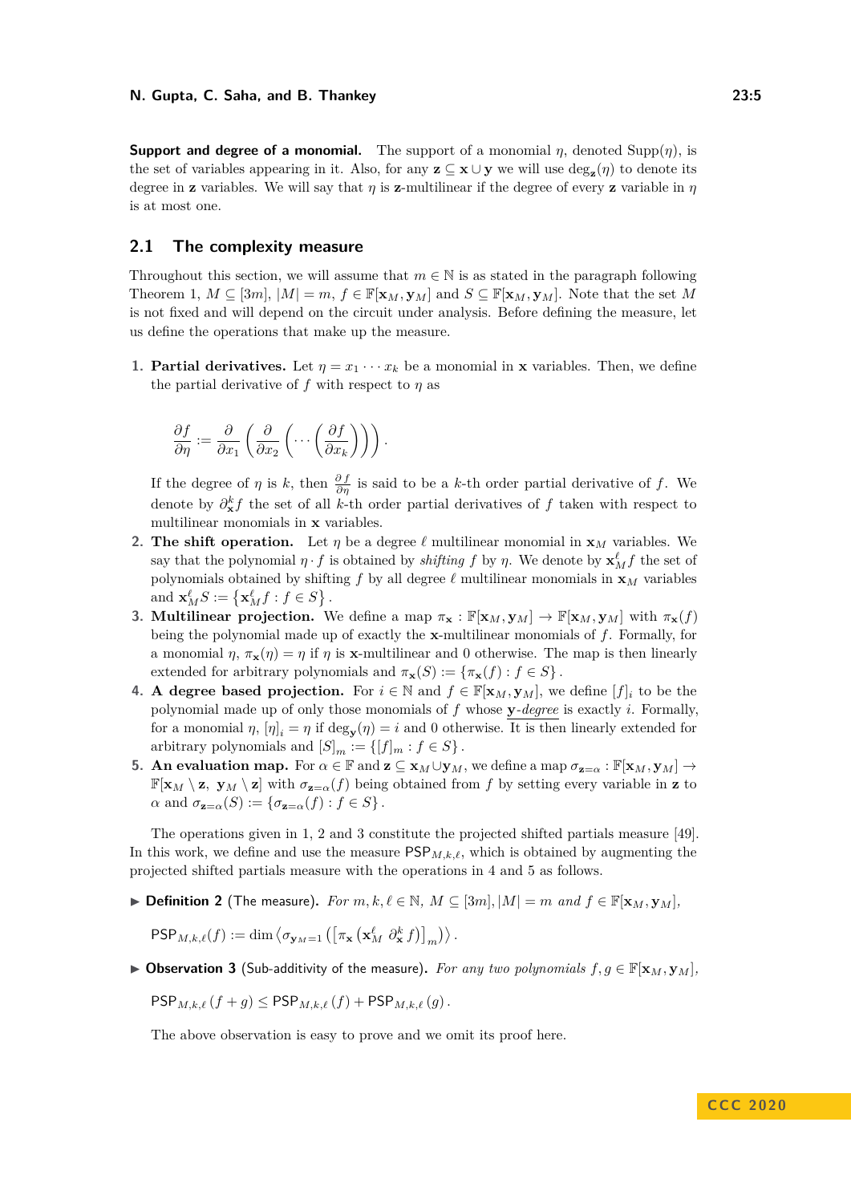**Support and degree of a monomial.** The support of a monomial $\eta$, denoted $\mathrm{Supp}(\eta)$, is the set of variables appearing in it. Also, for any $\mathbf{z} \subseteq \mathbf{x} \cup \mathbf{y}$ we will use $\deg_{\mathbf{z}}(\eta)$ to denote its degree in $\mathbf{z}$ variables. We will say that $\eta$ is $\mathbf{z}$-multilinear if the degree of every $\mathbf{z}$ variable in $\eta$ is at most one.

## 2.1 The complexity measure

Throughout this section, we will assume that $m \in \mathbb{N}$ is as stated in the paragraph following Theorem 1, $M \subseteq [3m]$, $|M| = m$, $f \in \mathbb{F}[\mathbf{x}_M, \mathbf{y}_M]$ and $S \subseteq \mathbb{F}[\mathbf{x}_M, \mathbf{y}_M]$. Note that the set $M$ is not fixed and will depend on the circuit under analysis. Before defining the measure, let us define the operations that make up the measure.

1. **Partial derivatives.** Let $\eta = x_1 \cdots x_k$ be a monomial in $\mathbf{x}$ variables. Then, we define the partial derivative of $f$ with respect to $\eta$ as

   $$\frac{\partial f}{\partial \eta} := \frac{\partial}{\partial x_1}\left(\frac{\partial}{\partial x_2}\left(\cdots\left(\frac{\partial f}{\partial x_k}\right)\right)\right).$$

   If the degree of $\eta$ is $k$, then $\frac{\partial f}{\partial \eta}$ is said to be a $k$-th order partial derivative of $f$. We denote by $\partial_{\mathbf{x}}^k f$ the set of all $k$-th order partial derivatives of $f$ taken with respect to multilinear monomials in $\mathbf{x}$ variables.
2. **The shift operation.** Let $\eta$ be a degree $\ell$ multilinear monomial in $\mathbf{x}_M$ variables. We say that the polynomial $\eta \cdot f$ is obtained by *shifting* $f$ by $\eta$. We denote by $\mathbf{x}_M^\ell f$ the set of polynomials obtained by shifting $f$ by all degree $\ell$ multilinear monomials in $\mathbf{x}_M$ variables and $\mathbf{x}_M^\ell S := \left\{\mathbf{x}_M^\ell f : f \in S\right\}$.
3. **Multilinear projection.** We define a map $\pi_{\mathbf{x}} : \mathbb{F}[\mathbf{x}_M, \mathbf{y}_M] \to \mathbb{F}[\mathbf{x}_M, \mathbf{y}_M]$ with $\pi_{\mathbf{x}}(f)$ being the polynomial made up of exactly the $\mathbf{x}$-multilinear monomials of $f$. Formally, for a monomial $\eta$, $\pi_{\mathbf{x}}(\eta) = \eta$ if $\eta$ is $\mathbf{x}$-multilinear and 0 otherwise. The map is then linearly extended for arbitrary polynomials and $\pi_{\mathbf{x}}(S) := \{\pi_{\mathbf{x}}(f) : f \in S\}$.
4. **A degree based projection.** For $i \in \mathbb{N}$ and $f \in \mathbb{F}[\mathbf{x}_M, \mathbf{y}_M]$, we define $[f]_i$ to be the polynomial made up of only those monomials of $f$ whose <u>$\mathbf{y}$-*degree*</u> is exactly $i$. Formally, for a monomial $\eta$, $[\eta]_i = \eta$ if $\deg_{\mathbf{y}}(\eta) = i$ and 0 otherwise. It is then linearly extended for arbitrary polynomials and $[S]_m := \{[f]_m : f \in S\}$.
5. **An evaluation map.** For $\alpha \in \mathbb{F}$ and $\mathbf{z} \subseteq \mathbf{x}_M \cup \mathbf{y}_M$, we define a map $\sigma_{\mathbf{z}=\alpha} : \mathbb{F}[\mathbf{x}_M, \mathbf{y}_M] \to \mathbb{F}[\mathbf{x}_M \setminus \mathbf{z},\ \mathbf{y}_M \setminus \mathbf{z}]$ with $\sigma_{\mathbf{z}=\alpha}(f)$ being obtained from $f$ by setting every variable in $\mathbf{z}$ to $\alpha$ and $\sigma_{\mathbf{z}=\alpha}(S) := \{\sigma_{\mathbf{z}=\alpha}(f) : f \in S\}$.

The operations given in 1, 2 and 3 constitute the projected shifted partials measure [49]. In this work, we define and use the measure $\mathsf{PSP}_{M,k,\ell}$, which is obtained by augmenting the projected shifted partials measure with the operations in 4 and 5 as follows.

▶ **Definition 2** (The measure). *For $m, k, \ell \in \mathbb{N}$, $M \subseteq [3m], |M| = m$ and $f \in \mathbb{F}[\mathbf{x}_M, \mathbf{y}_M]$,*

$$\mathsf{PSP}_{M,k,\ell}(f) := \dim \left\langle \sigma_{\mathbf{y}_M=1}\left(\left[\pi_{\mathbf{x}}\left(\mathbf{x}_M^\ell\ \partial_{\mathbf{x}}^k f\right)\right]_m\right)\right\rangle.$$

▶ **Observation 3** (Sub-additivity of the measure). *For any two polynomials $f, g \in \mathbb{F}[\mathbf{x}_M, \mathbf{y}_M]$,*

$$\mathsf{PSP}_{M,k,\ell}(f + g) \le \mathsf{PSP}_{M,k,\ell}(f) + \mathsf{PSP}_{M,k,\ell}(g).$$

The above observation is easy to prove and we omit its proof here.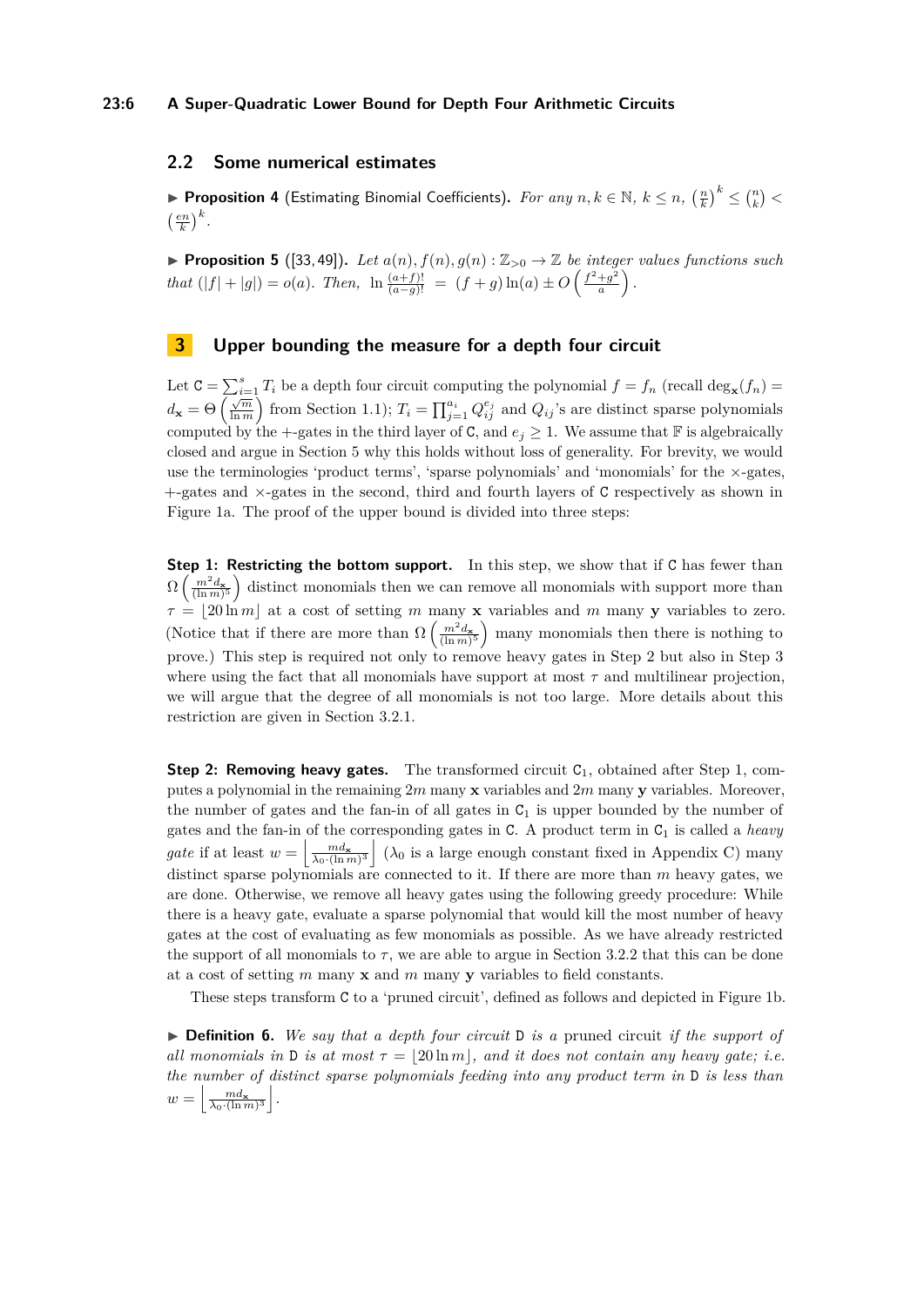## 2.2 Some numerical estimates

▶ **Proposition 4** (Estimating Binomial Coefficients). *For any $n, k \in \mathbb{N}$, $k \leq n$, $\left(\frac{n}{k}\right)^k \leq \binom{n}{k} < \left(\frac{en}{k}\right)^k$.*

▶ **Proposition 5** ([33, 49]). *Let $a(n), f(n), g(n) : \mathbb{Z}_{>0} \to \mathbb{Z}$ be integer values functions such that $(|f| + |g|) = o(a)$. Then, $\ln \frac{(a+f)!}{(a-g)!} = (f+g)\ln(a) \pm O\left(\frac{f^2+g^2}{a}\right)$.*

# 3 Upper bounding the measure for a depth four circuit

Let $\mathsf{C} = \sum_{i=1}^{s} T_i$ be a depth four circuit computing the polynomial $f = f_n$ (recall $\deg_{\mathbf{x}}(f_n) = d_{\mathbf{x}} = \Theta\left(\frac{\sqrt{m}}{\ln m}\right)$ from Section 1.1); $T_i = \prod_{j=1}^{a_i} Q_{ij}^{e_j}$ and $Q_{ij}$'s are distinct sparse polynomials computed by the $+$-gates in the third layer of $\mathsf{C}$, and $e_j \geq 1$. We assume that $\mathbb{F}$ is algebraically closed and argue in Section 5 why this holds without loss of generality. For brevity, we would use the terminologies 'product terms', 'sparse polynomials' and 'monomials' for the $\times$-gates, $+$-gates and $\times$-gates in the second, third and fourth layers of $\mathsf{C}$ respectively as shown in Figure 1a. The proof of the upper bound is divided into three steps:

**Step 1: Restricting the bottom support.** In this step, we show that if $\mathsf{C}$ has fewer than $\Omega\left(\frac{m^2 d_{\mathbf{x}}}{(\ln m)^5}\right)$ distinct monomials then we can remove all monomials with support more than $\tau = \lfloor 20 \ln m \rfloor$ at a cost of setting $m$ many $\mathbf{x}$ variables and $m$ many $\mathbf{y}$ variables to zero. (Notice that if there are more than $\Omega\left(\frac{m^2 d_{\mathbf{x}}}{(\ln m)^5}\right)$ many monomials then there is nothing to prove.) This step is required not only to remove heavy gates in Step 2 but also in Step 3 where using the fact that all monomials have support at most $\tau$ and multilinear projection, we will argue that the degree of all monomials is not too large. More details about this restriction are given in Section 3.2.1.

**Step 2: Removing heavy gates.** The transformed circuit $\mathsf{C}_1$, obtained after Step 1, computes a polynomial in the remaining $2m$ many $\mathbf{x}$ variables and $2m$ many $\mathbf{y}$ variables. Moreover, the number of gates and the fan-in of all gates in $\mathsf{C}_1$ is upper bounded by the number of gates and the fan-in of the corresponding gates in $\mathsf{C}$. A product term in $\mathsf{C}_1$ is called a *heavy gate* if at least $w = \left\lfloor \frac{m d_{\mathbf{x}}}{\lambda_0 \cdot (\ln m)^3} \right\rfloor$ ($\lambda_0$ is a large enough constant fixed in Appendix C) many distinct sparse polynomials are connected to it. If there are more than $m$ heavy gates, we are done. Otherwise, we remove all heavy gates using the following greedy procedure: While there is a heavy gate, evaluate a sparse polynomial that would kill the most number of heavy gates at the cost of evaluating as few monomials as possible. As we have already restricted the support of all monomials to $\tau$, we are able to argue in Section 3.2.2 that this can be done at a cost of setting $m$ many $\mathbf{x}$ and $m$ many $\mathbf{y}$ variables to field constants.

These steps transform $\mathsf{C}$ to a 'pruned circuit', defined as follows and depicted in Figure 1b.

▶ **Definition 6.** *We say that a depth four circuit $\mathsf{D}$ is a* pruned circuit *if the support of all monomials in $\mathsf{D}$ is at most $\tau = \lfloor 20 \ln m \rfloor$, and it does not contain any heavy gate; i.e. the number of distinct sparse polynomials feeding into any product term in $\mathsf{D}$ is less than $w = \left\lfloor \frac{m d_{\mathbf{x}}}{\lambda_0 \cdot (\ln m)^3} \right\rfloor$.*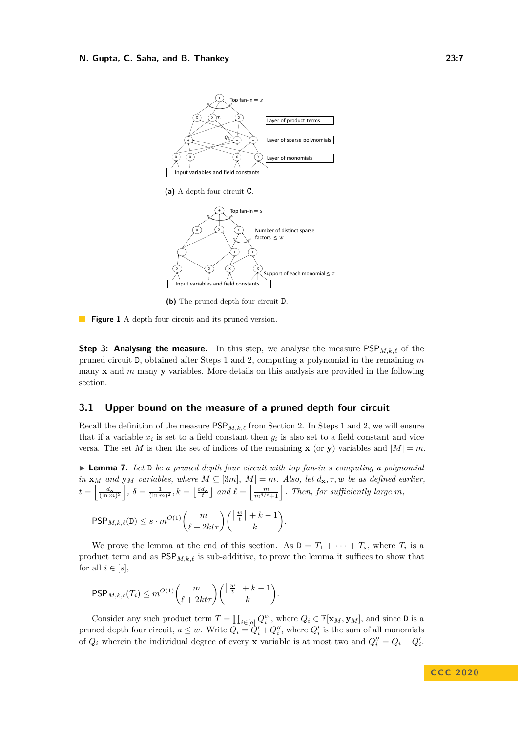(a) A depth four circuit C.

(b) The pruned depth four circuit D.

**Figure 1** A depth four circuit and its pruned version.

**Step 3: Analysing the measure.** In this step, we analyse the measure $\mathsf{PSP}_{M,k,\ell}$ of the pruned circuit D, obtained after Steps 1 and 2, computing a polynomial in the remaining $m$ many $\mathbf{x}$ and $m$ many $\mathbf{y}$ variables. More details on this analysis are provided in the following section.

## 3.1 Upper bound on the measure of a pruned depth four circuit

Recall the definition of the measure $\mathsf{PSP}_{M,k,\ell}$ from Section 2. In Steps 1 and 2, we will ensure that if a variable $x_i$ is set to a field constant then $y_i$ is also set to a field constant and vice versa. The set $M$ is then the set of indices of the remaining $\mathbf{x}$ (or $\mathbf{y}$) variables and $|M| = m$.

▶ **Lemma 7.** *Let* D *be a pruned depth four circuit with top fan-in $s$ computing a polynomial in $\mathbf{x}_M$ and $\mathbf{y}_M$ variables, where $M \subseteq [3m], |M| = m$. Also, let $d_{\mathbf{x}}, \tau, w$ be as defined earlier, $t = \left\lfloor \frac{d_{\mathbf{x}}}{(\ln m)^3} \right\rfloor$, $\delta = \frac{1}{(\ln m)^2}, k = \lfloor \frac{\delta d_{\mathbf{x}}}{t} \rfloor$ and $\ell = \left\lfloor \frac{m}{m^{\delta/t}+1} \right\rfloor$. Then, for sufficiently large $m$,*

$$\mathsf{PSP}_{M,k,\ell}(\mathtt{D}) \leq s \cdot m^{O(1)} \binom{m}{\ell + 2kt\tau} \binom{\left\lceil \frac{w}{t} \right\rceil + k - 1}{k}.$$

We prove the lemma at the end of this section. As $\mathtt{D} = T_1 + \cdots + T_s$, where $T_i$ is a product term and as $\mathsf{PSP}_{M,k,\ell}$ is sub-additive, to prove the lemma it suffices to show that for all $i \in [s]$,

$$\mathsf{PSP}_{M,k,\ell}(T_i) \leq m^{O(1)} \binom{m}{\ell + 2kt\tau} \binom{\left\lceil \frac{w}{t} \right\rceil + k - 1}{k}.$$

Consider any such product term $T = \prod_{i \in [a]} Q_i^{e_i}$, where $Q_i \in \mathbb{F}[\mathbf{x}_M, \mathbf{y}_M]$, and since D is a pruned depth four circuit, $a \leq w$. Write $Q_i = Q_i' + Q_i''$, where $Q_i'$ is the sum of all monomials of $Q_i$ wherein the individual degree of every $\mathbf{x}$ variable is at most two and $Q_i'' = Q_i - Q_i'$.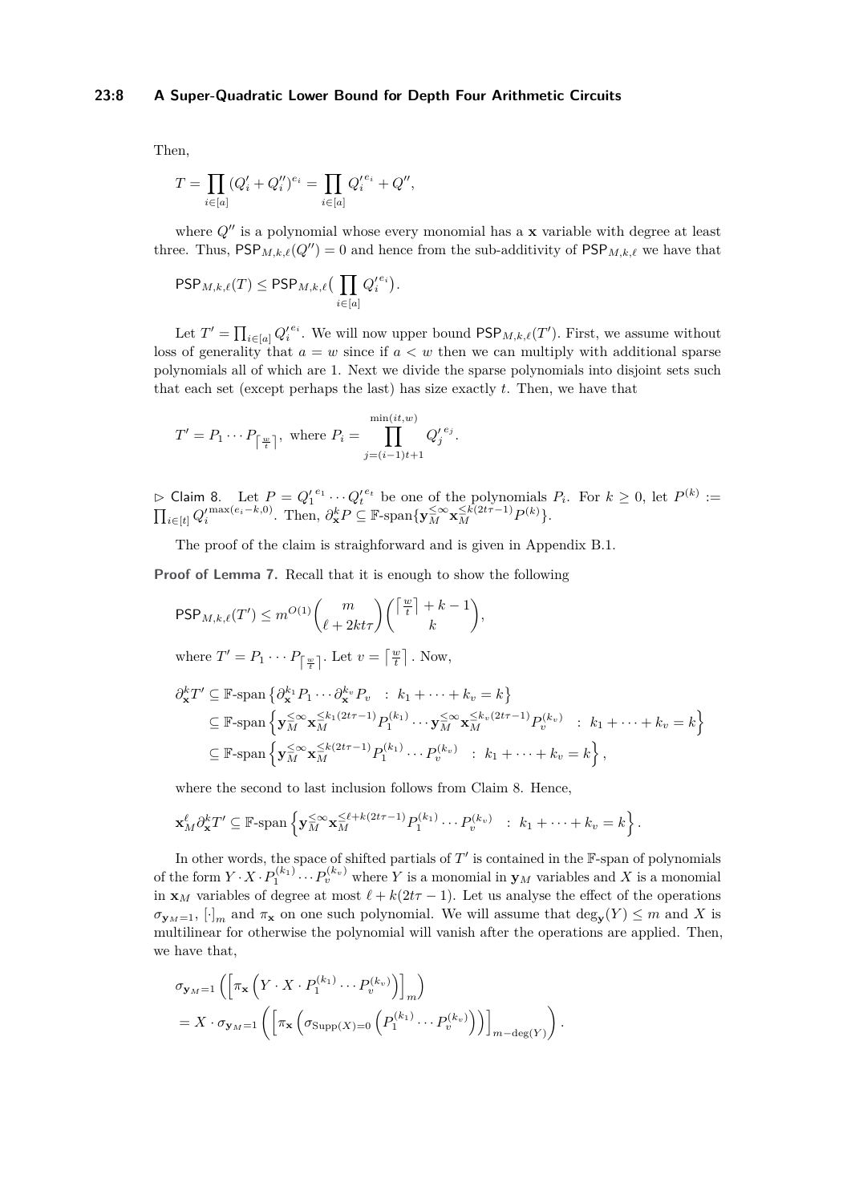Then,

$$T = \prod_{i\in[a]} (Q'_i + Q''_i)^{e_i} = \prod_{i\in[a]} {Q'_i}^{e_i} + Q'',$$

where $Q''$ is a polynomial whose every monomial has a $\mathbf{x}$ variable with degree at least three. Thus, $\mathsf{PSP}_{M,k,\ell}(Q'') = 0$ and hence from the sub-additivity of $\mathsf{PSP}_{M,k,\ell}$ we have that

$$\mathsf{PSP}_{M,k,\ell}(T) \leq \mathsf{PSP}_{M,k,\ell}\Big(\prod_{i\in[a]} {Q'_i}^{e_i}\Big).$$

Let $T' = \prod_{i\in[a]} {Q'_i}^{e_i}$. We will now upper bound $\mathsf{PSP}_{M,k,\ell}(T')$. First, we assume without loss of generality that $a = w$ since if $a < w$ then we can multiply with additional sparse polynomials all of which are 1. Next we divide the sparse polynomials into disjoint sets such that each set (except perhaps the last) has size exactly $t$. Then, we have that

$$T' = P_1 \cdots P_{\lceil \frac{w}{t} \rceil}, \text{ where } P_i = \prod_{j=(i-1)t+1}^{\min(it,w)} {Q'_j}^{e_j}.$$

$\triangleright$ Claim 8. Let $P = {Q'_1}^{e_1} \cdots {Q'_t}^{e_t}$ be one of the polynomials $P_i$. For $k \geq 0$, let $P^{(k)} := \prod_{i\in[t]} {Q'_i}^{\max(e_i-k,0)}$. Then, $\partial^k_{\mathbf{x}} P \subseteq \mathbb{F}\text{-span}\{\mathbf{y}_M^{\leq\infty} \mathbf{x}_M^{\leq k(2t\tau-1)} P^{(k)}\}$.

The proof of the claim is straighforward and is given in Appendix B.1.

**Proof of Lemma 7.** Recall that it is enough to show the following

$$\mathsf{PSP}_{M,k,\ell}(T') \leq m^{O(1)} \binom{m}{\ell + 2kt\tau} \binom{\lceil \frac{w}{t} \rceil + k - 1}{k},$$

where $T' = P_1 \cdots P_{\lceil \frac{w}{t} \rceil}$. Let $v = \lceil \frac{w}{t} \rceil$. Now,

$$\begin{aligned}
\partial^k_{\mathbf{x}} T' &\subseteq \mathbb{F}\text{-span}\left\{\partial^{k_1}_{\mathbf{x}} P_1 \cdots \partial^{k_v}_{\mathbf{x}} P_v \quad : \ k_1 + \cdots + k_v = k\right\} \\
&\subseteq \mathbb{F}\text{-span}\left\{\mathbf{y}_M^{\leq\infty} \mathbf{x}_M^{\leq k_1(2t\tau-1)} P_1^{(k_1)} \cdots \mathbf{y}_M^{\leq\infty} \mathbf{x}_M^{\leq k_v(2t\tau-1)} P_v^{(k_v)} \quad : \ k_1 + \cdots + k_v = k\right\} \\
&\subseteq \mathbb{F}\text{-span}\left\{\mathbf{y}_M^{\leq\infty} \mathbf{x}_M^{\leq k(2t\tau-1)} P_1^{(k_1)} \cdots P_v^{(k_v)} \quad : \ k_1 + \cdots + k_v = k\right\},
\end{aligned}$$

where the second to last inclusion follows from Claim 8. Hence,

$$\mathbf{x}_M^{\ell} \partial^k_{\mathbf{x}} T' \subseteq \mathbb{F}\text{-span}\left\{\mathbf{y}_M^{\leq\infty} \mathbf{x}_M^{\leq \ell + k(2t\tau-1)} P_1^{(k_1)} \cdots P_v^{(k_v)} \quad : \ k_1 + \cdots + k_v = k\right\}.$$

In other words, the space of shifted partials of $T'$ is contained in the $\mathbb{F}$-span of polynomials of the form $Y \cdot X \cdot P_1^{(k_1)} \cdots P_v^{(k_v)}$ where $Y$ is a monomial in $\mathbf{y}_M$ variables and $X$ is a monomial in $\mathbf{x}_M$ variables of degree at most $\ell + k(2t\tau - 1)$. Let us analyse the effect of the operations $\sigma_{\mathbf{y}_M=1}$, $[\cdot]_m$ and $\pi_{\mathbf{x}}$ on one such polynomial. We will assume that $\deg_{\mathbf{y}}(Y) \leq m$ and $X$ is multilinear for otherwise the polynomial will vanish after the operations are applied. Then, we have that,

$$\begin{aligned}
&\sigma_{\mathbf{y}_M=1}\left(\left[\pi_{\mathbf{x}}\left(Y \cdot X \cdot P_1^{(k_1)} \cdots P_v^{(k_v)}\right)\right]_m\right) \\
&= X \cdot \sigma_{\mathbf{y}_M=1}\left(\left[\pi_{\mathbf{x}}\left(\sigma_{\mathrm{Supp}(X)=0}\left(P_1^{(k_1)} \cdots P_v^{(k_v)}\right)\right)\right]_{m-\deg(Y)}\right).
\end{aligned}$$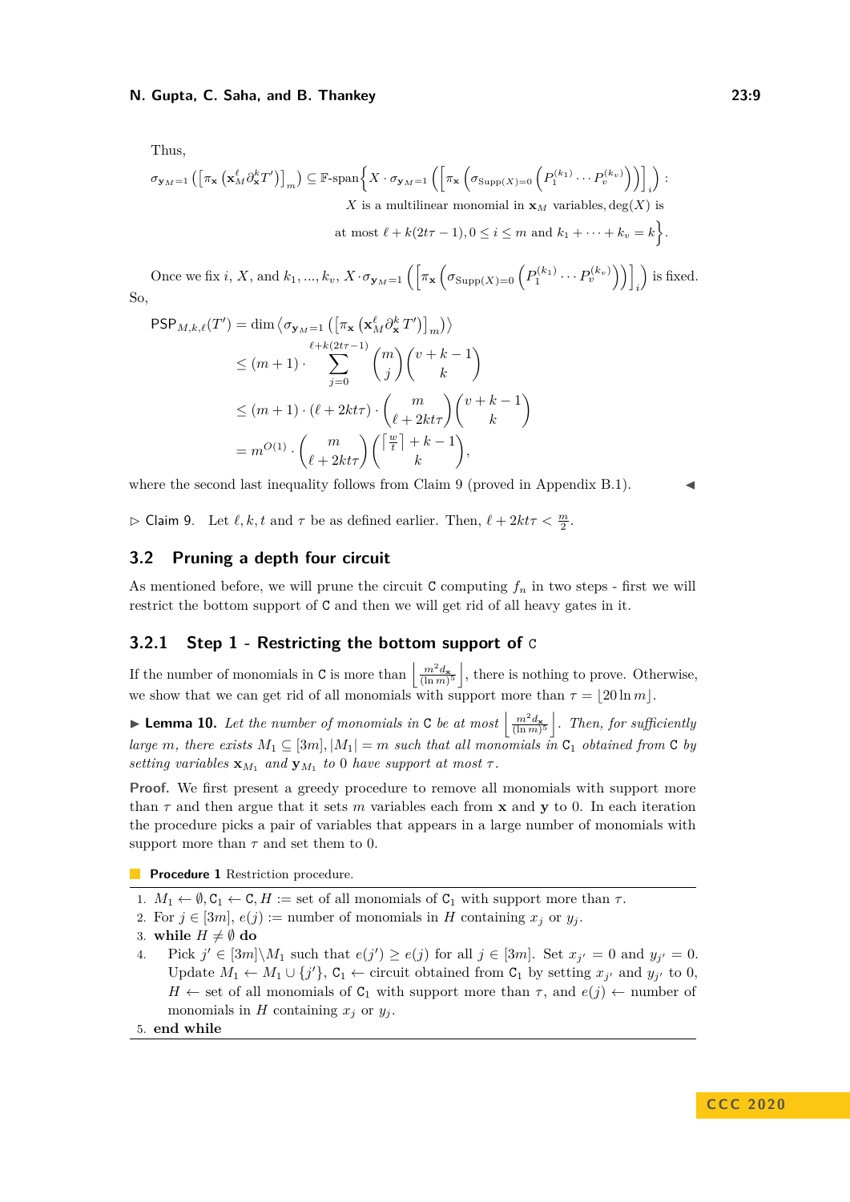Thus,

$$\sigma_{\mathbf{y}_M=1}\left(\left[\pi_{\mathbf{x}}\left(\mathbf{x}_M^{\ell}\partial_{\mathbf{x}}^{k}T'\right)\right]_m\right) \subseteq \mathbb{F}\text{-span}\Big\{X\cdot\sigma_{\mathbf{y}_M=1}\left(\left[\pi_{\mathbf{x}}\left(\sigma_{\mathrm{Supp}(X)=0}\left(P_1^{(k_1)}\cdots P_v^{(k_v)}\right)\right)\right]_i\right) :$$
$$X \text{ is a multilinear monomial in } \mathbf{x}_M \text{ variables}, \deg(X) \text{ is}$$
$$\text{at most } \ell + k(2t\tau-1), 0 \le i \le m \text{ and } k_1+\cdots+k_v = k\Big\}.$$

Once we fix $i$, $X$, and $k_1,\ldots,k_v$, $X\cdot\sigma_{\mathbf{y}_M=1}\left(\left[\pi_{\mathbf{x}}\left(\sigma_{\mathrm{Supp}(X)=0}\left(P_1^{(k_1)}\cdots P_v^{(k_v)}\right)\right)\right]_i\right)$ is fixed. So,

$$\begin{aligned}
\mathsf{PSP}_{M,k,\ell}(T') &= \dim\left\langle\sigma_{\mathbf{y}_M=1}\left(\left[\pi_{\mathbf{x}}\left(\mathbf{x}_M^{\ell}\partial_{\mathbf{x}}^{k}T'\right)\right]_m\right)\right\rangle \\
&\le (m+1)\cdot\sum_{j=0}^{\ell+k(2t\tau-1)}\binom{m}{j}\binom{v+k-1}{k} \\
&\le (m+1)\cdot(\ell+2kt\tau)\cdot\binom{m}{\ell+2kt\tau}\binom{v+k-1}{k} \\
&= m^{O(1)}\cdot\binom{m}{\ell+2kt\tau}\binom{\lceil\frac{w}{t}\rceil+k-1}{k},
\end{aligned}$$

where the second last inequality follows from Claim 9 (proved in Appendix B.1). ◂

▷ Claim 9. Let $\ell, k, t$ and $\tau$ be as defined earlier. Then, $\ell + 2kt\tau < \frac{m}{2}$.

## 3.2 Pruning a depth four circuit

As mentioned before, we will prune the circuit $\mathsf{C}$ computing $f_n$ in two steps - first we will restrict the bottom support of $\mathsf{C}$ and then we will get rid of all heavy gates in it.

### 3.2.1 Step 1 - Restricting the bottom support of $\mathsf{C}$

If the number of monomials in $\mathsf{C}$ is more than $\left\lfloor\frac{m^2 d_{\mathbf{x}}}{(\ln m)^5}\right\rfloor$, there is nothing to prove. Otherwise, we show that we can get rid of all monomials with support more than $\tau = \lfloor 20\ln m\rfloor$.

▸ **Lemma 10.** *Let the number of monomials in* $\mathsf{C}$ *be at most* $\left\lfloor\frac{m^2 d_{\mathbf{x}}}{(\ln m)^5}\right\rfloor$. *Then, for sufficiently large* $m$, *there exists* $M_1 \subseteq [3m], |M_1| = m$ *such that all monomials in* $\mathsf{C}_1$ *obtained from* $\mathsf{C}$ *by setting variables* $\mathbf{x}_{M_1}$ *and* $\mathbf{y}_{M_1}$ *to 0 have support at most* $\tau$.

**Proof.** We first present a greedy procedure to remove all monomials with support more than $\tau$ and then argue that it sets $m$ variables each from $\mathbf{x}$ and $\mathbf{y}$ to 0. In each iteration the procedure picks a pair of variables that appears in a large number of monomials with support more than $\tau$ and set them to 0.

**Procedure 1** Restriction procedure.

1. $M_1 \leftarrow \emptyset, \mathsf{C}_1 \leftarrow \mathsf{C}, H :=$ set of all monomials of $\mathsf{C}_1$ with support more than $\tau$.
2. For $j \in [3m]$, $e(j) :=$ number of monomials in $H$ containing $x_j$ or $y_j$.
3. **while** $H \neq \emptyset$ **do**
4. Pick $j' \in [3m]\setminus M_1$ such that $e(j') \ge e(j)$ for all $j \in [3m]$. Set $x_{j'} = 0$ and $y_{j'} = 0$. Update $M_1 \leftarrow M_1 \cup \{j'\}$, $\mathsf{C}_1 \leftarrow$ circuit obtained from $\mathsf{C}_1$ by setting $x_{j'}$ and $y_{j'}$ to 0, $H \leftarrow$ set of all monomials of $\mathsf{C}_1$ with support more than $\tau$, and $e(j) \leftarrow$ number of monomials in $H$ containing $x_j$ or $y_j$.
5. **end while**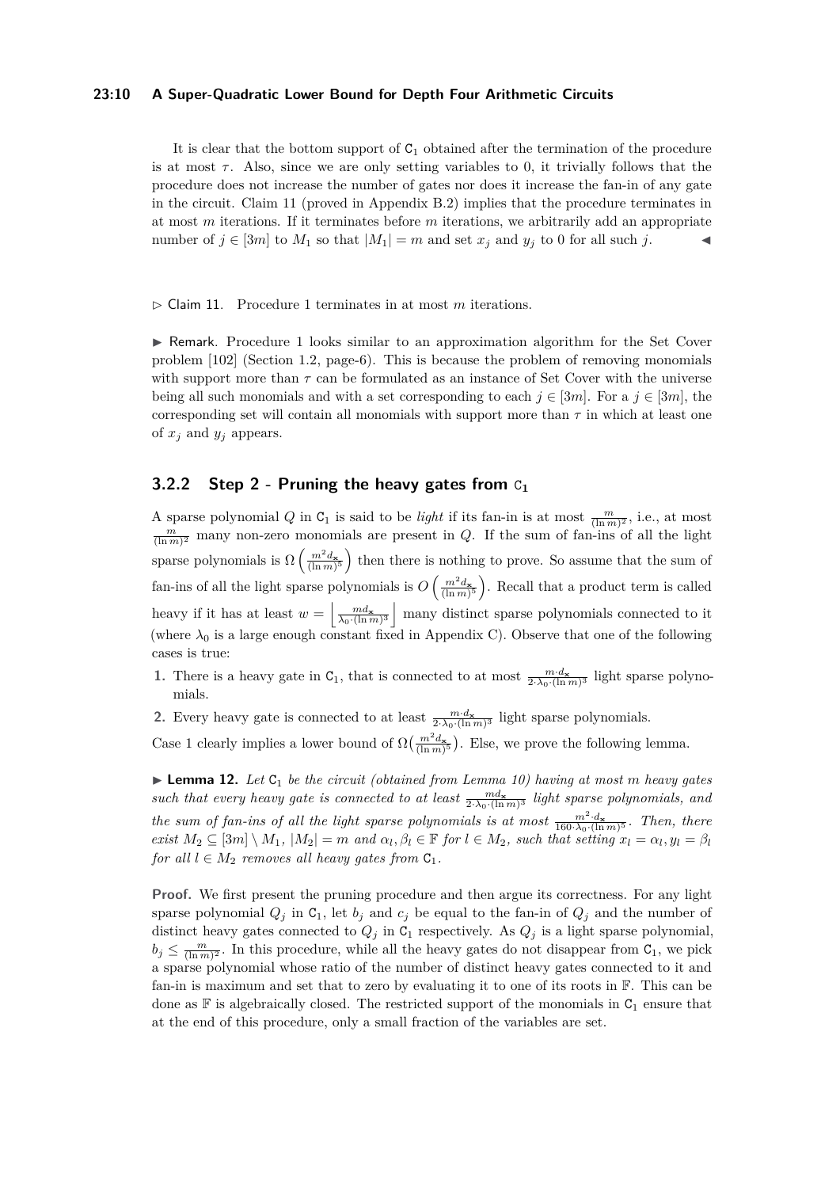It is clear that the bottom support of $\mathsf{C}_1$ obtained after the termination of the procedure is at most $\tau$. Also, since we are only setting variables to 0, it trivially follows that the procedure does not increase the number of gates nor does it increase the fan-in of any gate in the circuit. Claim 11 (proved in Appendix B.2) implies that the procedure terminates in at most $m$ iterations. If it terminates before $m$ iterations, we arbitrarily add an appropriate number of $j \in [3m]$ to $M_1$ so that $|M_1| = m$ and set $x_j$ and $y_j$ to 0 for all such $j$. ◀

▷ Claim 11. Procedure 1 terminates in at most $m$ iterations.

► Remark. Procedure 1 looks similar to an approximation algorithm for the Set Cover problem [102] (Section 1.2, page-6). This is because the problem of removing monomials with support more than $\tau$ can be formulated as an instance of Set Cover with the universe being all such monomials and with a set corresponding to each $j \in [3m]$. For a $j \in [3m]$, the corresponding set will contain all monomials with support more than $\tau$ in which at least one of $x_j$ and $y_j$ appears.

### 3.2.2 Step 2 - Pruning the heavy gates from $\mathsf{C}_1$

A sparse polynomial $Q$ in $\mathsf{C}_1$ is said to be *light* if its fan-in is at most $\frac{m}{(\ln m)^2}$, i.e., at most $\frac{m}{(\ln m)^2}$ many non-zero monomials are present in $Q$. If the sum of fan-ins of all the light sparse polynomials is $\Omega\left(\frac{m^2 d_{\mathbf{x}}}{(\ln m)^5}\right)$ then there is nothing to prove. So assume that the sum of fan-ins of all the light sparse polynomials is $O\left(\frac{m^2 d_{\mathbf{x}}}{(\ln m)^5}\right)$. Recall that a product term is called heavy if it has at least $w = \left\lfloor \frac{m d_{\mathbf{x}}}{\lambda_0 \cdot (\ln m)^3} \right\rfloor$ many distinct sparse polynomials connected to it (where $\lambda_0$ is a large enough constant fixed in Appendix C). Observe that one of the following cases is true:

1. There is a heavy gate in $\mathsf{C}_1$, that is connected to at most $\frac{m \cdot d_{\mathbf{x}}}{2 \cdot \lambda_0 \cdot (\ln m)^3}$ light sparse polynomials.
2. Every heavy gate is connected to at least $\frac{m \cdot d_{\mathbf{x}}}{2 \cdot \lambda_0 \cdot (\ln m)^3}$ light sparse polynomials.

Case 1 clearly implies a lower bound of $\Omega\left(\frac{m^2 d_{\mathbf{x}}}{(\ln m)^5}\right)$. Else, we prove the following lemma.

► **Lemma 12.** *Let $\mathsf{C}_1$ be the circuit (obtained from Lemma 10) having at most $m$ heavy gates such that every heavy gate is connected to at least $\frac{m d_{\mathbf{x}}}{2 \cdot \lambda_0 \cdot (\ln m)^3}$ light sparse polynomials, and the sum of fan-ins of all the light sparse polynomials is at most $\frac{m^2 \cdot d_{\mathbf{x}}}{160 \cdot \lambda_0 \cdot (\ln m)^5}$. Then, there exist $M_2 \subseteq [3m] \setminus M_1$, $|M_2| = m$ and $\alpha_l, \beta_l \in \mathbb{F}$ for $l \in M_2$, such that setting $x_l = \alpha_l, y_l = \beta_l$ for all $l \in M_2$ removes all heavy gates from $\mathsf{C}_1$.*

**Proof.** We first present the pruning procedure and then argue its correctness. For any light sparse polynomial $Q_j$ in $\mathsf{C}_1$, let $b_j$ and $c_j$ be equal to the fan-in of $Q_j$ and the number of distinct heavy gates connected to $Q_j$ in $\mathsf{C}_1$ respectively. As $Q_j$ is a light sparse polynomial, $b_j \leq \frac{m}{(\ln m)^2}$. In this procedure, while all the heavy gates do not disappear from $\mathsf{C}_1$, we pick a sparse polynomial whose ratio of the number of distinct heavy gates connected to it and fan-in is maximum and set that to zero by evaluating it to one of its roots in $\mathbb{F}$. This can be done as $\mathbb{F}$ is algebraically closed. The restricted support of the monomials in $\mathsf{C}_1$ ensure that at the end of this procedure, only a small fraction of the variables are set.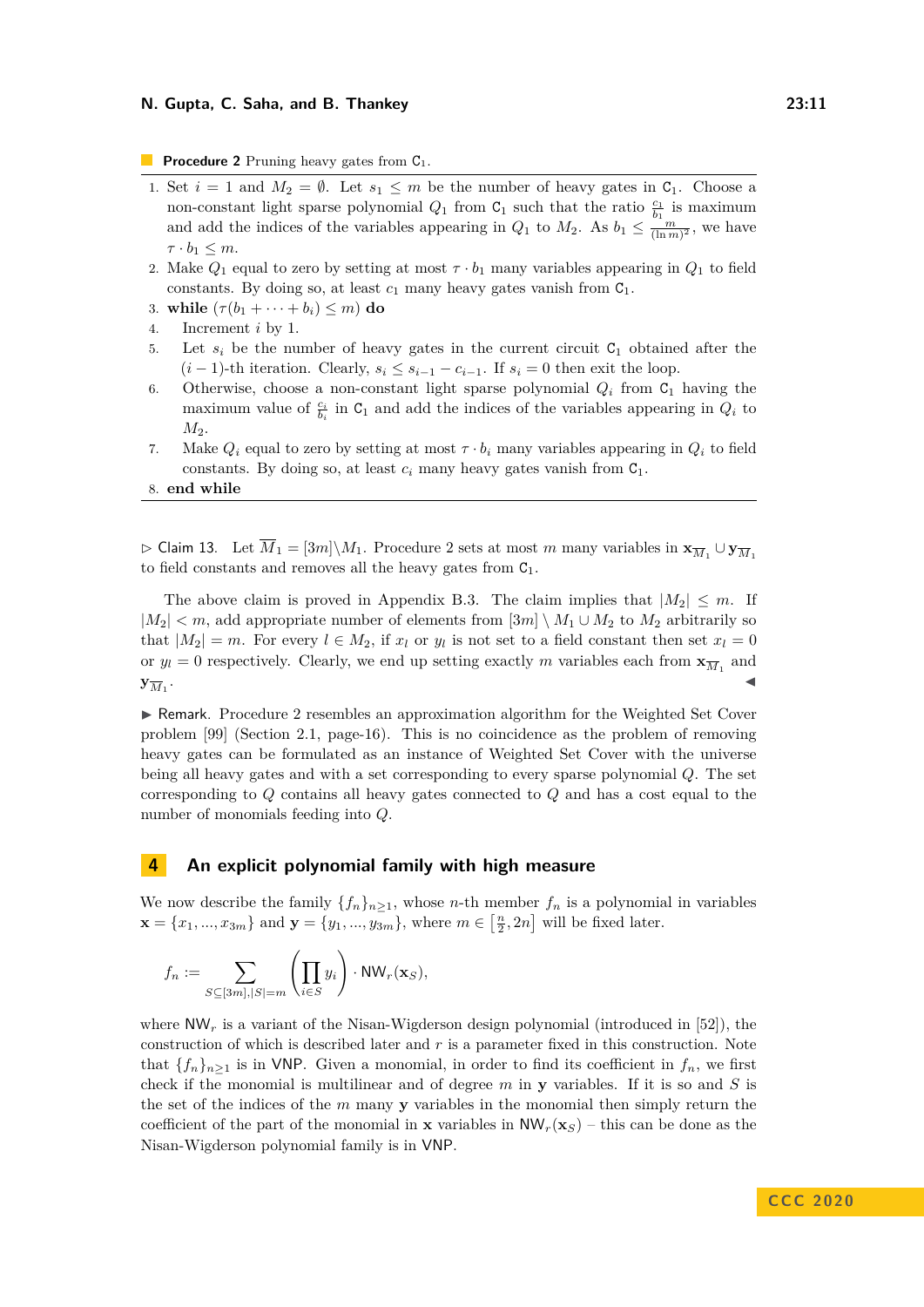**Procedure 2** Pruning heavy gates from $\mathsf{C}_1$.

1. Set $i = 1$ and $M_2 = \emptyset$. Let $s_1 \leq m$ be the number of heavy gates in $\mathsf{C}_1$. Choose a non-constant light sparse polynomial $Q_1$ from $\mathsf{C}_1$ such that the ratio $\frac{c_1}{b_1}$ is maximum and add the indices of the variables appearing in $Q_1$ to $M_2$. As $b_1 \leq \frac{m}{(\ln m)^2}$, we have $\tau \cdot b_1 \leq m$.
2. Make $Q_1$ equal to zero by setting at most $\tau \cdot b_1$ many variables appearing in $Q_1$ to field constants. By doing so, at least $c_1$ many heavy gates vanish from $\mathsf{C}_1$.
3. **while** $(\tau(b_1 + \cdots + b_i) \leq m)$ **do**
4. Increment $i$ by 1.
5. Let $s_i$ be the number of heavy gates in the current circuit $\mathsf{C}_1$ obtained after the $(i-1)$-th iteration. Clearly, $s_i \leq s_{i-1} - c_{i-1}$. If $s_i = 0$ then exit the loop.
6. Otherwise, choose a non-constant light sparse polynomial $Q_i$ from $\mathsf{C}_1$ having the maximum value of $\frac{c_i}{b_i}$ in $\mathsf{C}_1$ and add the indices of the variables appearing in $Q_i$ to $M_2$.
7. Make $Q_i$ equal to zero by setting at most $\tau \cdot b_i$ many variables appearing in $Q_i$ to field constants. By doing so, at least $c_i$ many heavy gates vanish from $\mathsf{C}_1$.
8. **end while**

▷ Claim 13. Let $\overline{M}_1 = [3m] \setminus M_1$. Procedure 2 sets at most $m$ many variables in $\mathbf{x}_{\overline{M}_1} \cup \mathbf{y}_{\overline{M}_1}$ to field constants and removes all the heavy gates from $\mathsf{C}_1$.

The above claim is proved in Appendix B.3. The claim implies that $|M_2| \leq m$. If $|M_2| < m$, add appropriate number of elements from $[3m] \setminus M_1 \cup M_2$ to $M_2$ arbitrarily so that $|M_2| = m$. For every $l \in M_2$, if $x_l$ or $y_l$ is not set to a field constant then set $x_l = 0$ or $y_l = 0$ respectively. Clearly, we end up setting exactly $m$ variables each from $\mathbf{x}_{\overline{M}_1}$ and $\mathbf{y}_{\overline{M}_1}$. ◀

▶ Remark. Procedure 2 resembles an approximation algorithm for the Weighted Set Cover problem [99] (Section 2.1, page-16). This is no coincidence as the problem of removing heavy gates can be formulated as an instance of Weighted Set Cover with the universe being all heavy gates and with a set corresponding to every sparse polynomial $Q$. The set corresponding to $Q$ contains all heavy gates connected to $Q$ and has a cost equal to the number of monomials feeding into $Q$.

## 4 An explicit polynomial family with high measure

We now describe the family $\{f_n\}_{n \geq 1}$, whose $n$-th member $f_n$ is a polynomial in variables $\mathbf{x} = \{x_1, ..., x_{3m}\}$ and $\mathbf{y} = \{y_1, ..., y_{3m}\}$, where $m \in \left[\frac{n}{2}, 2n\right]$ will be fixed later.

$$f_n := \sum_{S \subseteq [3m], |S| = m} \left( \prod_{i \in S} y_i \right) \cdot \mathsf{NW}_r(\mathbf{x}_S),$$

where $\mathsf{NW}_r$ is a variant of the Nisan-Wigderson design polynomial (introduced in [52]), the construction of which is described later and $r$ is a parameter fixed in this construction. Note that $\{f_n\}_{n \geq 1}$ is in VNP. Given a monomial, in order to find its coefficient in $f_n$, we first check if the monomial is multilinear and of degree $m$ in $\mathbf{y}$ variables. If it is so and $S$ is the set of the indices of the $m$ many $\mathbf{y}$ variables in the monomial then simply return the coefficient of the part of the monomial in $\mathbf{x}$ variables in $\mathsf{NW}_r(\mathbf{x}_S)$ – this can be done as the Nisan-Wigderson polynomial family is in VNP.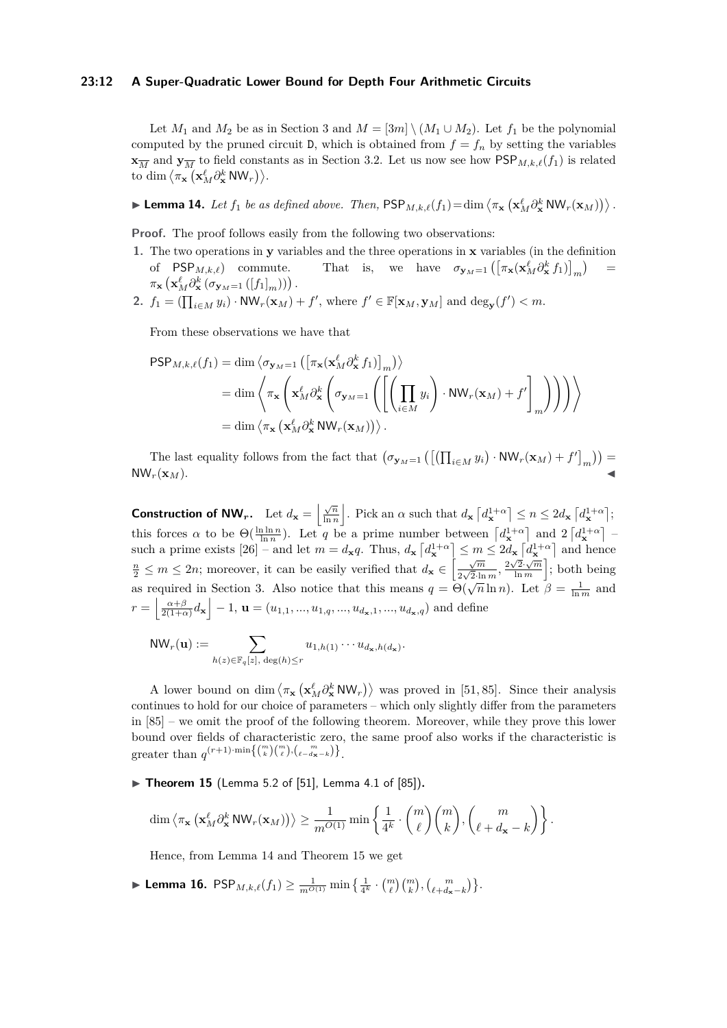Let $M_1$ and $M_2$ be as in Section 3 and $M = [3m] \setminus (M_1 \cup M_2)$. Let $f_1$ be the polynomial computed by the pruned circuit $\mathsf{D}$, which is obtained from $f = f_n$ by setting the variables $\mathbf{x}_{\overline{M}}$ and $\mathbf{y}_{\overline{M}}$ to field constants as in Section 3.2. Let us now see how $\mathsf{PSP}_{M,k,\ell}(f_1)$ is related to $\dim \left\langle \pi_{\mathbf{x}} \left( \mathbf{x}_M^\ell \partial_{\mathbf{x}}^k \mathsf{NW}_r \right) \right\rangle$.

▶ **Lemma 14.** *Let $f_1$ be as defined above. Then,* $\mathsf{PSP}_{M,k,\ell}(f_1) = \dim \left\langle \pi_{\mathbf{x}} \left( \mathbf{x}_M^\ell \partial_{\mathbf{x}}^k \mathsf{NW}_r(\mathbf{x}_M) \right) \right\rangle$.

**Proof.** The proof follows easily from the following two observations:

1. The two operations in $\mathbf{y}$ variables and the three operations in $\mathbf{x}$ variables (in the definition of $\mathsf{PSP}_{M,k,\ell}$) commute. That is, we have $\sigma_{\mathbf{y}_M=1}\left(\left[\pi_{\mathbf{x}}(\mathbf{x}_M^\ell \partial_{\mathbf{x}}^k f_1)\right]_m\right) = \pi_{\mathbf{x}}\left(\mathbf{x}_M^\ell \partial_{\mathbf{x}}^k \left(\sigma_{\mathbf{y}_M=1}\left([f_1]_m\right)\right)\right)$.
2. $f_1 = \left(\prod_{i \in M} y_i\right) \cdot \mathsf{NW}_r(\mathbf{x}_M) + f'$, where $f' \in \mathbb{F}[\mathbf{x}_M, \mathbf{y}_M]$ and $\deg_{\mathbf{y}}(f') < m$.

From these observations we have that

$$
\begin{aligned}
\mathsf{PSP}_{M,k,\ell}(f_1) &= \dim \left\langle \sigma_{\mathbf{y}_M=1}\left(\left[\pi_{\mathbf{x}}(\mathbf{x}_M^\ell \partial_{\mathbf{x}}^k f_1)\right]_m\right)\right\rangle \\
&= \dim \left\langle \pi_{\mathbf{x}}\left(\mathbf{x}_M^\ell \partial_{\mathbf{x}}^k \left(\sigma_{\mathbf{y}_M=1}\left(\left[\left(\prod_{i\in M} y_i\right)\cdot \mathsf{NW}_r(\mathbf{x}_M) + f'\right]_m\right)\right)\right)\right\rangle \\
&= \dim \left\langle \pi_{\mathbf{x}}\left(\mathbf{x}_M^\ell \partial_{\mathbf{x}}^k \mathsf{NW}_r(\mathbf{x}_M)\right)\right\rangle.
\end{aligned}
$$

The last equality follows from the fact that $\left(\sigma_{\mathbf{y}_M=1}\left(\left[\left(\prod_{i\in M} y_i\right)\cdot \mathsf{NW}_r(\mathbf{x}_M) + f'\right]_m\right)\right) = \mathsf{NW}_r(\mathbf{x}_M)$. ◀

**Construction of $\mathsf{NW}_r$.** Let $d_{\mathbf{x}} = \left\lfloor \frac{\sqrt{n}}{\ln n} \right\rfloor$. Pick an $\alpha$ such that $d_{\mathbf{x}} \left\lceil d_{\mathbf{x}}^{1+\alpha} \right\rceil \le n \le 2 d_{\mathbf{x}} \left\lceil d_{\mathbf{x}}^{1+\alpha} \right\rceil$; this forces $\alpha$ to be $\Theta(\frac{\ln \ln n}{\ln n})$. Let $q$ be a prime number between $\left\lceil d_{\mathbf{x}}^{1+\alpha} \right\rceil$ and $2\left\lceil d_{\mathbf{x}}^{1+\alpha} \right\rceil$ – such a prime exists [26] – and let $m = d_{\mathbf{x}} q$. Thus, $d_{\mathbf{x}} \left\lceil d_{\mathbf{x}}^{1+\alpha} \right\rceil \le m \le 2 d_{\mathbf{x}} \left\lceil d_{\mathbf{x}}^{1+\alpha} \right\rceil$ and hence $\frac{n}{2} \le m \le 2n$; moreover, it can be easily verified that $d_{\mathbf{x}} \in \left[\frac{\sqrt{m}}{2\sqrt{2}\cdot \ln m}, \frac{2\sqrt{2}\cdot\sqrt{m}}{\ln m}\right]$; both being as required in Section 3. Also notice that this means $q = \Theta(\sqrt{n} \ln n)$. Let $\beta = \frac{1}{\ln m}$ and $r = \left\lfloor \frac{\alpha+\beta}{2(1+\alpha)} d_{\mathbf{x}} \right\rfloor - 1$, $\mathbf{u} = (u_{1,1}, ..., u_{1,q}, ..., u_{d_{\mathbf{x}},1}, ..., u_{d_{\mathbf{x}},q})$ and define

$$
\mathsf{NW}_r(\mathbf{u}) := \sum_{h(z) \in \mathbb{F}_q[z],\ \deg(h) \le r} u_{1,h(1)} \cdots u_{d_{\mathbf{x}},h(d_{\mathbf{x}})}.
$$

A lower bound on $\dim \left\langle \pi_{\mathbf{x}} \left( \mathbf{x}_M^\ell \partial_{\mathbf{x}}^k \mathsf{NW}_r \right) \right\rangle$ was proved in [51, 85]. Since their analysis continues to hold for our choice of parameters – which only slightly differ from the parameters in [85] – we omit the proof of the following theorem. Moreover, while they prove this lower bound over fields of characteristic zero, the same proof also works if the characteristic is greater than $q^{(r+1)\cdot \min\left\{\binom{m}{k}\binom{m}{\ell}, \binom{m}{\ell - d_{\mathbf{x}} - k}\right\}}$.

▶ **Theorem 15** (Lemma 5.2 of [51], Lemma 4.1 of [85])**.**

$$
\dim \left\langle \pi_{\mathbf{x}} \left( \mathbf{x}_M^\ell \partial_{\mathbf{x}}^k \mathsf{NW}_r(\mathbf{x}_M) \right) \right\rangle \ge \frac{1}{m^{O(1)}} \min \left\{ \frac{1}{4^k} \cdot \binom{m}{\ell}\binom{m}{k}, \binom{m}{\ell + d_{\mathbf{x}} - k} \right\}.
$$

Hence, from Lemma 14 and Theorem 15 we get

▶ **Lemma 16.** $\mathsf{PSP}_{M,k,\ell}(f_1) \ge \frac{1}{m^{O(1)}} \min\left\{ \frac{1}{4^k} \cdot \binom{m}{\ell}\binom{m}{k}, \binom{m}{\ell + d_{\mathbf{x}} - k}\right\}$.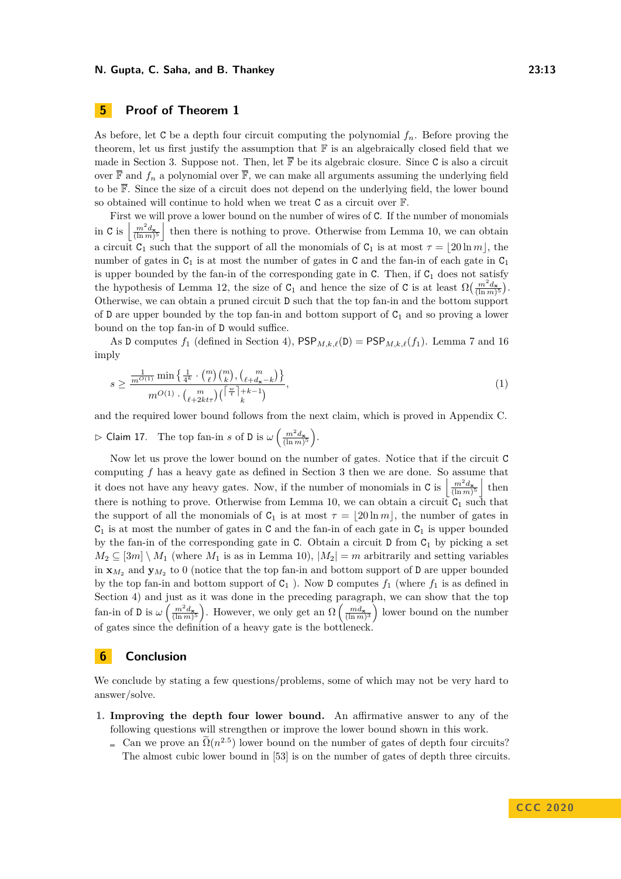## 5 Proof of Theorem 1

As before, let $\mathsf{C}$ be a depth four circuit computing the polynomial $f_n$. Before proving the theorem, let us first justify the assumption that $\mathbb{F}$ is an algebraically closed field that we made in Section 3. Suppose not. Then, let $\overline{\mathbb{F}}$ be its algebraic closure. Since $\mathsf{C}$ is also a circuit over $\overline{\mathbb{F}}$ and $f_n$ a polynomial over $\overline{\mathbb{F}}$, we can make all arguments assuming the underlying field to be $\overline{\mathbb{F}}$. Since the size of a circuit does not depend on the underlying field, the lower bound so obtained will continue to hold when we treat $\mathsf{C}$ as a circuit over $\mathbb{F}$.

First we will prove a lower bound on the number of wires of $\mathsf{C}$. If the number of monomials in $\mathsf{C}$ is $\left\lfloor \frac{m^2 d_{\mathbf{x}}}{(\ln m)^5} \right\rfloor$ then there is nothing to prove. Otherwise from Lemma 10, we can obtain a circuit $\mathsf{C}_1$ such that the support of all the monomials of $\mathsf{C}_1$ is at most $\tau = \lfloor 20 \ln m \rfloor$, the number of gates in $\mathsf{C}_1$ is at most the number of gates in $\mathsf{C}$ and the fan-in of each gate in $\mathsf{C}_1$ is upper bounded by the fan-in of the corresponding gate in $\mathsf{C}$. Then, if $\mathsf{C}_1$ does not satisfy the hypothesis of Lemma 12, the size of $\mathsf{C}_1$ and hence the size of $\mathsf{C}$ is at least $\Omega(\frac{m^2 d_{\mathbf{x}}}{(\ln m)^5})$. Otherwise, we can obtain a pruned circuit $\mathsf{D}$ such that the top fan-in and the bottom support of $\mathsf{D}$ are upper bounded by the top fan-in and bottom support of $\mathsf{C}_1$ and so proving a lower bound on the top fan-in of $\mathsf{D}$ would suffice.

As $\mathsf{D}$ computes $f_1$ (defined in Section 4), $\mathsf{PSP}_{M,k,\ell}(\mathsf{D}) = \mathsf{PSP}_{M,k,\ell}(f_1)$. Lemma 7 and 16 imply

$$s \geq \frac{\frac{1}{m^{O(1)}} \min\left\{ \frac{1}{4^k} \cdot \binom{m}{\ell}\binom{m}{k}, \binom{m}{\ell + d_{\mathbf{x}} - k} \right\}}{m^{O(1)} \cdot \binom{m}{\ell + 2kt\tau} \binom{\lceil \frac{w}{\tau} \rceil + k - 1}{k}}, \tag{1}$$

and the required lower bound follows from the next claim, which is proved in Appendix C.

▷ Claim 17. The top fan-in $s$ of $\mathsf{D}$ is $\omega\left(\frac{m^2 d_{\mathbf{x}}}{(\ln m)^5}\right)$.

Now let us prove the lower bound on the number of gates. Notice that if the circuit $\mathsf{C}$ computing $f$ has a heavy gate as defined in Section 3 then we are done. So assume that it does not have any heavy gates. Now, if the number of monomials in $\mathsf{C}$ is $\left\lfloor \frac{m^2 d_{\mathbf{x}}}{(\ln m)^5} \right\rfloor$ then there is nothing to prove. Otherwise from Lemma 10, we can obtain a circuit $\mathsf{C}_1$ such that the support of all the monomials of $\mathsf{C}_1$ is at most $\tau = \lfloor 20 \ln m \rfloor$, the number of gates in $\mathsf{C}_1$ is at most the number of gates in $\mathsf{C}$ and the fan-in of each gate in $\mathsf{C}_1$ is upper bounded by the fan-in of the corresponding gate in $\mathsf{C}$. Obtain a circuit $\mathsf{D}$ from $\mathsf{C}_1$ by picking a set $M_2 \subseteq [3m] \setminus M_1$ (where $M_1$ is as in Lemma 10), $|M_2| = m$ arbitrarily and setting variables in $\mathbf{x}_{M_2}$ and $\mathbf{y}_{M_2}$ to 0 (notice that the top fan-in and bottom support of $\mathsf{D}$ are upper bounded by the top fan-in and bottom support of $\mathsf{C}_1$ ). Now $\mathsf{D}$ computes $f_1$ (where $f_1$ is as defined in Section 4) and just as it was done in the preceding paragraph, we can show that the top fan-in of $\mathsf{D}$ is $\omega\left(\frac{m^2 d_{\mathbf{x}}}{(\ln m)^5}\right)$. However, we only get an $\Omega\left(\frac{m d_{\mathbf{x}}}{(\ln m)^3}\right)$ lower bound on the number of gates since the definition of a heavy gate is the bottleneck.

## 6 Conclusion

We conclude by stating a few questions/problems, some of which may not be very hard to answer/solve.

1. **Improving the depth four lower bound.** An affirmative answer to any of the following questions will strengthen or improve the lower bound shown in this work.
   - Can we prove an $\widetilde{\Omega}(n^{2.5})$ lower bound on the number of gates of depth four circuits? The almost cubic lower bound in [53] is on the number of gates of depth three circuits.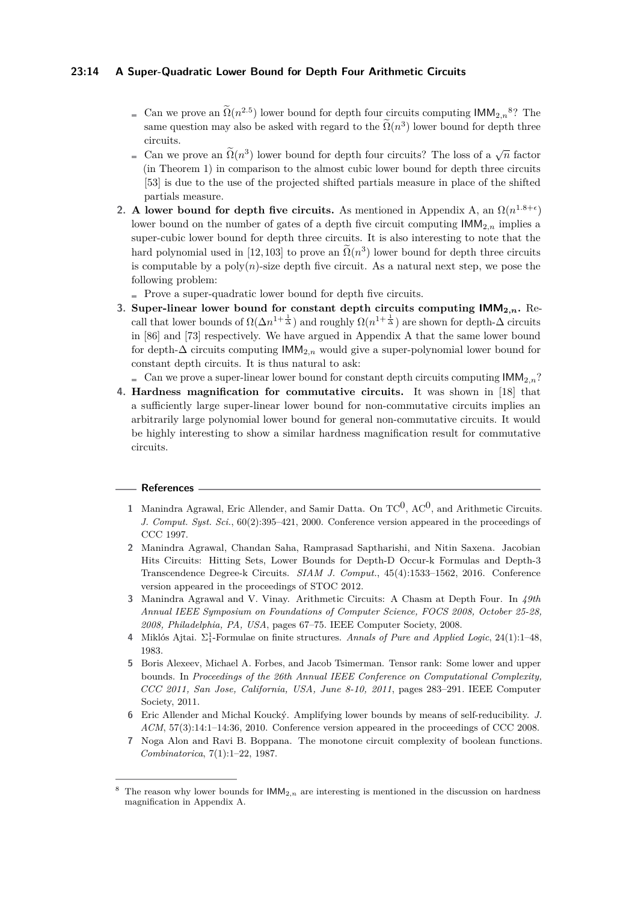- Can we prove an $\widetilde{\Omega}(n^{2.5})$ lower bound for depth four circuits computing $\mathsf{IMM}_{2,n}$[8]? The same question may also be asked with regard to the $\widetilde{\Omega}(n^3)$ lower bound for depth three circuits.
- Can we prove an $\widetilde{\Omega}(n^3)$ lower bound for depth four circuits? The loss of a $\sqrt{n}$ factor (in Theorem 1) in comparison to the almost cubic lower bound for depth three circuits [53] is due to the use of the projected shifted partials measure in place of the shifted partials measure.

2. **A lower bound for depth five circuits.** As mentioned in Appendix A, an $\Omega(n^{1.8+\epsilon})$ lower bound on the number of gates of a depth five circuit computing $\mathsf{IMM}_{2,n}$ implies a super-cubic lower bound for depth three circuits. It is also interesting to note that the hard polynomial used in [12, 103] to prove an $\widetilde{\Omega}(n^3)$ lower bound for depth three circuits is computable by a poly$(n)$-size depth five circuit. As a natural next step, we pose the following problem:
   - Prove a super-quadratic lower bound for depth five circuits.
3. **Super-linear lower bound for constant depth circuits computing $\mathsf{IMM}_{2,n}$.** Recall that lower bounds of $\Omega(\Delta n^{1+\frac{1}{\Delta}})$ and roughly $\Omega(n^{1+\frac{1}{\Delta}})$ are shown for depth-$\Delta$ circuits in [86] and [73] respectively. We have argued in Appendix A that the same lower bound for depth-$\Delta$ circuits computing $\mathsf{IMM}_{2,n}$ would give a super-polynomial lower bound for constant depth circuits. It is thus natural to ask:
   - Can we prove a super-linear lower bound for constant depth circuits computing $\mathsf{IMM}_{2,n}$?
4. **Hardness magnification for commutative circuits.** It was shown in [18] that a sufficiently large super-linear lower bound for non-commutative circuits implies an arbitrarily large polynomial lower bound for general non-commutative circuits. It would be highly interesting to show a similar hardness magnification result for commutative circuits.

## References

1. Manindra Agrawal, Eric Allender, and Samir Datta. On $\mathrm{TC}^0$, $\mathrm{AC}^0$, and Arithmetic Circuits. *J. Comput. Syst. Sci.*, 60(2):395–421, 2000. Conference version appeared in the proceedings of CCC 1997.
2. Manindra Agrawal, Chandan Saha, Ramprasad Saptharishi, and Nitin Saxena. Jacobian Hits Circuits: Hitting Sets, Lower Bounds for Depth-D Occur-k Formulas and Depth-3 Transcendence Degree-k Circuits. *SIAM J. Comput.*, 45(4):1533–1562, 2016. Conference version appeared in the proceedings of STOC 2012.
3. Manindra Agrawal and V. Vinay. Arithmetic Circuits: A Chasm at Depth Four. In *49th Annual IEEE Symposium on Foundations of Computer Science, FOCS 2008, October 25-28, 2008, Philadelphia, PA, USA*, pages 67–75. IEEE Computer Society, 2008.
4. Miklós Ajtai. $\Sigma^1_1$-Formulae on finite structures. *Annals of Pure and Applied Logic*, 24(1):1–48, 1983.
5. Boris Alexeev, Michael A. Forbes, and Jacob Tsimerman. Tensor rank: Some lower and upper bounds. In *Proceedings of the 26th Annual IEEE Conference on Computational Complexity, CCC 2011, San Jose, California, USA, June 8-10, 2011*, pages 283–291. IEEE Computer Society, 2011.
6. Eric Allender and Michal Koucký. Amplifying lower bounds by means of self-reducibility. *J. ACM*, 57(3):14:1–14:36, 2010. Conference version appeared in the proceedings of CCC 2008.
7. Noga Alon and Ravi B. Boppana. The monotone circuit complexity of boolean functions. *Combinatorica*, 7(1):1–22, 1987.

[8] The reason why lower bounds for $\mathsf{IMM}_{2,n}$ are interesting is mentioned in the discussion on hardness magnification in Appendix A.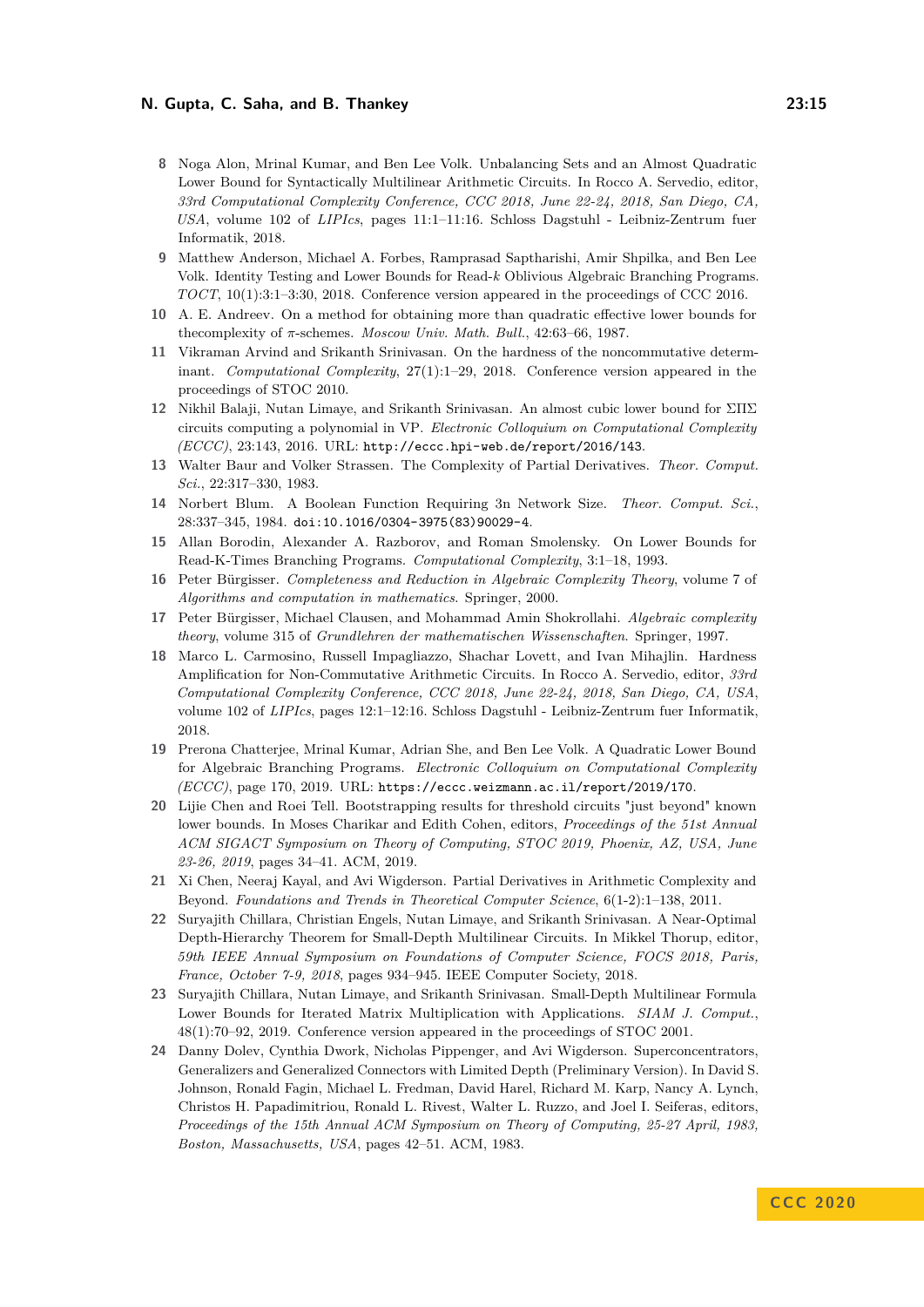8 Noga Alon, Mrinal Kumar, and Ben Lee Volk. Unbalancing Sets and an Almost Quadratic Lower Bound for Syntactically Multilinear Arithmetic Circuits. In Rocco A. Servedio, editor, *33rd Computational Complexity Conference, CCC 2018, June 22-24, 2018, San Diego, CA, USA*, volume 102 of *LIPIcs*, pages 11:1–11:16. Schloss Dagstuhl - Leibniz-Zentrum fuer Informatik, 2018.

9 Matthew Anderson, Michael A. Forbes, Ramprasad Saptharishi, Amir Shpilka, and Ben Lee Volk. Identity Testing and Lower Bounds for Read-$k$ Oblivious Algebraic Branching Programs. *TOCT*, 10(1):3:1–3:30, 2018. Conference version appeared in the proceedings of CCC 2016.

10 A. E. Andreev. On a method for obtaining more than quadratic effective lower bounds for thecomplexity of $\pi$-schemes. *Moscow Univ. Math. Bull.*, 42:63–66, 1987.

11 Vikraman Arvind and Srikanth Srinivasan. On the hardness of the noncommutative determinant. *Computational Complexity*, 27(1):1–29, 2018. Conference version appeared in the proceedings of STOC 2010.

12 Nikhil Balaji, Nutan Limaye, and Srikanth Srinivasan. An almost cubic lower bound for $\Sigma\Pi\Sigma$ circuits computing a polynomial in VP. *Electronic Colloquium on Computational Complexity (ECCC)*, 23:143, 2016. URL: http://eccc.hpi-web.de/report/2016/143.

13 Walter Baur and Volker Strassen. The Complexity of Partial Derivatives. *Theor. Comput. Sci.*, 22:317–330, 1983.

14 Norbert Blum. A Boolean Function Requiring 3n Network Size. *Theor. Comput. Sci.*, 28:337–345, 1984. doi:10.1016/0304-3975(83)90029-4.

15 Allan Borodin, Alexander A. Razborov, and Roman Smolensky. On Lower Bounds for Read-K-Times Branching Programs. *Computational Complexity*, 3:1–18, 1993.

16 Peter Bürgisser. *Completeness and Reduction in Algebraic Complexity Theory*, volume 7 of *Algorithms and computation in mathematics*. Springer, 2000.

17 Peter Bürgisser, Michael Clausen, and Mohammad Amin Shokrollahi. *Algebraic complexity theory*, volume 315 of *Grundlehren der mathematischen Wissenschaften*. Springer, 1997.

18 Marco L. Carmosino, Russell Impagliazzo, Shachar Lovett, and Ivan Mihajlin. Hardness Amplification for Non-Commutative Arithmetic Circuits. In Rocco A. Servedio, editor, *33rd Computational Complexity Conference, CCC 2018, June 22-24, 2018, San Diego, CA, USA*, volume 102 of *LIPIcs*, pages 12:1–12:16. Schloss Dagstuhl - Leibniz-Zentrum fuer Informatik, 2018.

19 Prerona Chatterjee, Mrinal Kumar, Adrian She, and Ben Lee Volk. A Quadratic Lower Bound for Algebraic Branching Programs. *Electronic Colloquium on Computational Complexity (ECCC)*, page 170, 2019. URL: https://eccc.weizmann.ac.il/report/2019/170.

20 Lijie Chen and Roei Tell. Bootstrapping results for threshold circuits "just beyond" known lower bounds. In Moses Charikar and Edith Cohen, editors, *Proceedings of the 51st Annual ACM SIGACT Symposium on Theory of Computing, STOC 2019, Phoenix, AZ, USA, June 23-26, 2019*, pages 34–41. ACM, 2019.

21 Xi Chen, Neeraj Kayal, and Avi Wigderson. Partial Derivatives in Arithmetic Complexity and Beyond. *Foundations and Trends in Theoretical Computer Science*, 6(1-2):1–138, 2011.

22 Suryajith Chillara, Christian Engels, Nutan Limaye, and Srikanth Srinivasan. A Near-Optimal Depth-Hierarchy Theorem for Small-Depth Multilinear Circuits. In Mikkel Thorup, editor, *59th IEEE Annual Symposium on Foundations of Computer Science, FOCS 2018, Paris, France, October 7-9, 2018*, pages 934–945. IEEE Computer Society, 2018.

23 Suryajith Chillara, Nutan Limaye, and Srikanth Srinivasan. Small-Depth Multilinear Formula Lower Bounds for Iterated Matrix Multiplication with Applications. *SIAM J. Comput.*, 48(1):70–92, 2019. Conference version appeared in the proceedings of STOC 2001.

24 Danny Dolev, Cynthia Dwork, Nicholas Pippenger, and Avi Wigderson. Superconcentrators, Generalizers and Generalized Connectors with Limited Depth (Preliminary Version). In David S. Johnson, Ronald Fagin, Michael L. Fredman, David Harel, Richard M. Karp, Nancy A. Lynch, Christos H. Papadimitriou, Ronald L. Rivest, Walter L. Ruzzo, and Joel I. Seiferas, editors, *Proceedings of the 15th Annual ACM Symposium on Theory of Computing, 25-27 April, 1983, Boston, Massachusetts, USA*, pages 42–51. ACM, 1983.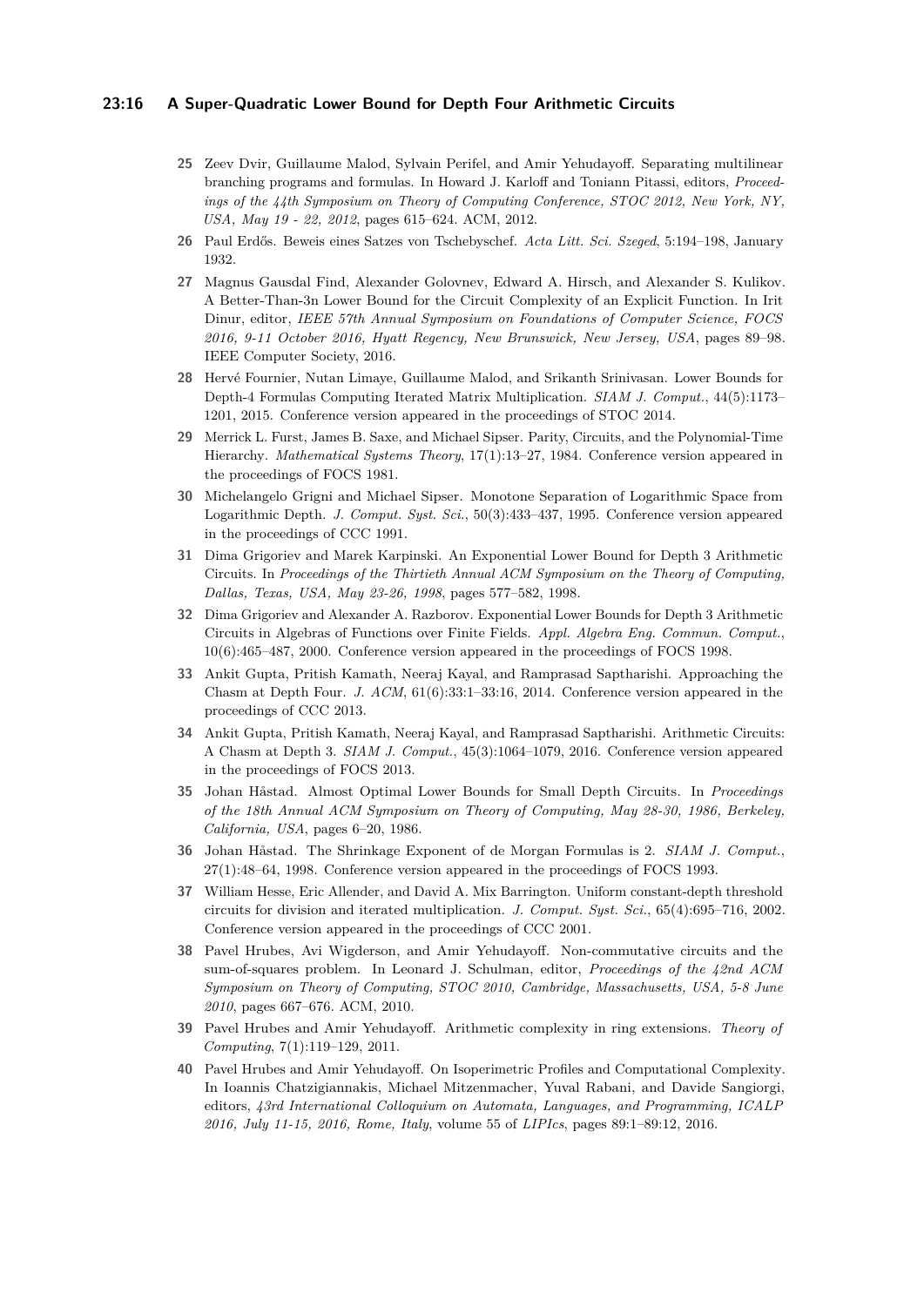**25** Zeev Dvir, Guillaume Malod, Sylvain Perifel, and Amir Yehudayoff. Separating multilinear branching programs and formulas. In Howard J. Karloff and Toniann Pitassi, editors, *Proceedings of the 44th Symposium on Theory of Computing Conference, STOC 2012, New York, NY, USA, May 19 - 22, 2012*, pages 615–624. ACM, 2012.

**26** Paul Erdős. Beweis eines Satzes von Tschebyschef. *Acta Litt. Sci. Szeged*, 5:194–198, January 1932.

**27** Magnus Gausdal Find, Alexander Golovnev, Edward A. Hirsch, and Alexander S. Kulikov. A Better-Than-3n Lower Bound for the Circuit Complexity of an Explicit Function. In Irit Dinur, editor, *IEEE 57th Annual Symposium on Foundations of Computer Science, FOCS 2016, 9-11 October 2016, Hyatt Regency, New Brunswick, New Jersey, USA*, pages 89–98. IEEE Computer Society, 2016.

**28** Hervé Fournier, Nutan Limaye, Guillaume Malod, and Srikanth Srinivasan. Lower Bounds for Depth-4 Formulas Computing Iterated Matrix Multiplication. *SIAM J. Comput.*, 44(5):1173–1201, 2015. Conference version appeared in the proceedings of STOC 2014.

**29** Merrick L. Furst, James B. Saxe, and Michael Sipser. Parity, Circuits, and the Polynomial-Time Hierarchy. *Mathematical Systems Theory*, 17(1):13–27, 1984. Conference version appeared in the proceedings of FOCS 1981.

**30** Michelangelo Grigni and Michael Sipser. Monotone Separation of Logarithmic Space from Logarithmic Depth. *J. Comput. Syst. Sci.*, 50(3):433–437, 1995. Conference version appeared in the proceedings of CCC 1991.

**31** Dima Grigoriev and Marek Karpinski. An Exponential Lower Bound for Depth 3 Arithmetic Circuits. In *Proceedings of the Thirtieth Annual ACM Symposium on the Theory of Computing, Dallas, Texas, USA, May 23-26, 1998*, pages 577–582, 1998.

**32** Dima Grigoriev and Alexander A. Razborov. Exponential Lower Bounds for Depth 3 Arithmetic Circuits in Algebras of Functions over Finite Fields. *Appl. Algebra Eng. Commun. Comput.*, 10(6):465–487, 2000. Conference version appeared in the proceedings of FOCS 1998.

**33** Ankit Gupta, Pritish Kamath, Neeraj Kayal, and Ramprasad Saptharishi. Approaching the Chasm at Depth Four. *J. ACM*, 61(6):33:1–33:16, 2014. Conference version appeared in the proceedings of CCC 2013.

**34** Ankit Gupta, Pritish Kamath, Neeraj Kayal, and Ramprasad Saptharishi. Arithmetic Circuits: A Chasm at Depth 3. *SIAM J. Comput.*, 45(3):1064–1079, 2016. Conference version appeared in the proceedings of FOCS 2013.

**35** Johan Håstad. Almost Optimal Lower Bounds for Small Depth Circuits. In *Proceedings of the 18th Annual ACM Symposium on Theory of Computing, May 28-30, 1986, Berkeley, California, USA*, pages 6–20, 1986.

**36** Johan Håstad. The Shrinkage Exponent of de Morgan Formulas is 2. *SIAM J. Comput.*, 27(1):48–64, 1998. Conference version appeared in the proceedings of FOCS 1993.

**37** William Hesse, Eric Allender, and David A. Mix Barrington. Uniform constant-depth threshold circuits for division and iterated multiplication. *J. Comput. Syst. Sci.*, 65(4):695–716, 2002. Conference version appeared in the proceedings of CCC 2001.

**38** Pavel Hrubes, Avi Wigderson, and Amir Yehudayoff. Non-commutative circuits and the sum-of-squares problem. In Leonard J. Schulman, editor, *Proceedings of the 42nd ACM Symposium on Theory of Computing, STOC 2010, Cambridge, Massachusetts, USA, 5-8 June 2010*, pages 667–676. ACM, 2010.

**39** Pavel Hrubes and Amir Yehudayoff. Arithmetic complexity in ring extensions. *Theory of Computing*, 7(1):119–129, 2011.

**40** Pavel Hrubes and Amir Yehudayoff. On Isoperimetric Profiles and Computational Complexity. In Ioannis Chatzigiannakis, Michael Mitzenmacher, Yuval Rabani, and Davide Sangiorgi, editors, *43rd International Colloquium on Automata, Languages, and Programming, ICALP 2016, July 11-15, 2016, Rome, Italy*, volume 55 of *LIPIcs*, pages 89:1–89:12, 2016.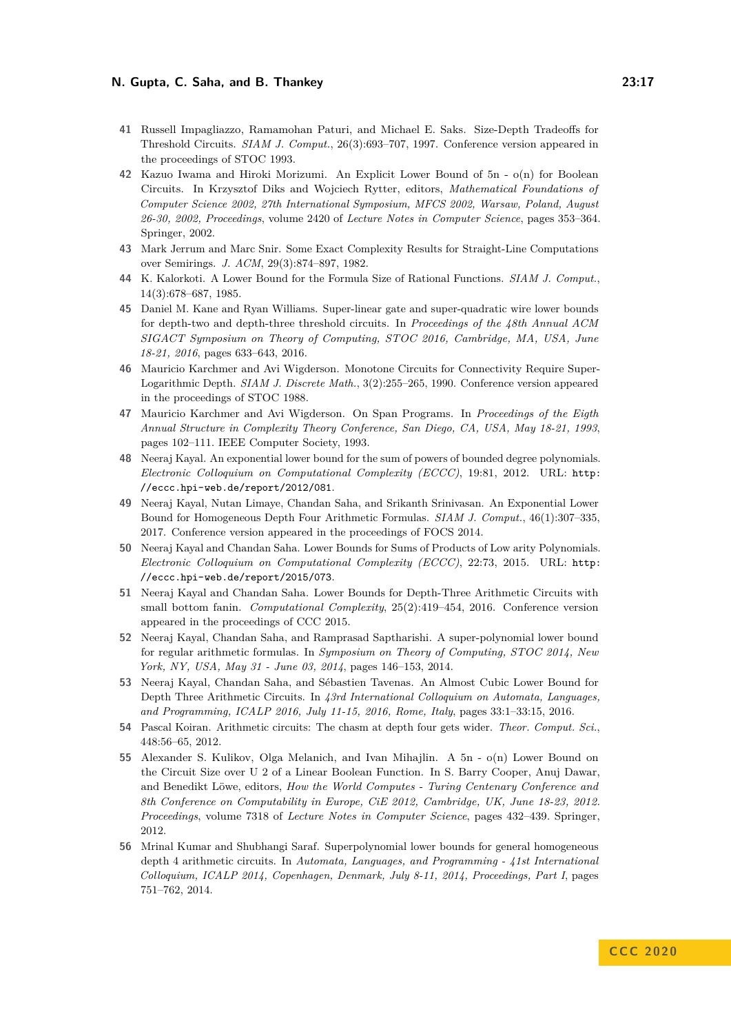41 Russell Impagliazzo, Ramamohan Paturi, and Michael E. Saks. Size-Depth Tradeoffs for Threshold Circuits. *SIAM J. Comput.*, 26(3):693–707, 1997. Conference version appeared in the proceedings of STOC 1993.

42 Kazuo Iwama and Hiroki Morizumi. An Explicit Lower Bound of 5n - o(n) for Boolean Circuits. In Krzysztof Diks and Wojciech Rytter, editors, *Mathematical Foundations of Computer Science 2002, 27th International Symposium, MFCS 2002, Warsaw, Poland, August 26-30, 2002, Proceedings*, volume 2420 of *Lecture Notes in Computer Science*, pages 353–364. Springer, 2002.

43 Mark Jerrum and Marc Snir. Some Exact Complexity Results for Straight-Line Computations over Semirings. *J. ACM*, 29(3):874–897, 1982.

44 K. Kalorkoti. A Lower Bound for the Formula Size of Rational Functions. *SIAM J. Comput.*, 14(3):678–687, 1985.

45 Daniel M. Kane and Ryan Williams. Super-linear gate and super-quadratic wire lower bounds for depth-two and depth-three threshold circuits. In *Proceedings of the 48th Annual ACM SIGACT Symposium on Theory of Computing, STOC 2016, Cambridge, MA, USA, June 18-21, 2016*, pages 633–643, 2016.

46 Mauricio Karchmer and Avi Wigderson. Monotone Circuits for Connectivity Require Super-Logarithmic Depth. *SIAM J. Discrete Math.*, 3(2):255–265, 1990. Conference version appeared in the proceedings of STOC 1988.

47 Mauricio Karchmer and Avi Wigderson. On Span Programs. In *Proceedings of the Eigth Annual Structure in Complexity Theory Conference, San Diego, CA, USA, May 18-21, 1993*, pages 102–111. IEEE Computer Society, 1993.

48 Neeraj Kayal. An exponential lower bound for the sum of powers of bounded degree polynomials. *Electronic Colloquium on Computational Complexity (ECCC)*, 19:81, 2012. URL: http://eccc.hpi-web.de/report/2012/081.

49 Neeraj Kayal, Nutan Limaye, Chandan Saha, and Srikanth Srinivasan. An Exponential Lower Bound for Homogeneous Depth Four Arithmetic Formulas. *SIAM J. Comput.*, 46(1):307–335, 2017. Conference version appeared in the proceedings of FOCS 2014.

50 Neeraj Kayal and Chandan Saha. Lower Bounds for Sums of Products of Low arity Polynomials. *Electronic Colloquium on Computational Complexity (ECCC)*, 22:73, 2015. URL: http://eccc.hpi-web.de/report/2015/073.

51 Neeraj Kayal and Chandan Saha. Lower Bounds for Depth-Three Arithmetic Circuits with small bottom fanin. *Computational Complexity*, 25(2):419–454, 2016. Conference version appeared in the proceedings of CCC 2015.

52 Neeraj Kayal, Chandan Saha, and Ramprasad Saptharishi. A super-polynomial lower bound for regular arithmetic formulas. In *Symposium on Theory of Computing, STOC 2014, New York, NY, USA, May 31 - June 03, 2014*, pages 146–153, 2014.

53 Neeraj Kayal, Chandan Saha, and Sébastien Tavenas. An Almost Cubic Lower Bound for Depth Three Arithmetic Circuits. In *43rd International Colloquium on Automata, Languages, and Programming, ICALP 2016, July 11-15, 2016, Rome, Italy*, pages 33:1–33:15, 2016.

54 Pascal Koiran. Arithmetic circuits: The chasm at depth four gets wider. *Theor. Comput. Sci.*, 448:56–65, 2012.

55 Alexander S. Kulikov, Olga Melanich, and Ivan Mihajlin. A 5n - o(n) Lower Bound on the Circuit Size over U 2 of a Linear Boolean Function. In S. Barry Cooper, Anuj Dawar, and Benedikt Löwe, editors, *How the World Computes - Turing Centenary Conference and 8th Conference on Computability in Europe, CiE 2012, Cambridge, UK, June 18-23, 2012. Proceedings*, volume 7318 of *Lecture Notes in Computer Science*, pages 432–439. Springer, 2012.

56 Mrinal Kumar and Shubhangi Saraf. Superpolynomial lower bounds for general homogeneous depth 4 arithmetic circuits. In *Automata, Languages, and Programming - 41st International Colloquium, ICALP 2014, Copenhagen, Denmark, July 8-11, 2014, Proceedings, Part I*, pages 751–762, 2014.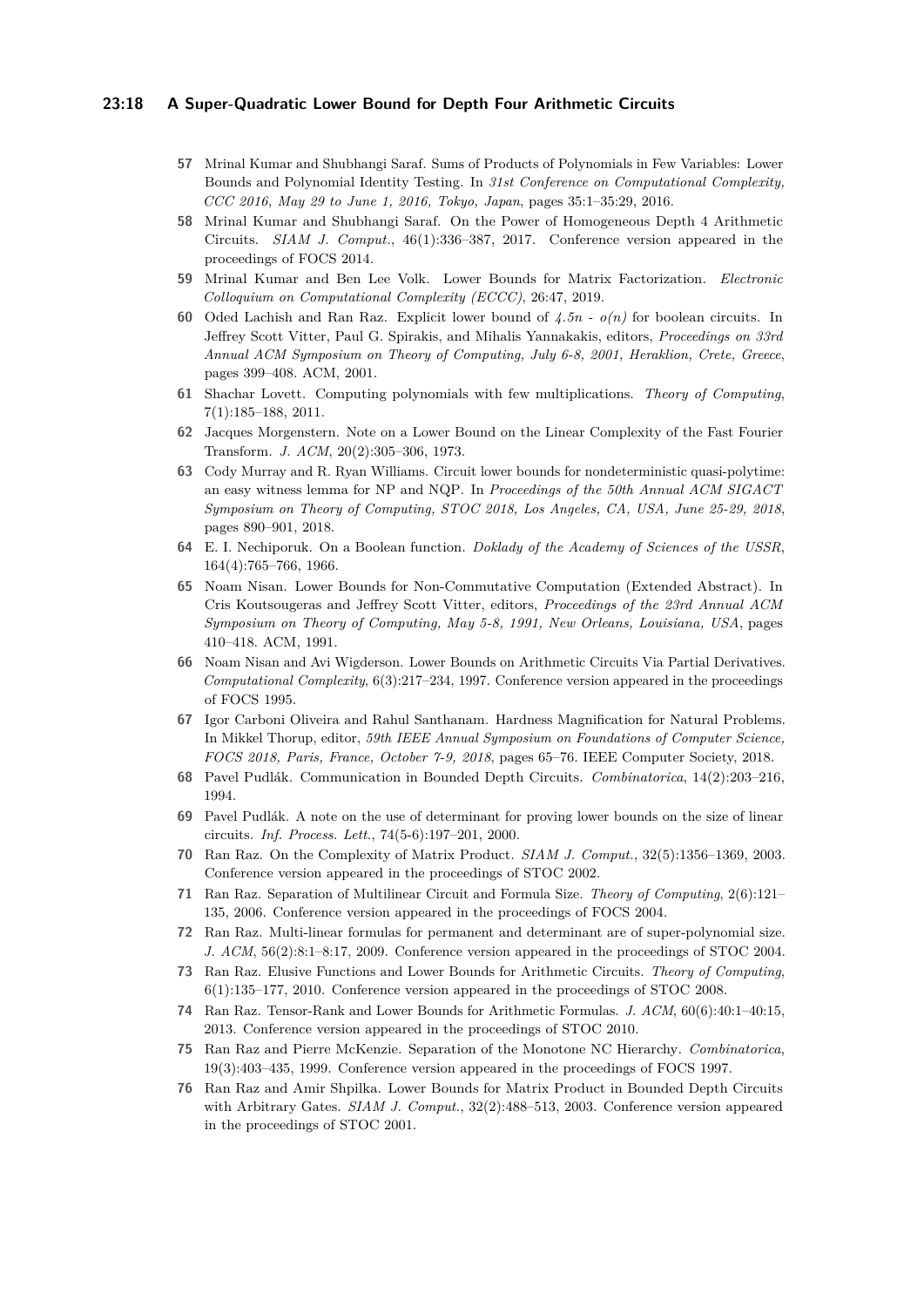**57** Mrinal Kumar and Shubhangi Saraf. Sums of Products of Polynomials in Few Variables: Lower Bounds and Polynomial Identity Testing. In *31st Conference on Computational Complexity, CCC 2016, May 29 to June 1, 2016, Tokyo, Japan*, pages 35:1–35:29, 2016.

**58** Mrinal Kumar and Shubhangi Saraf. On the Power of Homogeneous Depth 4 Arithmetic Circuits. *SIAM J. Comput.*, 46(1):336–387, 2017. Conference version appeared in the proceedings of FOCS 2014.

**59** Mrinal Kumar and Ben Lee Volk. Lower Bounds for Matrix Factorization. *Electronic Colloquium on Computational Complexity (ECCC)*, 26:47, 2019.

**60** Oded Lachish and Ran Raz. Explicit lower bound of *4.5n - o(n)* for boolean circuits. In Jeffrey Scott Vitter, Paul G. Spirakis, and Mihalis Yannakakis, editors, *Proceedings on 33rd Annual ACM Symposium on Theory of Computing, July 6-8, 2001, Heraklion, Crete, Greece*, pages 399–408. ACM, 2001.

**61** Shachar Lovett. Computing polynomials with few multiplications. *Theory of Computing*, 7(1):185–188, 2011.

**62** Jacques Morgenstern. Note on a Lower Bound on the Linear Complexity of the Fast Fourier Transform. *J. ACM*, 20(2):305–306, 1973.

**63** Cody Murray and R. Ryan Williams. Circuit lower bounds for nondeterministic quasi-polytime: an easy witness lemma for NP and NQP. In *Proceedings of the 50th Annual ACM SIGACT Symposium on Theory of Computing, STOC 2018, Los Angeles, CA, USA, June 25-29, 2018*, pages 890–901, 2018.

**64** E. I. Nechiporuk. On a Boolean function. *Doklady of the Academy of Sciences of the USSR*, 164(4):765–766, 1966.

**65** Noam Nisan. Lower Bounds for Non-Commutative Computation (Extended Abstract). In Cris Koutsougeras and Jeffrey Scott Vitter, editors, *Proceedings of the 23rd Annual ACM Symposium on Theory of Computing, May 5-8, 1991, New Orleans, Louisiana, USA*, pages 410–418. ACM, 1991.

**66** Noam Nisan and Avi Wigderson. Lower Bounds on Arithmetic Circuits Via Partial Derivatives. *Computational Complexity*, 6(3):217–234, 1997. Conference version appeared in the proceedings of FOCS 1995.

**67** Igor Carboni Oliveira and Rahul Santhanam. Hardness Magnification for Natural Problems. In Mikkel Thorup, editor, *59th IEEE Annual Symposium on Foundations of Computer Science, FOCS 2018, Paris, France, October 7-9, 2018*, pages 65–76. IEEE Computer Society, 2018.

**68** Pavel Pudlák. Communication in Bounded Depth Circuits. *Combinatorica*, 14(2):203–216, 1994.

**69** Pavel Pudlák. A note on the use of determinant for proving lower bounds on the size of linear circuits. *Inf. Process. Lett.*, 74(5-6):197–201, 2000.

**70** Ran Raz. On the Complexity of Matrix Product. *SIAM J. Comput.*, 32(5):1356–1369, 2003. Conference version appeared in the proceedings of STOC 2002.

**71** Ran Raz. Separation of Multilinear Circuit and Formula Size. *Theory of Computing*, 2(6):121–135, 2006. Conference version appeared in the proceedings of FOCS 2004.

**72** Ran Raz. Multi-linear formulas for permanent and determinant are of super-polynomial size. *J. ACM*, 56(2):8:1–8:17, 2009. Conference version appeared in the proceedings of STOC 2004.

**73** Ran Raz. Elusive Functions and Lower Bounds for Arithmetic Circuits. *Theory of Computing*, 6(1):135–177, 2010. Conference version appeared in the proceedings of STOC 2008.

**74** Ran Raz. Tensor-Rank and Lower Bounds for Arithmetic Formulas. *J. ACM*, 60(6):40:1–40:15, 2013. Conference version appeared in the proceedings of STOC 2010.

**75** Ran Raz and Pierre McKenzie. Separation of the Monotone NC Hierarchy. *Combinatorica*, 19(3):403–435, 1999. Conference version appeared in the proceedings of FOCS 1997.

**76** Ran Raz and Amir Shpilka. Lower Bounds for Matrix Product in Bounded Depth Circuits with Arbitrary Gates. *SIAM J. Comput.*, 32(2):488–513, 2003. Conference version appeared in the proceedings of STOC 2001.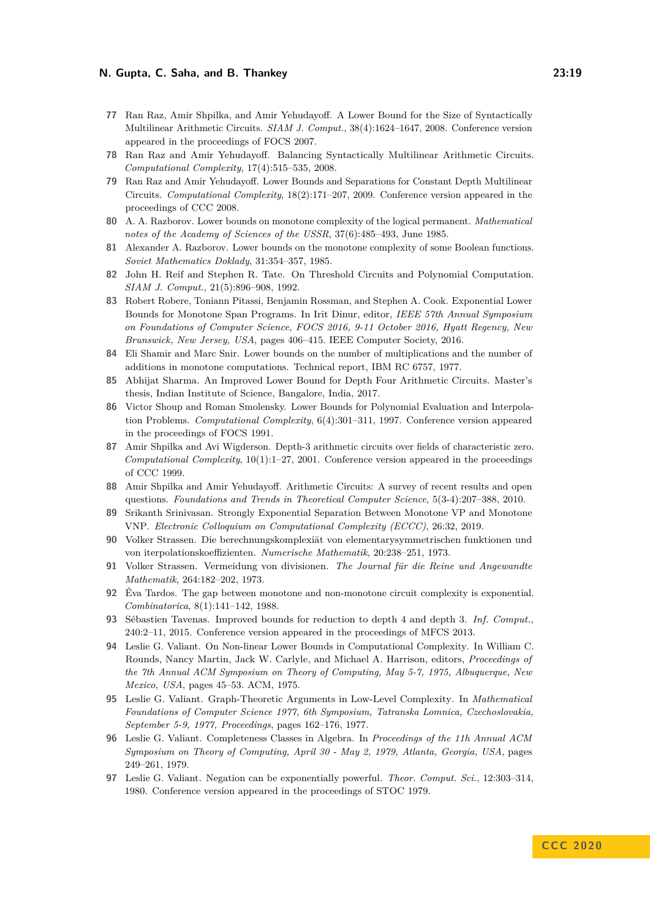77 Ran Raz, Amir Shpilka, and Amir Yehudayoff. A Lower Bound for the Size of Syntactically Multilinear Arithmetic Circuits. *SIAM J. Comput.*, 38(4):1624–1647, 2008. Conference version appeared in the proceedings of FOCS 2007.

78 Ran Raz and Amir Yehudayoff. Balancing Syntactically Multilinear Arithmetic Circuits. *Computational Complexity*, 17(4):515–535, 2008.

79 Ran Raz and Amir Yehudayoff. Lower Bounds and Separations for Constant Depth Multilinear Circuits. *Computational Complexity*, 18(2):171–207, 2009. Conference version appeared in the proceedings of CCC 2008.

80 A. A. Razborov. Lower bounds on monotone complexity of the logical permanent. *Mathematical notes of the Academy of Sciences of the USSR*, 37(6):485–493, June 1985.

81 Alexander A. Razborov. Lower bounds on the monotone complexity of some Boolean functions. *Soviet Mathematics Doklady*, 31:354–357, 1985.

82 John H. Reif and Stephen R. Tate. On Threshold Circuits and Polynomial Computation. *SIAM J. Comput.*, 21(5):896–908, 1992.

83 Robert Robere, Toniann Pitassi, Benjamin Rossman, and Stephen A. Cook. Exponential Lower Bounds for Monotone Span Programs. In Irit Dinur, editor, *IEEE 57th Annual Symposium on Foundations of Computer Science, FOCS 2016, 9-11 October 2016, Hyatt Regency, New Brunswick, New Jersey, USA*, pages 406–415. IEEE Computer Society, 2016.

84 Eli Shamir and Marc Snir. Lower bounds on the number of multiplications and the number of additions in monotone computations. Technical report, IBM RC 6757, 1977.

85 Abhijat Sharma. An Improved Lower Bound for Depth Four Arithmetic Circuits. Master's thesis, Indian Institute of Science, Bangalore, India, 2017.

86 Victor Shoup and Roman Smolensky. Lower Bounds for Polynomial Evaluation and Interpolation Problems. *Computational Complexity*, 6(4):301–311, 1997. Conference version appeared in the proceedings of FOCS 1991.

87 Amir Shpilka and Avi Wigderson. Depth-3 arithmetic circuits over fields of characteristic zero. *Computational Complexity*, 10(1):1–27, 2001. Conference version appeared in the proceedings of CCC 1999.

88 Amir Shpilka and Amir Yehudayoff. Arithmetic Circuits: A survey of recent results and open questions. *Foundations and Trends in Theoretical Computer Science*, 5(3-4):207–388, 2010.

89 Srikanth Srinivasan. Strongly Exponential Separation Between Monotone VP and Monotone VNP. *Electronic Colloquium on Computational Complexity (ECCC)*, 26:32, 2019.

90 Volker Strassen. Die berechnungskomplexiät von elementarysymmetrischen funktionen und von iterpolationskoeffizienten. *Numerische Mathematik*, 20:238–251, 1973.

91 Volker Strassen. Vermeidung von divisionen. *The Journal für die Reine und Angewandte Mathematik*, 264:182–202, 1973.

92 Éva Tardos. The gap between monotone and non-monotone circuit complexity is exponential. *Combinatorica*, 8(1):141–142, 1988.

93 Sébastien Tavenas. Improved bounds for reduction to depth 4 and depth 3. *Inf. Comput.*, 240:2–11, 2015. Conference version appeared in the proceedings of MFCS 2013.

94 Leslie G. Valiant. On Non-linear Lower Bounds in Computational Complexity. In William C. Rounds, Nancy Martin, Jack W. Carlyle, and Michael A. Harrison, editors, *Proceedings of the 7th Annual ACM Symposium on Theory of Computing, May 5-7, 1975, Albuquerque, New Mexico, USA*, pages 45–53. ACM, 1975.

95 Leslie G. Valiant. Graph-Theoretic Arguments in Low-Level Complexity. In *Mathematical Foundations of Computer Science 1977, 6th Symposium, Tatranska Lomnica, Czechoslovakia, September 5-9, 1977, Proceedings*, pages 162–176, 1977.

96 Leslie G. Valiant. Completeness Classes in Algebra. In *Proceedings of the 11h Annual ACM Symposium on Theory of Computing, April 30 - May 2, 1979, Atlanta, Georgia, USA*, pages 249–261, 1979.

97 Leslie G. Valiant. Negation can be exponentially powerful. *Theor. Comput. Sci.*, 12:303–314, 1980. Conference version appeared in the proceedings of STOC 1979.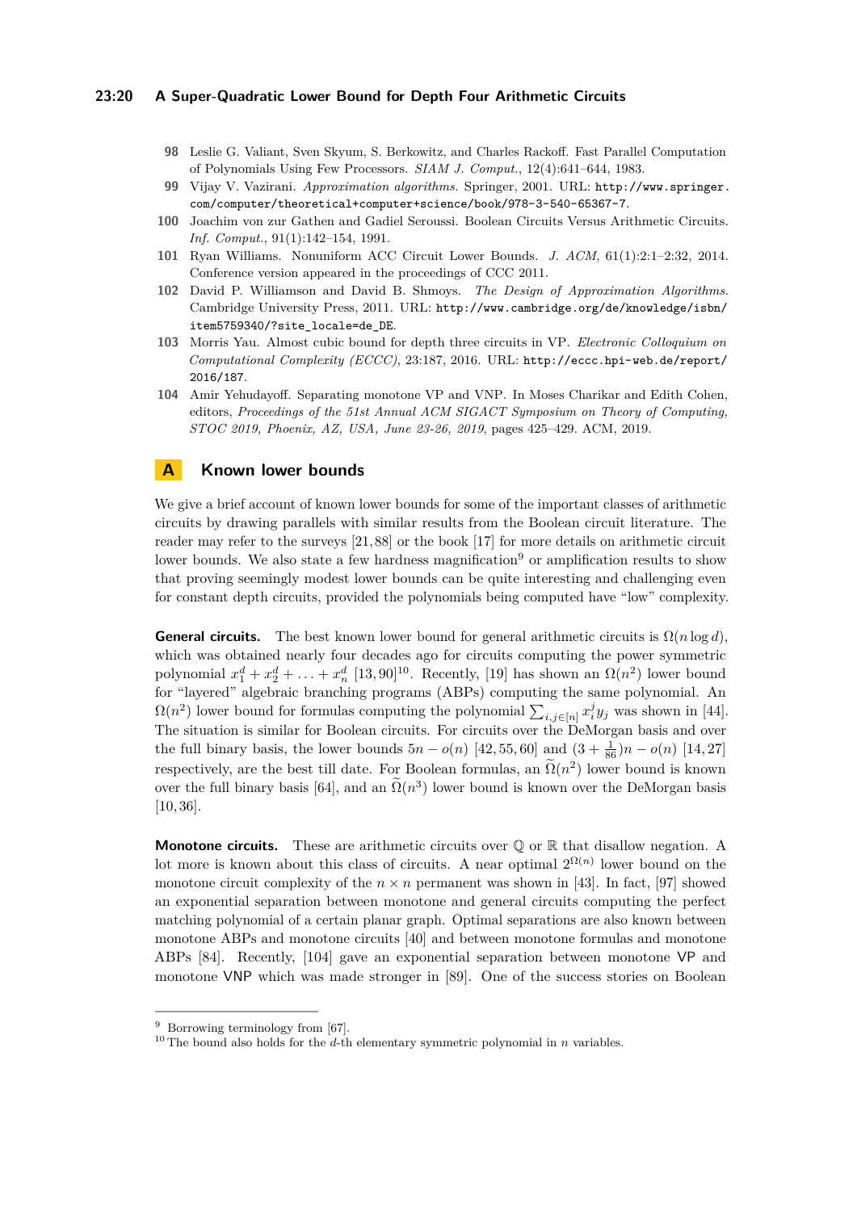98 Leslie G. Valiant, Sven Skyum, S. Berkowitz, and Charles Rackoff. Fast Parallel Computation of Polynomials Using Few Processors. *SIAM J. Comput.*, 12(4):641–644, 1983.

99 Vijay V. Vazirani. *Approximation algorithms*. Springer, 2001. URL: http://www.springer.com/computer/theoretical+computer+science/book/978-3-540-65367-7.

100 Joachim von zur Gathen and Gadiel Seroussi. Boolean Circuits Versus Arithmetic Circuits. *Inf. Comput.*, 91(1):142–154, 1991.

101 Ryan Williams. Nonuniform ACC Circuit Lower Bounds. *J. ACM*, 61(1):2:1–2:32, 2014. Conference version appeared in the proceedings of CCC 2011.

102 David P. Williamson and David B. Shmoys. *The Design of Approximation Algorithms*. Cambridge University Press, 2011. URL: http://www.cambridge.org/de/knowledge/isbn/item5759340/?site_locale=de_DE.

103 Morris Yau. Almost cubic bound for depth three circuits in VP. *Electronic Colloquium on Computational Complexity (ECCC)*, 23:187, 2016. URL: http://eccc.hpi-web.de/report/2016/187.

104 Amir Yehudayoff. Separating monotone VP and VNP. In Moses Charikar and Edith Cohen, editors, *Proceedings of the 51st Annual ACM SIGACT Symposium on Theory of Computing, STOC 2019, Phoenix, AZ, USA, June 23-26, 2019*, pages 425–429. ACM, 2019.

# A Known lower bounds

We give a brief account of known lower bounds for some of the important classes of arithmetic circuits by drawing parallels with similar results from the Boolean circuit literature. The reader may refer to the surveys [21, 88] or the book [17] for more details on arithmetic circuit lower bounds. We also state a few hardness magnification[9] or amplification results to show that proving seemingly modest lower bounds can be quite interesting and challenging even for constant depth circuits, provided the polynomials being computed have "low" complexity.

**General circuits.** The best known lower bound for general arithmetic circuits is $\Omega(n \log d)$, which was obtained nearly four decades ago for circuits computing the power symmetric polynomial $x_1^d + x_2^d + \ldots + x_n^d$ [13, 90][10]. Recently, [19] has shown an $\Omega(n^2)$ lower bound for "layered" algebraic branching programs (ABPs) computing the same polynomial. An $\Omega(n^2)$ lower bound for formulas computing the polynomial $\sum_{i,j \in [n]} x_i^j y_j$ was shown in [44]. The situation is similar for Boolean circuits. For circuits over the DeMorgan basis and over the full binary basis, the lower bounds $5n - o(n)$ [42, 55, 60] and $(3 + \frac{1}{86})n - o(n)$ [14, 27] respectively, are the best till date. For Boolean formulas, an $\widetilde{\Omega}(n^2)$ lower bound is known over the full binary basis [64], and an $\widetilde{\Omega}(n^3)$ lower bound is known over the DeMorgan basis [10, 36].

**Monotone circuits.** These are arithmetic circuits over $\mathbb{Q}$ or $\mathbb{R}$ that disallow negation. A lot more is known about this class of circuits. A near optimal $2^{\Omega(n)}$ lower bound on the monotone circuit complexity of the $n \times n$ permanent was shown in [43]. In fact, [97] showed an exponential separation between monotone and general circuits computing the perfect matching polynomial of a certain planar graph. Optimal separations are also known between monotone ABPs and monotone circuits [40] and between monotone formulas and monotone ABPs [84]. Recently, [104] gave an exponential separation between monotone VP and monotone VNP which was made stronger in [89]. One of the success stories on Boolean

[9] Borrowing terminology from [67].

[10] The bound also holds for the $d$-th elementary symmetric polynomial in $n$ variables.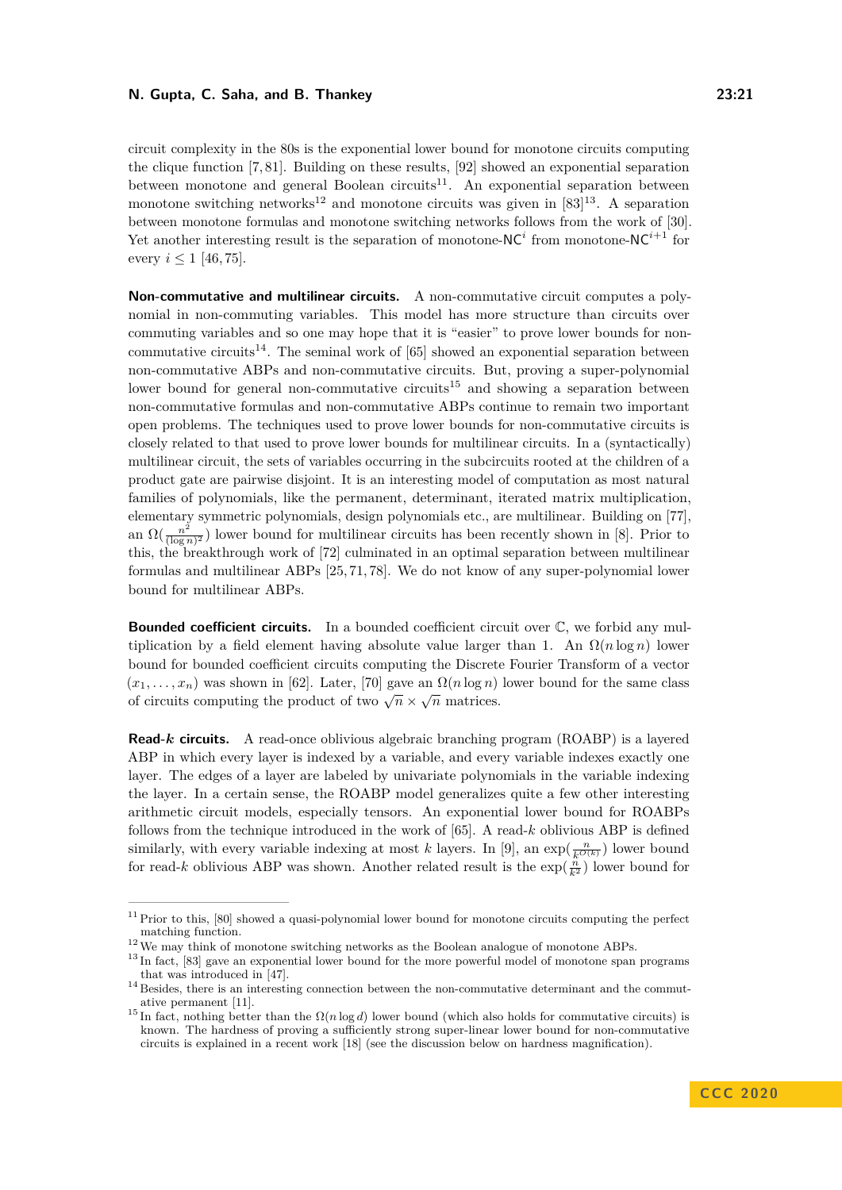circuit complexity in the 80s is the exponential lower bound for monotone circuits computing the clique function [7, 81]. Building on these results, [92] showed an exponential separation between monotone and general Boolean circuits[11]. An exponential separation between monotone switching networks[12] and monotone circuits was given in [83][13]. A separation between monotone formulas and monotone switching networks follows from the work of [30]. Yet another interesting result is the separation of monotone-$\mathsf{NC}^i$ from monotone-$\mathsf{NC}^{i+1}$ for every $i \leq 1$ [46, 75].

**Non-commutative and multilinear circuits.** A non-commutative circuit computes a polynomial in non-commuting variables. This model has more structure than circuits over commuting variables and so one may hope that it is "easier" to prove lower bounds for non-commutative circuits[14]. The seminal work of [65] showed an exponential separation between non-commutative ABPs and non-commutative circuits. But, proving a super-polynomial lower bound for general non-commutative circuits[15] and showing a separation between non-commutative formulas and non-commutative ABPs continue to remain two important open problems. The techniques used to prove lower bounds for non-commutative circuits is closely related to that used to prove lower bounds for multilinear circuits. In a (syntactically) multilinear circuit, the sets of variables occurring in the subcircuits rooted at the children of a product gate are pairwise disjoint. It is an interesting model of computation as most natural families of polynomials, like the permanent, determinant, iterated matrix multiplication, elementary symmetric polynomials, design polynomials etc., are multilinear. Building on [77], an $\Omega(\frac{n^2}{(\log n)^2})$ lower bound for multilinear circuits has been recently shown in [8]. Prior to this, the breakthrough work of [72] culminated in an optimal separation between multilinear formulas and multilinear ABPs [25, 71, 78]. We do not know of any super-polynomial lower bound for multilinear ABPs.

**Bounded coefficient circuits.** In a bounded coefficient circuit over $\mathbb{C}$, we forbid any multiplication by a field element having absolute value larger than 1. An $\Omega(n \log n)$ lower bound for bounded coefficient circuits computing the Discrete Fourier Transform of a vector $(x_1, \ldots, x_n)$ was shown in [62]. Later, [70] gave an $\Omega(n \log n)$ lower bound for the same class of circuits computing the product of two $\sqrt{n} \times \sqrt{n}$ matrices.

**Read-$k$ circuits.** A read-once oblivious algebraic branching program (ROABP) is a layered ABP in which every layer is indexed by a variable, and every variable indexes exactly one layer. The edges of a layer are labeled by univariate polynomials in the variable indexing the layer. In a certain sense, the ROABP model generalizes quite a few other interesting arithmetic circuit models, especially tensors. An exponential lower bound for ROABPs follows from the technique introduced in the work of [65]. A read-$k$ oblivious ABP is defined similarly, with every variable indexing at most $k$ layers. In [9], an $\exp(\frac{n}{k^{O(k)}})$ lower bound for read-$k$ oblivious ABP was shown. Another related result is the $\exp(\frac{n}{k^2})$ lower bound for

---

[11] Prior to this, [80] showed a quasi-polynomial lower bound for monotone circuits computing the perfect matching function.

[12] We may think of monotone switching networks as the Boolean analogue of monotone ABPs.

[13] In fact, [83] gave an exponential lower bound for the more powerful model of monotone span programs that was introduced in [47].

[14] Besides, there is an interesting connection between the non-commutative determinant and the commutative permanent [11].

[15] In fact, nothing better than the $\Omega(n \log d)$ lower bound (which also holds for commutative circuits) is known. The hardness of proving a sufficiently strong super-linear lower bound for non-commutative circuits is explained in a recent work [18] (see the discussion below on hardness magnification).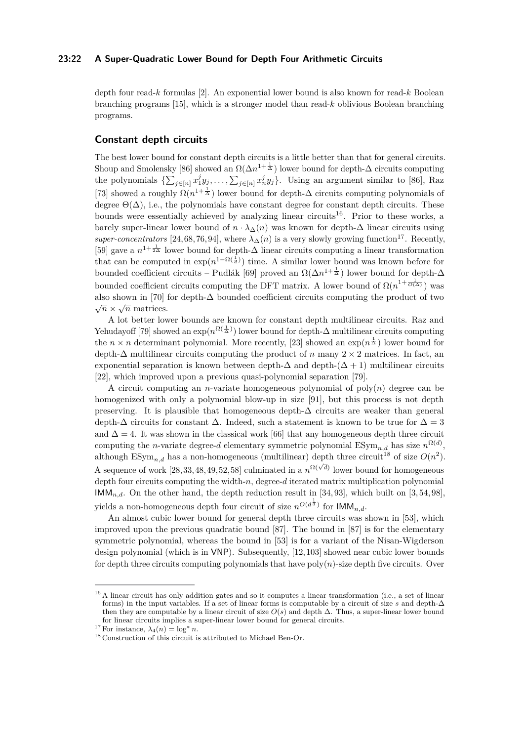depth four read-$k$ formulas [2]. An exponential lower bound is also known for read-$k$ Boolean branching programs [15], which is a stronger model than read-$k$ oblivious Boolean branching programs.

## Constant depth circuits

The best lower bound for constant depth circuits is a little better than that for general circuits. Shoup and Smolensky [86] showed an $\Omega(\Delta n^{1+\frac{1}{\Delta}})$ lower bound for depth-$\Delta$ circuits computing the polynomials $\{\sum_{j\in[n]} x_1^j y_j, \ldots, \sum_{j\in[n]} x_n^j y_j\}$. Using an argument similar to [86], Raz [73] showed a roughly $\Omega(n^{1+\frac{1}{\Delta}})$ lower bound for depth-$\Delta$ circuits computing polynomials of degree $\Theta(\Delta)$, i.e., the polynomials have constant degree for constant depth circuits. These bounds were essentially achieved by analyzing linear circuits[16]. Prior to these works, a barely super-linear lower bound of $n \cdot \lambda_\Delta(n)$ was known for depth-$\Delta$ linear circuits using *super-concentrators* [24,68,76,94], where $\lambda_\Delta(n)$ is a very slowly growing function[17]. Recently, [59] gave a $n^{1+\frac{1}{2\Delta}}$ lower bound for depth-$\Delta$ linear circuits computing a linear transformation that can be computed in $\exp(n^{1-\Omega(\frac{1}{d})})$ time. A similar lower bound was known before for bounded coefficient circuits – Pudlák [69] proved an $\Omega(\Delta n^{1+\frac{1}{\Delta}})$ lower bound for depth-$\Delta$ bounded coefficient circuits computing the DFT matrix. A lower bound of $\Omega(n^{1+\frac{1}{O(\Delta)}})$ was also shown in [70] for depth-$\Delta$ bounded coefficient circuits computing the product of two $\sqrt{n} \times \sqrt{n}$ matrices.

A lot better lower bounds are known for constant depth multilinear circuits. Raz and Yehudayoff [79] showed an $\exp(n^{\Omega(\frac{1}{\Delta})})$ lower bound for depth-$\Delta$ multilinear circuits computing the $n \times n$ determinant polynomial. More recently, [23] showed an $\exp(n^{\frac{1}{\Delta}})$ lower bound for depth-$\Delta$ multilinear circuits computing the product of $n$ many $2 \times 2$ matrices. In fact, an exponential separation is known between depth-$\Delta$ and depth-$(\Delta+1)$ multilinear circuits [22], which improved upon a previous quasi-polynomial separation [79].

A circuit computing an $n$-variate homogeneous polynomial of $\text{poly}(n)$ degree can be homogenized with only a polynomial blow-up in size [91], but this process is not depth preserving. It is plausible that homogeneous depth-$\Delta$ circuits are weaker than general depth-$\Delta$ circuits for constant $\Delta$. Indeed, such a statement is known to be true for $\Delta = 3$ and $\Delta = 4$. It was shown in the classical work [66] that any homogeneous depth three circuit computing the $n$-variate degree-$d$ elementary symmetric polynomial $\text{ESym}_{n,d}$ has size $n^{\Omega(d)}$, although $\text{ESym}_{n,d}$ has a non-homogeneous (multilinear) depth three circuit[18] of size $O(n^2)$. A sequence of work [28,33,48,49,52,58] culminated in a $n^{\Omega(\sqrt{d})}$ lower bound for homogeneous depth four circuits computing the width-$n$, degree-$d$ iterated matrix multiplication polynomial $\mathsf{IMM}_{n,d}$. On the other hand, the depth reduction result in [34,93], which built on [3,54,98], yields a non-homogeneous depth four circuit of size $n^{O(d^{\frac{1}{3}})}$ for $\mathsf{IMM}_{n,d}$.

An almost cubic lower bound for general depth three circuits was shown in [53], which improved upon the previous quadratic bound [87]. The bound in [87] is for the elementary symmetric polynomial, whereas the bound in [53] is for a variant of the Nisan-Wigderson design polynomial (which is in $\mathsf{VNP}$). Subsequently, [12,103] showed near cubic lower bounds for depth three circuits computing polynomials that have $\text{poly}(n)$-size depth five circuits. Over

---

[16] A linear circuit has only addition gates and so it computes a linear transformation (i.e., a set of linear forms) in the input variables. If a set of linear forms is computable by a circuit of size $s$ and depth-$\Delta$ then they are computable by a linear circuit of size $O(s)$ and depth $\Delta$. Thus, a super-linear lower bound for linear circuits implies a super-linear lower bound for general circuits.

[17] For instance, $\lambda_4(n) = \log^* n$.

[18] Construction of this circuit is attributed to Michael Ben-Or.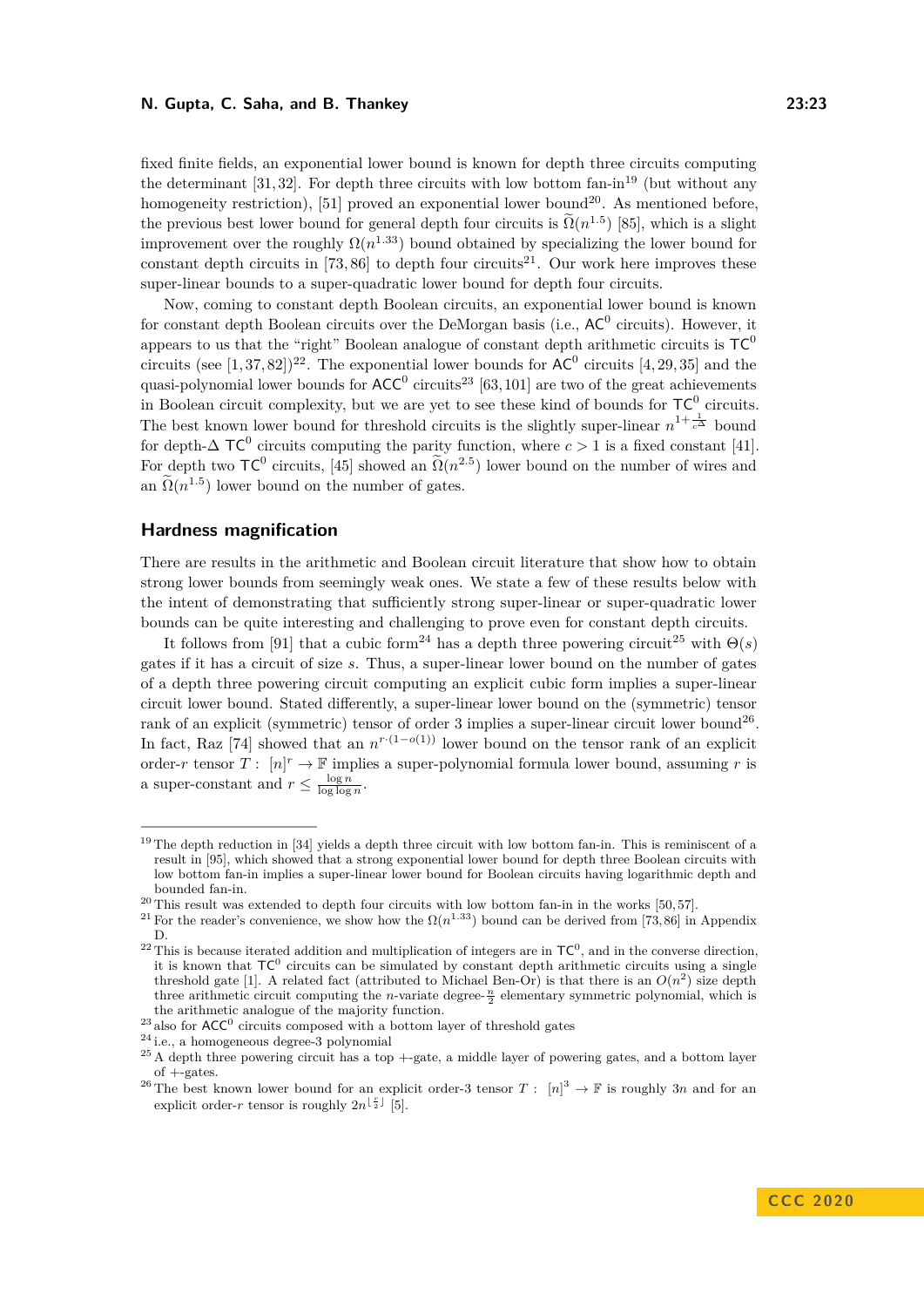fixed finite fields, an exponential lower bound is known for depth three circuits computing the determinant [31, 32]. For depth three circuits with low bottom fan-in[19] (but without any homogeneity restriction), [51] proved an exponential lower bound[20]. As mentioned before, the previous best lower bound for general depth four circuits is $\widetilde{\Omega}(n^{1.5})$ [85], which is a slight improvement over the roughly $\Omega(n^{1.33})$ bound obtained by specializing the lower bound for constant depth circuits in [73, 86] to depth four circuits[21]. Our work here improves these super-linear bounds to a super-quadratic lower bound for depth four circuits.

Now, coming to constant depth Boolean circuits, an exponential lower bound is known for constant depth Boolean circuits over the DeMorgan basis (i.e., $\mathsf{AC}^0$ circuits). However, it appears to us that the "right" Boolean analogue of constant depth arithmetic circuits is $\mathsf{TC}^0$ circuits (see [1, 37, 82])[22]. The exponential lower bounds for $\mathsf{AC}^0$ circuits [4, 29, 35] and the quasi-polynomial lower bounds for $\mathsf{ACC}^0$ circuits[23] [63, 101] are two of the great achievements in Boolean circuit complexity, but we are yet to see these kind of bounds for $\mathsf{TC}^0$ circuits. The best known lower bound for threshold circuits is the slightly super-linear $n^{1+\frac{1}{c^\Delta}}$ bound for depth-$\Delta$ $\mathsf{TC}^0$ circuits computing the parity function, where $c > 1$ is a fixed constant [41]. For depth two $\mathsf{TC}^0$ circuits, [45] showed an $\widetilde{\Omega}(n^{2.5})$ lower bound on the number of wires and an $\widetilde{\Omega}(n^{1.5})$ lower bound on the number of gates.

## Hardness magnification

There are results in the arithmetic and Boolean circuit literature that show how to obtain strong lower bounds from seemingly weak ones. We state a few of these results below with the intent of demonstrating that sufficiently strong super-linear or super-quadratic lower bounds can be quite interesting and challenging to prove even for constant depth circuits.

It follows from [91] that a cubic form[24] has a depth three powering circuit[25] with $\Theta(s)$ gates if it has a circuit of size $s$. Thus, a super-linear lower bound on the number of gates of a depth three powering circuit computing an explicit cubic form implies a super-linear circuit lower bound. Stated differently, a super-linear lower bound on the (symmetric) tensor rank of an explicit (symmetric) tensor of order 3 implies a super-linear circuit lower bound[26]. In fact, Raz [74] showed that an $n^{r \cdot (1-o(1))}$ lower bound on the tensor rank of an explicit order-$r$ tensor $T : [n]^r \to \mathbb{F}$ implies a super-polynomial formula lower bound, assuming $r$ is a super-constant and $r \leq \frac{\log n}{\log \log n}$.

---

[19] The depth reduction in [34] yields a depth three circuit with low bottom fan-in. This is reminiscent of a result in [95], which showed that a strong exponential lower bound for depth three Boolean circuits with low bottom fan-in implies a super-linear lower bound for Boolean circuits having logarithmic depth and bounded fan-in.

[20] This result was extended to depth four circuits with low bottom fan-in in the works [50, 57].

[21] For the reader's convenience, we show how the $\Omega(n^{1.33})$ bound can be derived from [73, 86] in Appendix D.

[22] This is because iterated addition and multiplication of integers are in $\mathsf{TC}^0$, and in the converse direction, it is known that $\mathsf{TC}^0$ circuits can be simulated by constant depth arithmetic circuits using a single threshold gate [1]. A related fact (attributed to Michael Ben-Or) is that there is an $O(n^2)$ size depth three arithmetic circuit computing the $n$-variate degree-$\frac{n}{2}$ elementary symmetric polynomial, which is the arithmetic analogue of the majority function.

[23] also for $\mathsf{ACC}^0$ circuits composed with a bottom layer of threshold gates

[24] i.e., a homogeneous degree-3 polynomial

[25] A depth three powering circuit has a top +-gate, a middle layer of powering gates, and a bottom layer of +-gates.

[26] The best known lower bound for an explicit order-3 tensor $T : [n]^3 \to \mathbb{F}$ is roughly $3n$ and for an explicit order-$r$ tensor is roughly $2n^{\lfloor \frac{r}{2} \rfloor}$ [5].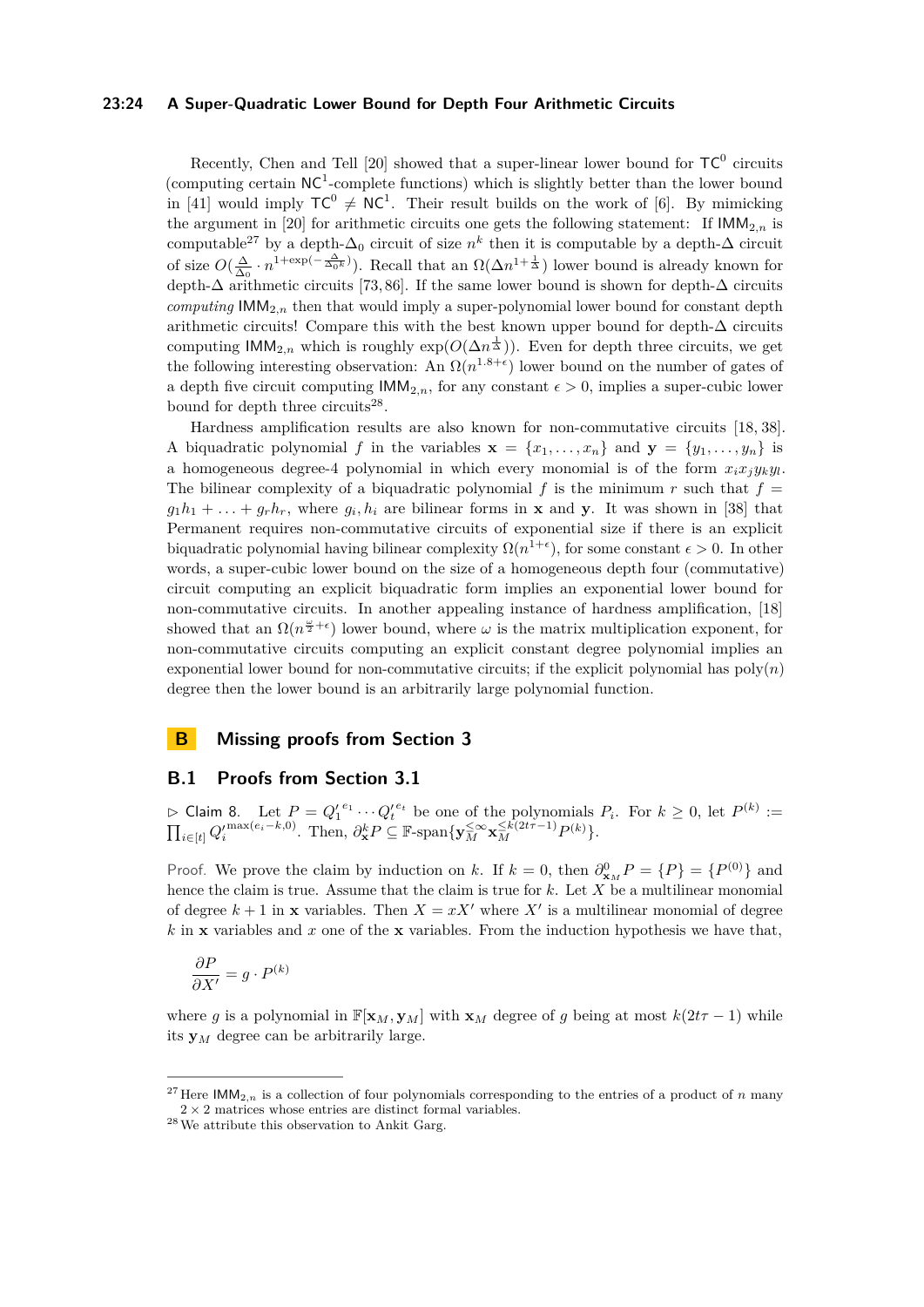Recently, Chen and Tell [20] showed that a super-linear lower bound for $\mathsf{TC}^0$ circuits (computing certain $\mathsf{NC}^1$-complete functions) which is slightly better than the lower bound in [41] would imply $\mathsf{TC}^0 \neq \mathsf{NC}^1$. Their result builds on the work of [6]. By mimicking the argument in [20] for arithmetic circuits one gets the following statement: If $\mathsf{IMM}_{2,n}$ is computable[27] by a depth-$\Delta_0$ circuit of size $n^k$ then it is computable by a depth-$\Delta$ circuit of size $O(\frac{\Delta}{\Delta_0} \cdot n^{1+\exp(-\frac{\Delta}{\Delta_0 k})})$. Recall that an $\Omega(\Delta n^{1+\frac{1}{\Delta}})$ lower bound is already known for depth-$\Delta$ arithmetic circuits [73, 86]. If the same lower bound is shown for depth-$\Delta$ circuits *computing* $\mathsf{IMM}_{2,n}$ then that would imply a super-polynomial lower bound for constant depth arithmetic circuits! Compare this with the best known upper bound for depth-$\Delta$ circuits computing $\mathsf{IMM}_{2,n}$ which is roughly $\exp(O(\Delta n^{\frac{1}{\Delta}}))$. Even for depth three circuits, we get the following interesting observation: An $\Omega(n^{1.8+\epsilon})$ lower bound on the number of gates of a depth five circuit computing $\mathsf{IMM}_{2,n}$, for any constant $\epsilon > 0$, implies a super-cubic lower bound for depth three circuits[28].

Hardness amplification results are also known for non-commutative circuits [18, 38]. A biquadratic polynomial $f$ in the variables $\mathbf{x} = \{x_1, \ldots, x_n\}$ and $\mathbf{y} = \{y_1, \ldots, y_n\}$ is a homogeneous degree-4 polynomial in which every monomial is of the form $x_i x_j y_k y_l$. The bilinear complexity of a biquadratic polynomial $f$ is the minimum $r$ such that $f = g_1 h_1 + \ldots + g_r h_r$, where $g_i, h_i$ are bilinear forms in $\mathbf{x}$ and $\mathbf{y}$. It was shown in [38] that Permanent requires non-commutative circuits of exponential size if there is an explicit biquadratic polynomial having bilinear complexity $\Omega(n^{1+\epsilon})$, for some constant $\epsilon > 0$. In other words, a super-cubic lower bound on the size of a homogeneous depth four (commutative) circuit computing an explicit biquadratic form implies an exponential lower bound for non-commutative circuits. In another appealing instance of hardness amplification, [18] showed that an $\Omega(n^{\frac{\omega}{2}+\epsilon})$ lower bound, where $\omega$ is the matrix multiplication exponent, for non-commutative circuits computing an explicit constant degree polynomial implies an exponential lower bound for non-commutative circuits; if the explicit polynomial has $\mathrm{poly}(n)$ degree then the lower bound is an arbitrarily large polynomial function.

# B Missing proofs from Section 3

## B.1 Proofs from Section 3.1

▷ Claim 8. Let $P = {Q'_1}^{e_1} \cdots {Q'_t}^{e_t}$ be one of the polynomials $P_i$. For $k \geq 0$, let $P^{(k)} := \prod_{i \in [t]} {Q'_i}^{\max(e_i - k, 0)}$. Then, $\partial^k_{\mathbf{x}} P \subseteq \mathbb{F}\text{-span}\{\mathbf{y}_M^{\leq \infty} \mathbf{x}_M^{\leq k(2t\tau-1)} P^{(k)}\}$.

Proof. We prove the claim by induction on $k$. If $k = 0$, then $\partial^0_{\mathbf{x}_M} P = \{P\} = \{P^{(0)}\}$ and hence the claim is true. Assume that the claim is true for $k$. Let $X$ be a multilinear monomial of degree $k+1$ in $\mathbf{x}$ variables. Then $X = xX'$ where $X'$ is a multilinear monomial of degree $k$ in $\mathbf{x}$ variables and $x$ one of the $\mathbf{x}$ variables. From the induction hypothesis we have that,

$$\frac{\partial P}{\partial X'} = g \cdot P^{(k)}$$

where $g$ is a polynomial in $\mathbb{F}[\mathbf{x}_M, \mathbf{y}_M]$ with $\mathbf{x}_M$ degree of $g$ being at most $k(2t\tau - 1)$ while its $\mathbf{y}_M$ degree can be arbitrarily large.

---

[27] Here $\mathsf{IMM}_{2,n}$ is a collection of four polynomials corresponding to the entries of a product of $n$ many $2 \times 2$ matrices whose entries are distinct formal variables.

[28] We attribute this observation to Ankit Garg.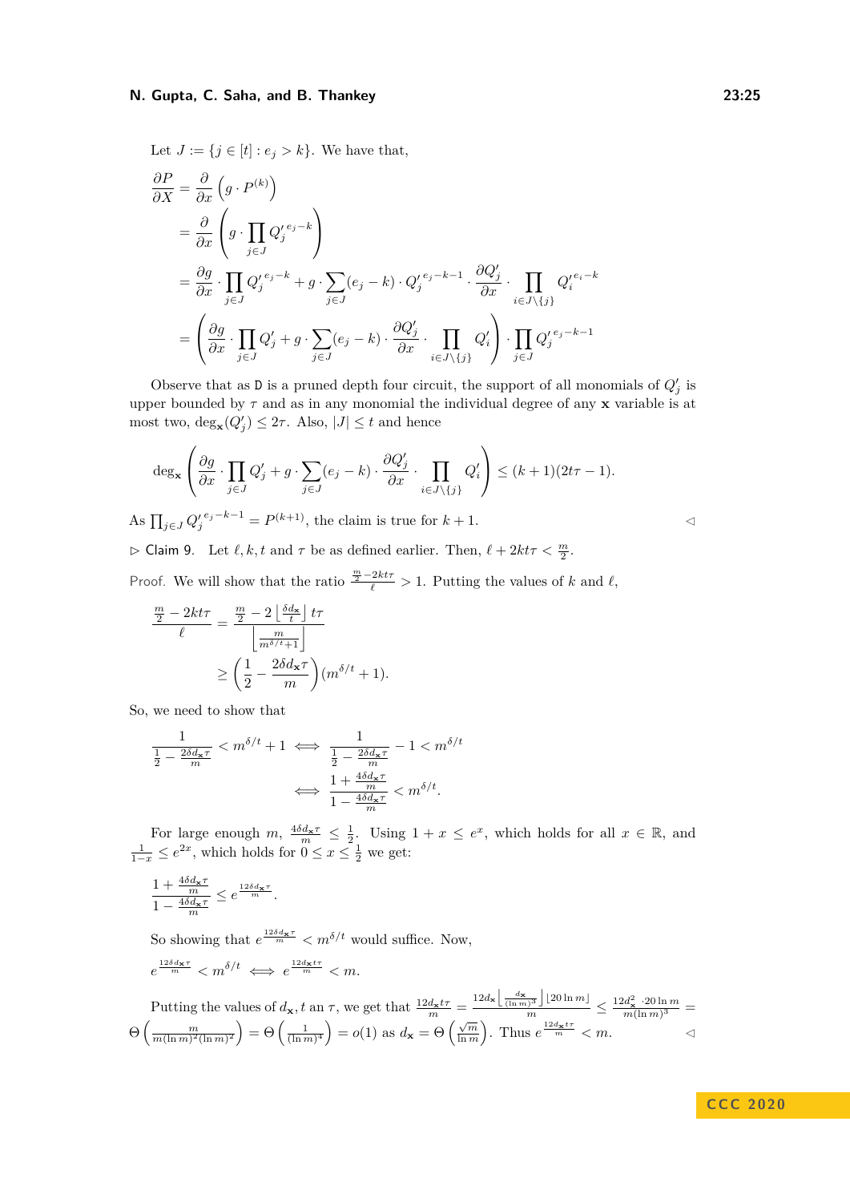Let $J := \{j \in [t] : e_j > k\}$. We have that,

$$
\begin{aligned}
\frac{\partial P}{\partial X} &= \frac{\partial}{\partial x}\left(g \cdot P^{(k)}\right) \\
&= \frac{\partial}{\partial x}\left(g \cdot \prod_{j \in J} {Q'_j}^{e_j - k}\right) \\
&= \frac{\partial g}{\partial x} \cdot \prod_{j \in J} {Q'_j}^{e_j - k} + g \cdot \sum_{j \in J} (e_j - k) \cdot {Q'_j}^{e_j - k - 1} \cdot \frac{\partial Q'_j}{\partial x} \cdot \prod_{i \in J \setminus \{j\}} {Q'_i}^{e_i - k} \\
&= \left(\frac{\partial g}{\partial x} \cdot \prod_{j \in J} Q'_j + g \cdot \sum_{j \in J} (e_j - k) \cdot \frac{\partial Q'_j}{\partial x} \cdot \prod_{i \in J \setminus \{j\}} Q'_i\right) \cdot \prod_{j \in J} {Q'_j}^{e_j - k - 1}
\end{aligned}
$$

Observe that as D is a pruned depth four circuit, the support of all monomials of $Q'_j$ is upper bounded by $\tau$ and as in any monomial the individual degree of any $\mathbf{x}$ variable is at most two, $\deg_{\mathbf{x}}(Q'_j) \le 2\tau$. Also, $|J| \le t$ and hence

$$
\deg_{\mathbf{x}}\left(\frac{\partial g}{\partial x} \cdot \prod_{j \in J} Q'_j + g \cdot \sum_{j \in J} (e_j - k) \cdot \frac{\partial Q'_j}{\partial x} \cdot \prod_{i \in J \setminus \{j\}} Q'_i\right) \le (k+1)(2t\tau - 1).
$$

As $\prod_{j \in J} {Q'_j}^{e_j - k - 1} = P^{(k+1)}$, the claim is true for $k+1$. ◁

▷ Claim 9. Let $\ell, k, t$ and $\tau$ be as defined earlier. Then, $\ell + 2kt\tau < \frac{m}{2}$.

*Proof.* We will show that the ratio $\frac{\frac{m}{2} - 2kt\tau}{\ell} > 1$. Putting the values of $k$ and $\ell$,

$$
\begin{aligned}
\frac{\frac{m}{2} - 2kt\tau}{\ell} &= \frac{\frac{m}{2} - 2\left\lfloor \frac{\delta d_{\mathbf{x}}}{t} \right\rfloor t\tau}{\left\lfloor \frac{m}{m^{\delta/t} + 1} \right\rfloor} \\
&\ge \left(\frac{1}{2} - \frac{2\delta d_{\mathbf{x}} \tau}{m}\right)(m^{\delta/t} + 1).
\end{aligned}
$$

So, we need to show that

$$
\begin{aligned}
\frac{1}{\frac{1}{2} - \frac{2\delta d_{\mathbf{x}} \tau}{m}} < m^{\delta/t} + 1 &\iff \frac{1}{\frac{1}{2} - \frac{2\delta d_{\mathbf{x}} \tau}{m}} - 1 < m^{\delta/t} \\
&\iff \frac{1 + \frac{4\delta d_{\mathbf{x}} \tau}{m}}{1 - \frac{4\delta d_{\mathbf{x}} \tau}{m}} < m^{\delta/t}.
\end{aligned}
$$

For large enough $m$, $\frac{4\delta d_{\mathbf{x}}\tau}{m} \le \frac{1}{2}$. Using $1 + x \le e^x$, which holds for all $x \in \mathbb{R}$, and $\frac{1}{1-x} \le e^{2x}$, which holds for $0 \le x \le \frac{1}{2}$ we get:

$$
\frac{1 + \frac{4\delta d_{\mathbf{x}} \tau}{m}}{1 - \frac{4\delta d_{\mathbf{x}} \tau}{m}} \le e^{\frac{12\delta d_{\mathbf{x}} \tau}{m}}.
$$

So showing that $e^{\frac{12\delta d_{\mathbf{x}} \tau}{m}} < m^{\delta/t}$ would suffice. Now,

$$
e^{\frac{12\delta d_{\mathbf{x}} \tau}{m}} < m^{\delta/t} \iff e^{\frac{12 d_{\mathbf{x}} t\tau}{m}} < m.
$$

Putting the values of $d_{\mathbf{x}}, t$ an $\tau$, we get that $\frac{12 d_{\mathbf{x}} t\tau}{m} = \frac{12 d_{\mathbf{x}} \left\lfloor \frac{d_{\mathbf{x}}}{(\ln m)^3} \right\rfloor \lfloor 20 \ln m \rfloor}{m} \le \frac{12 d_{\mathbf{x}}^2 \cdot 20 \ln m}{m (\ln m)^3} = \Theta\left(\frac{m}{m (\ln m)^2 (\ln m)^2}\right) = \Theta\left(\frac{1}{(\ln m)^4}\right) = o(1)$ as $d_{\mathbf{x}} = \Theta\left(\frac{\sqrt{m}}{\ln m}\right)$. Thus $e^{\frac{12 d_{\mathbf{x}} t\tau}{m}} < m$. ◁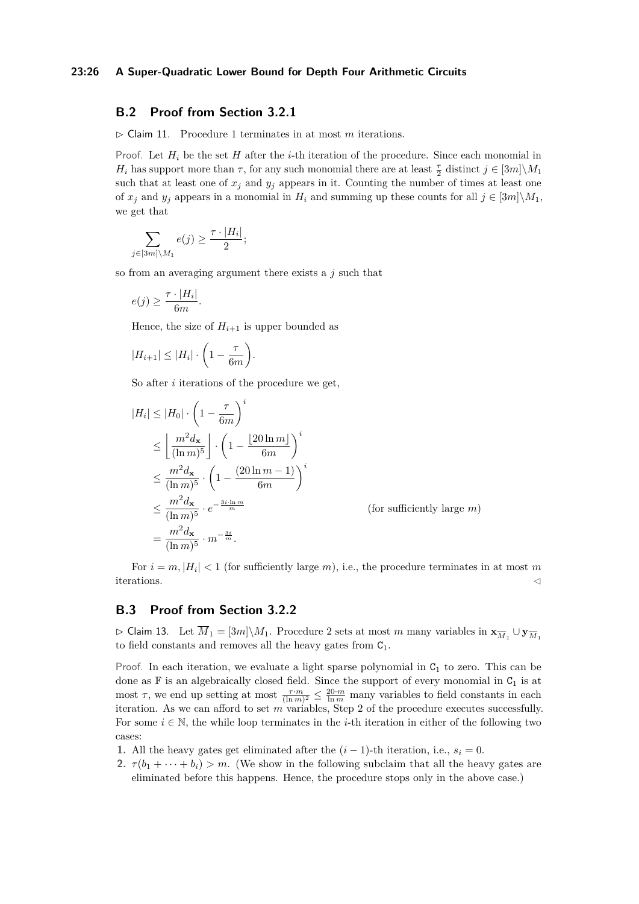## B.2 Proof from Section 3.2.1

▷ Claim 11. Procedure 1 terminates in at most $m$ iterations.

*Proof.* Let $H_i$ be the set $H$ after the $i$-th iteration of the procedure. Since each monomial in $H_i$ has support more than $\tau$, for any such monomial there are at least $\frac{\tau}{2}$ distinct $j \in [3m]\backslash M_1$ such that at least one of $x_j$ and $y_j$ appears in it. Counting the number of times at least one of $x_j$ and $y_j$ appears in a monomial in $H_i$ and summing up these counts for all $j \in [3m]\backslash M_1$, we get that

$$\sum_{j \in [3m]\backslash M_1} e(j) \geq \frac{\tau \cdot |H_i|}{2};$$

so from an averaging argument there exists a $j$ such that

$$e(j) \geq \frac{\tau \cdot |H_i|}{6m}.$$

Hence, the size of $H_{i+1}$ is upper bounded as

$$|H_{i+1}| \leq |H_i| \cdot \left(1 - \frac{\tau}{6m}\right).$$

So after $i$ iterations of the procedure we get,

$$\begin{aligned}
|H_i| &\leq |H_0| \cdot \left(1 - \frac{\tau}{6m}\right)^i \\
&\leq \left\lfloor \frac{m^2 d_{\mathbf{x}}}{(\ln m)^5} \right\rfloor \cdot \left(1 - \frac{\lfloor 20 \ln m \rfloor}{6m}\right)^i \\
&\leq \frac{m^2 d_{\mathbf{x}}}{(\ln m)^5} \cdot \left(1 - \frac{(20 \ln m - 1)}{6m}\right)^i \\
&\leq \frac{m^2 d_{\mathbf{x}}}{(\ln m)^5} \cdot e^{-\frac{3i \cdot \ln m}{m}} && \text{(for sufficiently large } m\text{)} \\
&= \frac{m^2 d_{\mathbf{x}}}{(\ln m)^5} \cdot m^{-\frac{3i}{m}}.
\end{aligned}$$

For $i = m$, $|H_i| < 1$ (for sufficiently large $m$), i.e., the procedure terminates in at most $m$ iterations. ◁

## B.3 Proof from Section 3.2.2

▷ Claim 13. Let $\overline{M}_1 = [3m]\backslash M_1$. Procedure 2 sets at most $m$ many variables in $\mathbf{x}_{\overline{M}_1} \cup \mathbf{y}_{\overline{M}_1}$ to field constants and removes all the heavy gates from $\mathsf{C}_1$.

*Proof.* In each iteration, we evaluate a light sparse polynomial in $\mathsf{C}_1$ to zero. This can be done as $\mathbb{F}$ is an algebraically closed field. Since the support of every monomial in $\mathsf{C}_1$ is at most $\tau$, we end up setting at most $\frac{\tau \cdot m}{(\ln m)^2} \leq \frac{20 \cdot m}{\ln m}$ many variables to field constants in each iteration. As we can afford to set $m$ variables, Step 2 of the procedure executes successfully. For some $i \in \mathbb{N}$, the while loop terminates in the $i$-th iteration in either of the following two cases:

1. All the heavy gates get eliminated after the $(i-1)$-th iteration, i.e., $s_i = 0$.
2. $\tau(b_1 + \cdots + b_i) > m$. (We show in the following subclaim that all the heavy gates are eliminated before this happens. Hence, the procedure stops only in the above case.)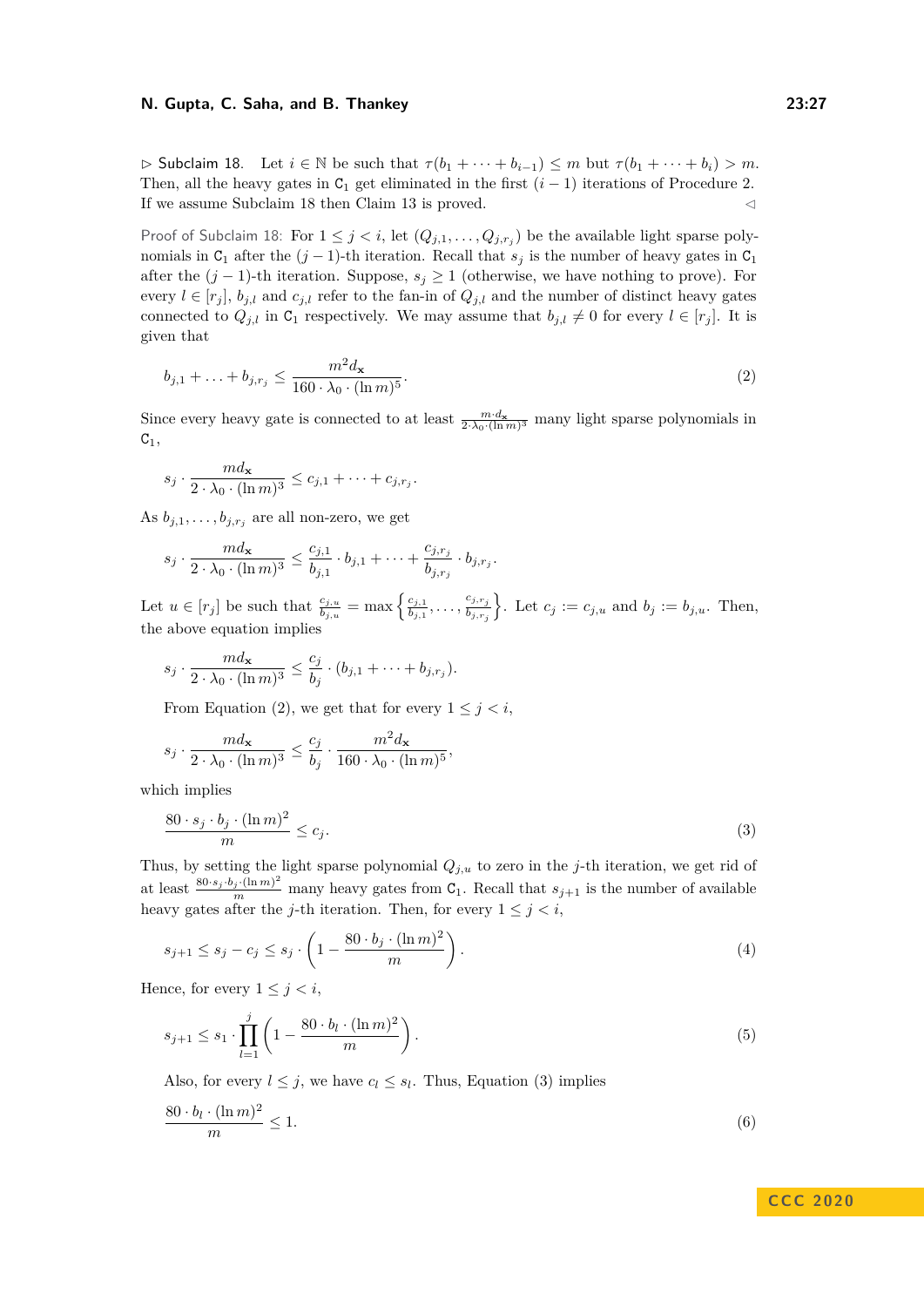▷ Subclaim 18. Let $i \in \mathbb{N}$ be such that $\tau(b_1 + \cdots + b_{i-1}) \le m$ but $\tau(b_1 + \cdots + b_i) > m$. Then, all the heavy gates in $\mathsf{C}_1$ get eliminated in the first $(i-1)$ iterations of Procedure 2. If we assume Subclaim 18 then Claim 13 is proved. ◁

*Proof of Subclaim 18:* For $1 \le j < i$, let $(Q_{j,1}, \ldots, Q_{j,r_j})$ be the available light sparse polynomials in $\mathsf{C}_1$ after the $(j-1)$-th iteration. Recall that $s_j$ is the number of heavy gates in $\mathsf{C}_1$ after the $(j-1)$-th iteration. Suppose, $s_j \ge 1$ (otherwise, we have nothing to prove). For every $l \in [r_j]$, $b_{j,l}$ and $c_{j,l}$ refer to the fan-in of $Q_{j,l}$ and the number of distinct heavy gates connected to $Q_{j,l}$ in $\mathsf{C}_1$ respectively. We may assume that $b_{j,l} \neq 0$ for every $l \in [r_j]$. It is given that

$$b_{j,1} + \ldots + b_{j,r_j} \le \frac{m^2 d_{\mathbf{x}}}{160 \cdot \lambda_0 \cdot (\ln m)^5}. \tag{2}$$

Since every heavy gate is connected to at least $\frac{m \cdot d_{\mathbf{x}}}{2 \cdot \lambda_0 \cdot (\ln m)^3}$ many light sparse polynomials in $\mathsf{C}_1$,

$$s_j \cdot \frac{m d_{\mathbf{x}}}{2 \cdot \lambda_0 \cdot (\ln m)^3} \le c_{j,1} + \cdots + c_{j,r_j}.$$

As $b_{j,1}, \ldots, b_{j,r_j}$ are all non-zero, we get

$$s_j \cdot \frac{m d_{\mathbf{x}}}{2 \cdot \lambda_0 \cdot (\ln m)^3} \le \frac{c_{j,1}}{b_{j,1}} \cdot b_{j,1} + \cdots + \frac{c_{j,r_j}}{b_{j,r_j}} \cdot b_{j,r_j}.$$

Let $u \in [r_j]$ be such that $\frac{c_{j,u}}{b_{j,u}} = \max\left\{\frac{c_{j,1}}{b_{j,1}}, \ldots, \frac{c_{j,r_j}}{b_{j,r_j}}\right\}$. Let $c_j := c_{j,u}$ and $b_j := b_{j,u}$. Then, the above equation implies

$$s_j \cdot \frac{m d_{\mathbf{x}}}{2 \cdot \lambda_0 \cdot (\ln m)^3} \le \frac{c_j}{b_j} \cdot (b_{j,1} + \cdots + b_{j,r_j}).$$

From Equation (2), we get that for every $1 \le j < i$,

$$s_j \cdot \frac{m d_{\mathbf{x}}}{2 \cdot \lambda_0 \cdot (\ln m)^3} \le \frac{c_j}{b_j} \cdot \frac{m^2 d_{\mathbf{x}}}{160 \cdot \lambda_0 \cdot (\ln m)^5},$$

which implies

$$\frac{80 \cdot s_j \cdot b_j \cdot (\ln m)^2}{m} \le c_j. \tag{3}$$

Thus, by setting the light sparse polynomial $Q_{j,u}$ to zero in the $j$-th iteration, we get rid of at least $\frac{80 \cdot s_j \cdot b_j \cdot (\ln m)^2}{m}$ many heavy gates from $\mathsf{C}_1$. Recall that $s_{j+1}$ is the number of available heavy gates after the $j$-th iteration. Then, for every $1 \le j < i$,

$$s_{j+1} \le s_j - c_j \le s_j \cdot \left(1 - \frac{80 \cdot b_j \cdot (\ln m)^2}{m}\right). \tag{4}$$

Hence, for every $1 \le j < i$,

$$s_{j+1} \le s_1 \cdot \prod_{l=1}^{j} \left(1 - \frac{80 \cdot b_l \cdot (\ln m)^2}{m}\right). \tag{5}$$

Also, for every $l \le j$, we have $c_l \le s_l$. Thus, Equation (3) implies

$$\frac{80 \cdot b_l \cdot (\ln m)^2}{m} \le 1. \tag{6}$$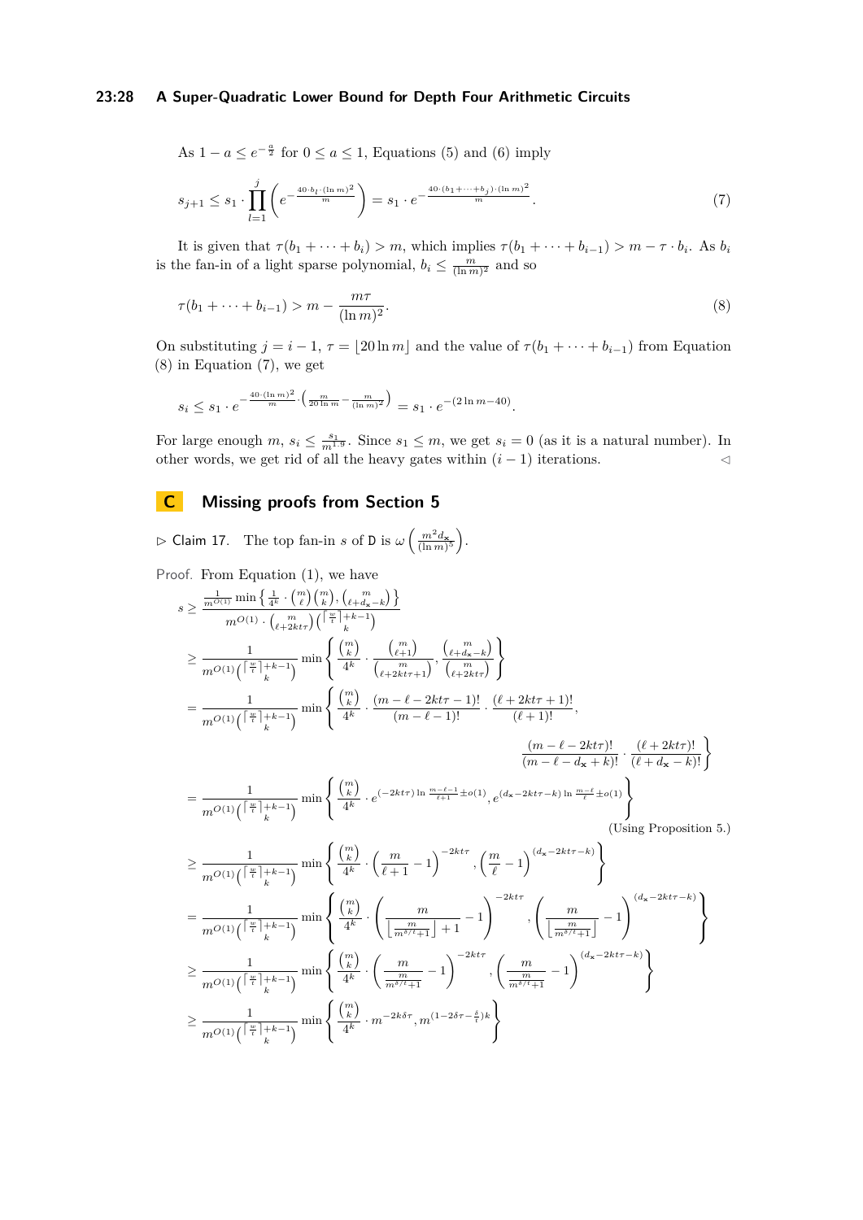As $1 - a \le e^{-\frac{a}{2}}$ for $0 \le a \le 1$, Equations (5) and (6) imply

$$s_{j+1} \le s_1 \cdot \prod_{l=1}^{j} \left( e^{-\frac{40 \cdot b_l \cdot (\ln m)^2}{m}} \right) = s_1 \cdot e^{-\frac{40 \cdot (b_1 + \cdots + b_j) \cdot (\ln m)^2}{m}}. \tag{7}$$

It is given that $\tau(b_1 + \cdots + b_i) > m$, which implies $\tau(b_1 + \cdots + b_{i-1}) > m - \tau \cdot b_i$. As $b_i$ is the fan-in of a light sparse polynomial, $b_i \le \frac{m}{(\ln m)^2}$ and so

$$\tau(b_1 + \cdots + b_{i-1}) > m - \frac{m\tau}{(\ln m)^2}. \tag{8}$$

On substituting $j = i - 1$, $\tau = \lfloor 20 \ln m \rfloor$ and the value of $\tau(b_1 + \cdots + b_{i-1})$ from Equation (8) in Equation (7), we get

$$s_i \le s_1 \cdot e^{-\frac{40 \cdot (\ln m)^2}{m} \cdot \left( \frac{m}{20 \ln m} - \frac{m}{(\ln m)^2} \right)} = s_1 \cdot e^{-(2 \ln m - 40)}.$$

For large enough $m$, $s_i \le \frac{s_1}{m^{1.9}}$. Since $s_1 \le m$, we get $s_i = 0$ (as it is a natural number). In other words, we get rid of all the heavy gates within $(i - 1)$ iterations. ◁

# C Missing proofs from Section 5

▷ Claim 17. The top fan-in $s$ of $\mathsf{D}$ is $\omega\left(\frac{m^2 d_{\mathbf{x}}}{(\ln m)^5}\right)$.

Proof. From Equation (1), we have

$$\begin{aligned}
s &\ge \frac{\frac{1}{m^{O(1)}} \min\left\{ \frac{1}{4^k} \cdot \binom{m}{\ell}\binom{m}{k}, \binom{m}{\ell + d_{\mathbf{x}} - k} \right\}}{m^{O(1)} \cdot \binom{m}{\ell + 2kt\tau} \binom{\lceil \frac{w}{t} \rceil + k - 1}{k}} \\
&\ge \frac{1}{m^{O(1)} \binom{\lceil \frac{w}{t} \rceil + k - 1}{k}} \min\left\{ \frac{\binom{m}{k}}{4^k} \cdot \frac{\binom{m}{\ell+1}}{\binom{m}{\ell + 2kt\tau + 1}}, \frac{\binom{m}{\ell + d_{\mathbf{x}} - k}}{\binom{m}{\ell + 2kt\tau}} \right\} \\
&= \frac{1}{m^{O(1)} \binom{\lceil \frac{w}{t} \rceil + k - 1}{k}} \min\left\{ \frac{\binom{m}{k}}{4^k} \cdot \frac{(m - \ell - 2kt\tau - 1)!}{(m - \ell - 1)!} \cdot \frac{(\ell + 2kt\tau + 1)!}{(\ell + 1)!}, \right. \\
&\qquad\qquad \left. \frac{(m - \ell - 2kt\tau)!}{(m - \ell - d_{\mathbf{x}} + k)!} \cdot \frac{(\ell + 2kt\tau)!}{(\ell + d_{\mathbf{x}} - k)!} \right\} \\
&= \frac{1}{m^{O(1)} \binom{\lceil \frac{w}{t} \rceil + k - 1}{k}} \min\left\{ \frac{\binom{m}{k}}{4^k} \cdot e^{(-2kt\tau) \ln \frac{m - \ell - 1}{\ell + 1} \pm o(1)}, e^{(d_{\mathbf{x}} - 2kt\tau - k) \ln \frac{m - \ell}{\ell} \pm o(1)} \right\} \\
&\qquad\qquad \text{(Using Proposition 5.)} \\
&\ge \frac{1}{m^{O(1)} \binom{\lceil \frac{w}{t} \rceil + k - 1}{k}} \min\left\{ \frac{\binom{m}{k}}{4^k} \cdot \left( \frac{m}{\ell + 1} - 1 \right)^{-2kt\tau}, \left( \frac{m}{\ell} - 1 \right)^{(d_{\mathbf{x}} - 2kt\tau - k)} \right\} \\
&= \frac{1}{m^{O(1)} \binom{\lceil \frac{w}{t} \rceil + k - 1}{k}} \min\left\{ \frac{\binom{m}{k}}{4^k} \cdot \left( \frac{m}{\left\lfloor \frac{m}{m^{\delta/t} + 1} \right\rfloor + 1} - 1 \right)^{-2kt\tau}, \left( \frac{m}{\left\lfloor \frac{m}{m^{\delta/t} + 1} \right\rfloor} - 1 \right)^{(d_{\mathbf{x}} - 2kt\tau - k)} \right\} \\
&\ge \frac{1}{m^{O(1)} \binom{\lceil \frac{w}{t} \rceil + k - 1}{k}} \min\left\{ \frac{\binom{m}{k}}{4^k} \cdot \left( \frac{m}{\frac{m}{m^{\delta/t} + 1}} - 1 \right)^{-2kt\tau}, \left( \frac{m}{\frac{m}{m^{\delta/t} + 1}} - 1 \right)^{(d_{\mathbf{x}} - 2kt\tau - k)} \right\} \\
&\ge \frac{1}{m^{O(1)} \binom{\lceil \frac{w}{t} \rceil + k - 1}{k}} \min\left\{ \frac{\binom{m}{k}}{4^k} \cdot m^{-2k\delta\tau}, m^{(1 - 2\delta\tau - \frac{\delta}{t})k} \right\}
\end{aligned}$$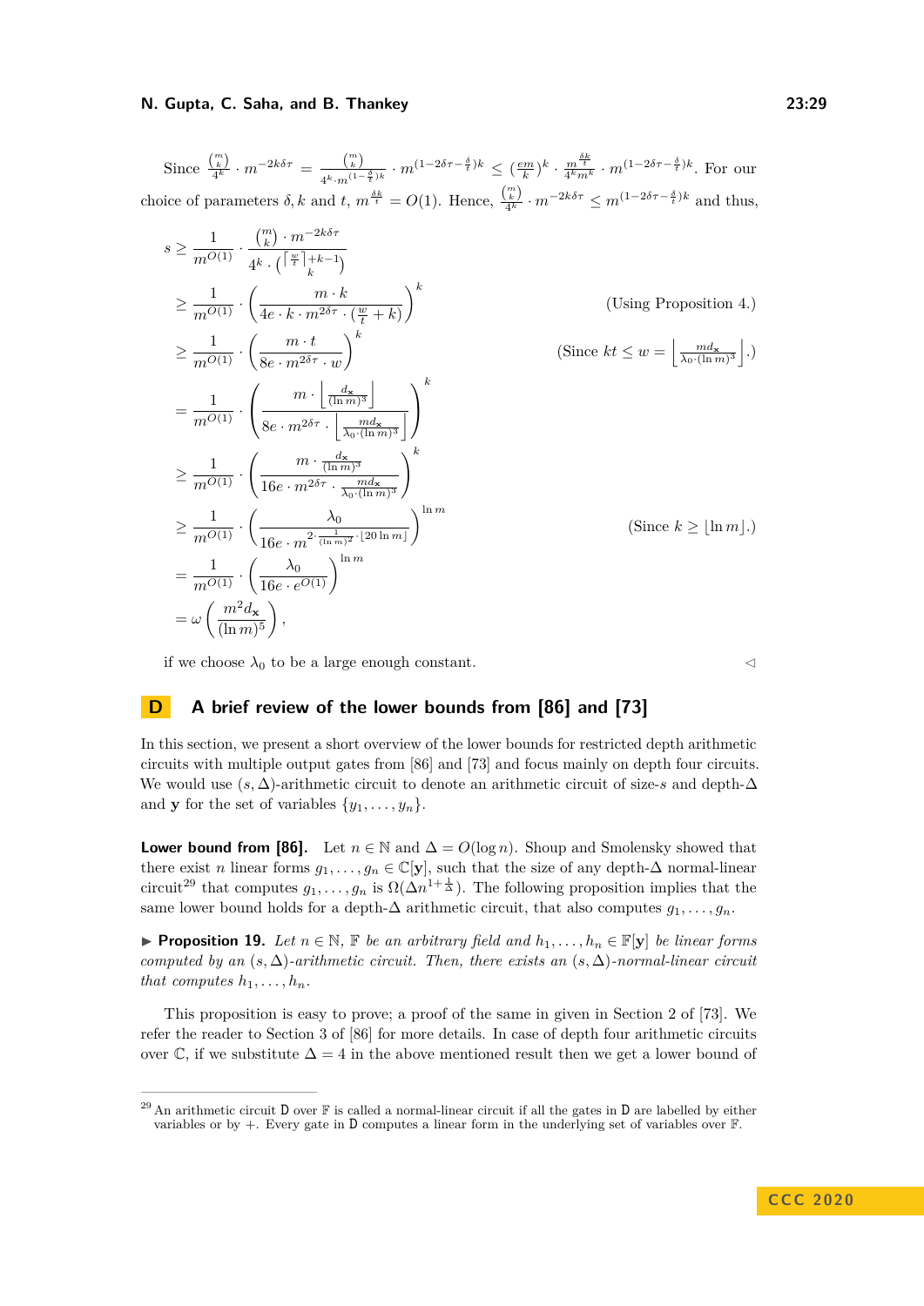Since $\frac{\binom{m}{k}}{4^k} \cdot m^{-2k\delta\tau} = \frac{\binom{m}{k}}{4^k \cdot m^{(1-\frac{\delta}{t})k}} \cdot m^{(1-2\delta\tau-\frac{\delta}{t})k} \leq (\frac{em}{k})^k \cdot \frac{m^{\frac{\delta k}{t}}}{4^k m^k} \cdot m^{(1-2\delta\tau-\frac{\delta}{t})k}$. For our choice of parameters $\delta, k$ and $t$, $m^{\frac{\delta k}{t}} = O(1)$. Hence, $\frac{\binom{m}{k}}{4^k} \cdot m^{-2k\delta\tau} \leq m^{(1-2\delta\tau-\frac{\delta}{t})k}$ and thus,

$$
\begin{aligned}
s &\geq \frac{1}{m^{O(1)}} \cdot \frac{\binom{m}{k} \cdot m^{-2k\delta\tau}}{4^k \cdot \binom{\lceil \frac{w}{t} \rceil + k - 1}{k}} \\
&\geq \frac{1}{m^{O(1)}} \cdot \left( \frac{m \cdot k}{4e \cdot k \cdot m^{2\delta\tau} \cdot (\frac{w}{t} + k)} \right)^k && \text{(Using Proposition 4.)} \\
&\geq \frac{1}{m^{O(1)}} \cdot \left( \frac{m \cdot t}{8e \cdot m^{2\delta\tau} \cdot w} \right)^k && \text{(Since } kt \leq w = \left\lfloor \frac{md_{\mathbf{x}}}{\lambda_0 \cdot (\ln m)^3} \right\rfloor.) \\
&= \frac{1}{m^{O(1)}} \cdot \left( \frac{m \cdot \left\lfloor \frac{d_{\mathbf{x}}}{(\ln m)^3} \right\rfloor}{8e \cdot m^{2\delta\tau} \cdot \left\lfloor \frac{md_{\mathbf{x}}}{\lambda_0 \cdot (\ln m)^3} \right\rfloor} \right)^k \\
&\geq \frac{1}{m^{O(1)}} \cdot \left( \frac{m \cdot \frac{d_{\mathbf{x}}}{(\ln m)^3}}{16e \cdot m^{2\delta\tau} \cdot \frac{md_{\mathbf{x}}}{\lambda_0 \cdot (\ln m)^3}} \right)^k \\
&\geq \frac{1}{m^{O(1)}} \cdot \left( \frac{\lambda_0}{16e \cdot m^{2 \cdot \frac{1}{(\ln m)^2} \cdot \lfloor 20 \ln m \rfloor}} \right)^{\ln m} && \text{(Since } k \geq \lfloor \ln m \rfloor.) \\
&= \frac{1}{m^{O(1)}} \cdot \left( \frac{\lambda_0}{16e \cdot e^{O(1)}} \right)^{\ln m} \\
&= \omega\left( \frac{m^2 d_{\mathbf{x}}}{(\ln m)^5} \right),
\end{aligned}
$$

if we choose $\lambda_0$ to be a large enough constant. ◁

# D A brief review of the lower bounds from [86] and [73]

In this section, we present a short overview of the lower bounds for restricted depth arithmetic circuits with multiple output gates from [86] and [73] and focus mainly on depth four circuits. We would use $(s, \Delta)$-arithmetic circuit to denote an arithmetic circuit of size-$s$ and depth-$\Delta$ and $\mathbf{y}$ for the set of variables $\{y_1, \ldots, y_n\}$.

**Lower bound from [86].** Let $n \in \mathbb{N}$ and $\Delta = O(\log n)$. Shoup and Smolensky showed that there exist $n$ linear forms $g_1, \ldots, g_n \in \mathbb{C}[\mathbf{y}]$, such that the size of any depth-$\Delta$ normal-linear circuit[29] that computes $g_1, \ldots, g_n$ is $\Omega(\Delta n^{1+\frac{1}{\Delta}})$. The following proposition implies that the same lower bound holds for a depth-$\Delta$ arithmetic circuit, that also computes $g_1, \ldots, g_n$.

▶ **Proposition 19.** *Let $n \in \mathbb{N}$, $\mathbb{F}$ be an arbitrary field and $h_1, \ldots, h_n \in \mathbb{F}[\mathbf{y}]$ be linear forms computed by an $(s, \Delta)$-arithmetic circuit. Then, there exists an $(s, \Delta)$-normal-linear circuit that computes $h_1, \ldots, h_n$.*

This proposition is easy to prove; a proof of the same in given in Section 2 of [73]. We refer the reader to Section 3 of [86] for more details. In case of depth four arithmetic circuits over $\mathbb{C}$, if we substitute $\Delta = 4$ in the above mentioned result then we get a lower bound of

[29] An arithmetic circuit D over $\mathbb{F}$ is called a normal-linear circuit if all the gates in D are labelled by either variables or by +. Every gate in D computes a linear form in the underlying set of variables over $\mathbb{F}$.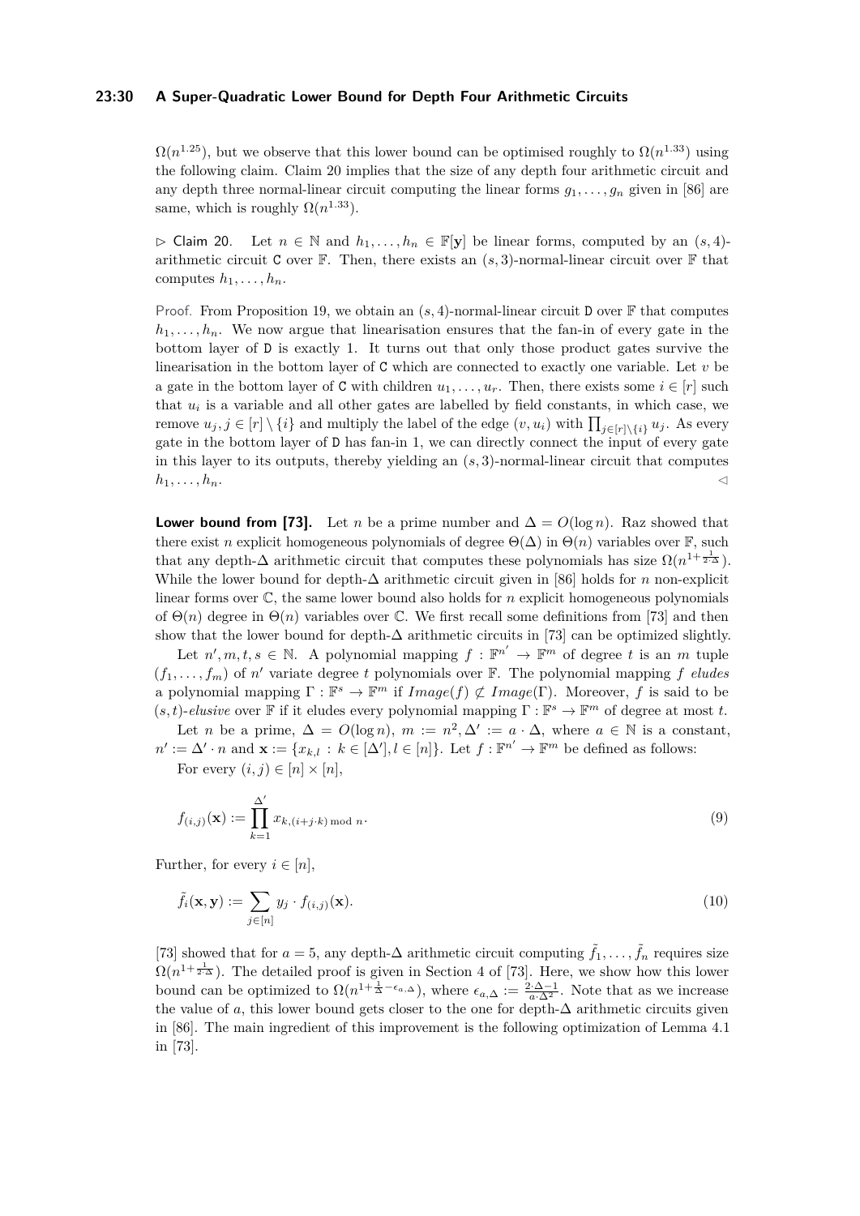$\Omega(n^{1.25})$, but we observe that this lower bound can be optimised roughly to $\Omega(n^{1.33})$ using the following claim. Claim 20 implies that the size of any depth four arithmetic circuit and any depth three normal-linear circuit computing the linear forms $g_1, \ldots, g_n$ given in [86] are same, which is roughly $\Omega(n^{1.33})$.

▷ Claim 20. Let $n \in \mathbb{N}$ and $h_1, \ldots, h_n \in \mathbb{F}[\mathbf{y}]$ be linear forms, computed by an $(s, 4)$-arithmetic circuit $\mathtt{C}$ over $\mathbb{F}$. Then, there exists an $(s, 3)$-normal-linear circuit over $\mathbb{F}$ that computes $h_1, \ldots, h_n$.

Proof. From Proposition 19, we obtain an $(s, 4)$-normal-linear circuit $\mathtt{D}$ over $\mathbb{F}$ that computes $h_1, \ldots, h_n$. We now argue that linearisation ensures that the fan-in of every gate in the bottom layer of $\mathtt{D}$ is exactly 1. It turns out that only those product gates survive the linearisation in the bottom layer of $\mathtt{C}$ which are connected to exactly one variable. Let $v$ be a gate in the bottom layer of $\mathtt{C}$ with children $u_1, \ldots, u_r$. Then, there exists some $i \in [r]$ such that $u_i$ is a variable and all other gates are labelled by field constants, in which case, we remove $u_j, j \in [r] \setminus \{i\}$ and multiply the label of the edge $(v, u_i)$ with $\prod_{j \in [r] \setminus \{i\}} u_j$. As every gate in the bottom layer of $\mathtt{D}$ has fan-in 1, we can directly connect the input of every gate in this layer to its outputs, thereby yielding an $(s, 3)$-normal-linear circuit that computes $h_1, \ldots, h_n$. ◁

**Lower bound from [73].** Let $n$ be a prime number and $\Delta = O(\log n)$. Raz showed that there exist $n$ explicit homogeneous polynomials of degree $\Theta(\Delta)$ in $\Theta(n)$ variables over $\mathbb{F}$, such that any depth-$\Delta$ arithmetic circuit that computes these polynomials has size $\Omega(n^{1+\frac{1}{2 \cdot \Delta}})$. While the lower bound for depth-$\Delta$ arithmetic circuit given in [86] holds for $n$ non-explicit linear forms over $\mathbb{C}$, the same lower bound also holds for $n$ explicit homogeneous polynomials of $\Theta(n)$ degree in $\Theta(n)$ variables over $\mathbb{C}$. We first recall some definitions from [73] and then show that the lower bound for depth-$\Delta$ arithmetic circuits in [73] can be optimized slightly.

Let $n', m, t, s \in \mathbb{N}$. A polynomial mapping $f : \mathbb{F}^{n'} \to \mathbb{F}^m$ of degree $t$ is an $m$ tuple $(f_1, \ldots, f_m)$ of $n'$ variate degree $t$ polynomials over $\mathbb{F}$. The polynomial mapping $f$ *eludes* a polynomial mapping $\Gamma : \mathbb{F}^s \to \mathbb{F}^m$ if $Image(f) \not\subset Image(\Gamma)$. Moreover, $f$ is said to be $(s, t)$-*elusive* over $\mathbb{F}$ if it eludes every polynomial mapping $\Gamma : \mathbb{F}^s \to \mathbb{F}^m$ of degree at most $t$.

Let $n$ be a prime, $\Delta = O(\log n)$, $m := n^2, \Delta' := a \cdot \Delta$, where $a \in \mathbb{N}$ is a constant, $n' := \Delta' \cdot n$ and $\mathbf{x} := \{x_{k,l} : k \in [\Delta'], l \in [n]\}$. Let $f : \mathbb{F}^{n'} \to \mathbb{F}^m$ be defined as follows:

For every $(i, j) \in [n] \times [n]$,

$$f_{(i,j)}(\mathbf{x}) := \prod_{k=1}^{\Delta'} x_{k,(i+j \cdot k) \bmod n}. \tag{9}$$

Further, for every $i \in [n]$,

$$\tilde{f}_i(\mathbf{x}, \mathbf{y}) := \sum_{j \in [n]} y_j \cdot f_{(i,j)}(\mathbf{x}). \tag{10}$$

[73] showed that for $a = 5$, any depth-$\Delta$ arithmetic circuit computing $\tilde{f}_1, \ldots, \tilde{f}_n$ requires size $\Omega(n^{1+\frac{1}{2 \cdot \Delta}})$. The detailed proof is given in Section 4 of [73]. Here, we show how this lower bound can be optimized to $\Omega(n^{1+\frac{1}{\Delta} - \epsilon_{a,\Delta}})$, where $\epsilon_{a,\Delta} := \frac{2 \cdot \Delta - 1}{a \cdot \Delta^2}$. Note that as we increase the value of $a$, this lower bound gets closer to the one for depth-$\Delta$ arithmetic circuits given in [86]. The main ingredient of this improvement is the following optimization of Lemma 4.1 in [73].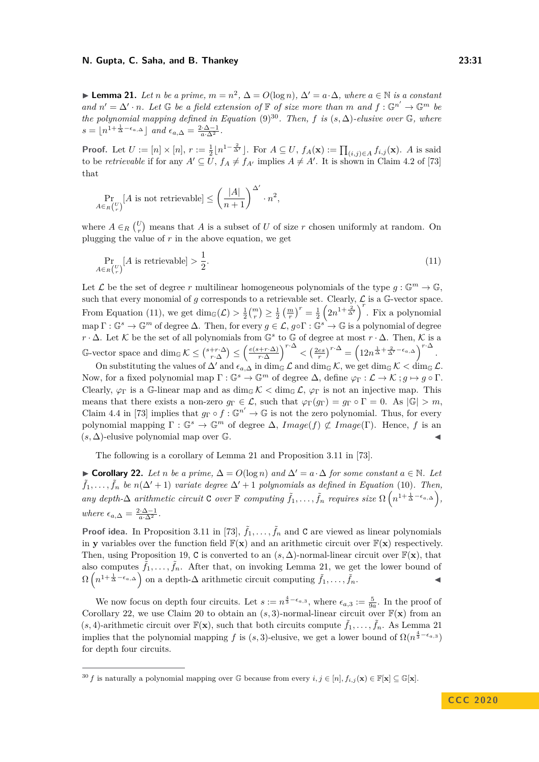▶ **Lemma 21.** *Let $n$ be a prime, $m = n^2$, $\Delta = O(\log n)$, $\Delta' = a \cdot \Delta$, where $a \in \mathbb{N}$ is a constant and $n' = \Delta' \cdot n$. Let $\mathbb{G}$ be a field extension of $\mathbb{F}$ of size more than $m$ and $f : \mathbb{G}^{n'} \to \mathbb{G}^m$ be the polynomial mapping defined in Equation (9)*[30]*. Then, $f$ is $(s, \Delta)$-elusive over $\mathbb{G}$, where $s = \lfloor n^{1+\frac{1}{\Delta}-\epsilon_{a,\Delta}} \rfloor$ and $\epsilon_{a,\Delta} = \frac{2\cdot\Delta-1}{a\cdot\Delta^2}$.*

**Proof.** Let $U := [n] \times [n]$, $r := \frac{1}{2}\lfloor n^{1-\frac{2}{\Delta'}} \rfloor$. For $A \subseteq U$, $f_A(\mathbf{x}) := \prod_{(i,j)\in A} f_{i,j}(\mathbf{x})$. $A$ is said to be *retrievable* if for any $A' \subseteq U$, $f_A \neq f_{A'}$ implies $A \neq A'$. It is shown in Claim 4.2 of [73] that

$$\Pr_{A \in_R \binom{U}{r}}[A \text{ is not retrievable}] \leq \left(\frac{|A|}{n+1}\right)^{\Delta'} \cdot n^2,$$

where $A \in_R \binom{U}{r}$ means that $A$ is a subset of $U$ of size $r$ chosen uniformly at random. On plugging the value of $r$ in the above equation, we get

$$\Pr_{A \in_R \binom{U}{r}}[A \text{ is retrievable}] > \frac{1}{2}. \tag{11}$$

Let $\mathcal{L}$ be the set of degree $r$ multilinear homogeneous polynomials of the type $g : \mathbb{G}^m \to \mathbb{G}$, such that every monomial of $g$ corresponds to a retrievable set. Clearly, $\mathcal{L}$ is a $\mathbb{G}$-vector space. From Equation (11), we get $\dim_{\mathbb{G}}(\mathcal{L}) > \frac{1}{2}\binom{m}{r} \geq \frac{1}{2}\left(\frac{m}{r}\right)^r = \frac{1}{2}\left(2n^{1+\frac{2}{\Delta'}}\right)^r$. Fix a polynomial map $\Gamma : \mathbb{G}^s \to \mathbb{G}^m$ of degree $\Delta$. Then, for every $g \in \mathcal{L}$, $g \circ \Gamma : \mathbb{G}^s \to \mathbb{G}$ is a polynomial of degree $r \cdot \Delta$. Let $\mathcal{K}$ be the set of all polynomials from $\mathbb{G}^s$ to $\mathbb{G}$ of degree at most $r \cdot \Delta$. Then, $\mathcal{K}$ is a $\mathbb{G}$-vector space and $\dim_{\mathbb{G}} \mathcal{K} \leq \binom{s+r\cdot\Delta}{r\cdot\Delta} \leq \left(\frac{e(s+r\cdot\Delta)}{r\cdot\Delta}\right)^{r\cdot\Delta} < \left(\frac{2es}{r}\right)^{r\cdot\Delta} = \left(12n^{\frac{1}{\Delta}+\frac{2}{\Delta'}-\epsilon_{a,\Delta}}\right)^{r\cdot\Delta}$.

On substituting the values of $\Delta'$ and $\epsilon_{a,\Delta}$ in $\dim_{\mathbb{G}} \mathcal{L}$ and $\dim_{\mathbb{G}} \mathcal{K}$, we get $\dim_{\mathbb{G}} \mathcal{K} < \dim_{\mathbb{G}} \mathcal{L}$. Now, for a fixed polynomial map $\Gamma : \mathbb{G}^s \to \mathbb{G}^m$ of degree $\Delta$, define $\varphi_\Gamma : \mathcal{L} \to \mathcal{K}\,; g \mapsto g \circ \Gamma$. Clearly, $\varphi_\Gamma$ is a $\mathbb{G}$-linear map and as $\dim_{\mathbb{G}} \mathcal{K} < \dim_{\mathbb{G}} \mathcal{L}$, $\varphi_\Gamma$ is not an injective map. This means that there exists a non-zero $g_\Gamma \in \mathcal{L}$, such that $\varphi_\Gamma(g_\Gamma) = g_\Gamma \circ \Gamma = 0$. As $|\mathbb{G}| > m$, Claim 4.4 in [73] implies that $g_\Gamma \circ f : \mathbb{G}^{n'} \to \mathbb{G}$ is not the zero polynomial. Thus, for every polynomial mapping $\Gamma : \mathbb{G}^s \to \mathbb{G}^m$ of degree $\Delta$, $Image(f) \not\subset Image(\Gamma)$. Hence, $f$ is an $(s, \Delta)$-elusive polynomial map over $\mathbb{G}$. ◀

The following is a corollary of Lemma 21 and Proposition 3.11 in [73].

▶ **Corollary 22.** *Let $n$ be a prime, $\Delta = O(\log n)$ and $\Delta' = a \cdot \Delta$ for some constant $a \in \mathbb{N}$. Let $\tilde{f}_1, \ldots, \tilde{f}_n$ be $n(\Delta'+1)$ variate degree $\Delta'+1$ polynomials as defined in Equation (10). Then, any depth-$\Delta$ arithmetic circuit $\mathsf{C}$ over $\mathbb{F}$ computing $\tilde{f}_1, \ldots, \tilde{f}_n$ requires size $\Omega\left(n^{1+\frac{1}{\Delta}-\epsilon_{a,\Delta}}\right)$, where $\epsilon_{a,\Delta} = \frac{2\cdot\Delta-1}{a\cdot\Delta^2}$.*

**Proof idea.** In Proposition 3.11 in [73], $\tilde{f}_1, \ldots, \tilde{f}_n$ and $\mathsf{C}$ are viewed as linear polynomials in $\mathbf{y}$ variables over the function field $\mathbb{F}(\mathbf{x})$ and an arithmetic circuit over $\mathbb{F}(\mathbf{x})$ respectively. Then, using Proposition 19, $\mathsf{C}$ is converted to an $(s, \Delta)$-normal-linear circuit over $\mathbb{F}(\mathbf{x})$, that also computes $\tilde{f}_1, \ldots, \tilde{f}_n$. After that, on invoking Lemma 21, we get the lower bound of $\Omega\left(n^{1+\frac{1}{\Delta}-\epsilon_{a,\Delta}}\right)$ on a depth-$\Delta$ arithmetic circuit computing $\tilde{f}_1, \ldots, \tilde{f}_n$. ◀

We now focus on depth four circuits. Let $s := n^{\frac{4}{3}-\epsilon_{a,3}}$, where $\epsilon_{a,3} := \frac{5}{9a}$. In the proof of Corollary 22, we use Claim 20 to obtain an $(s, 3)$-normal-linear circuit over $\mathbb{F}(\mathbf{x})$ from an $(s, 4)$-arithmetic circuit over $\mathbb{F}(\mathbf{x})$, such that both circuits compute $\tilde{f}_1, \ldots, \tilde{f}_n$. As Lemma 21 implies that the polynomial mapping $f$ is $(s, 3)$-elusive, we get a lower bound of $\Omega(n^{\frac{4}{3}-\epsilon_{a,3}})$ for depth four circuits.

---

[30] $f$ is naturally a polynomial mapping over $\mathbb{G}$ because from every $i, j \in [n]$, $f_{i,j}(\mathbf{x}) \in \mathbb{F}[\mathbf{x}] \subseteq \mathbb{G}[\mathbf{x}]$.